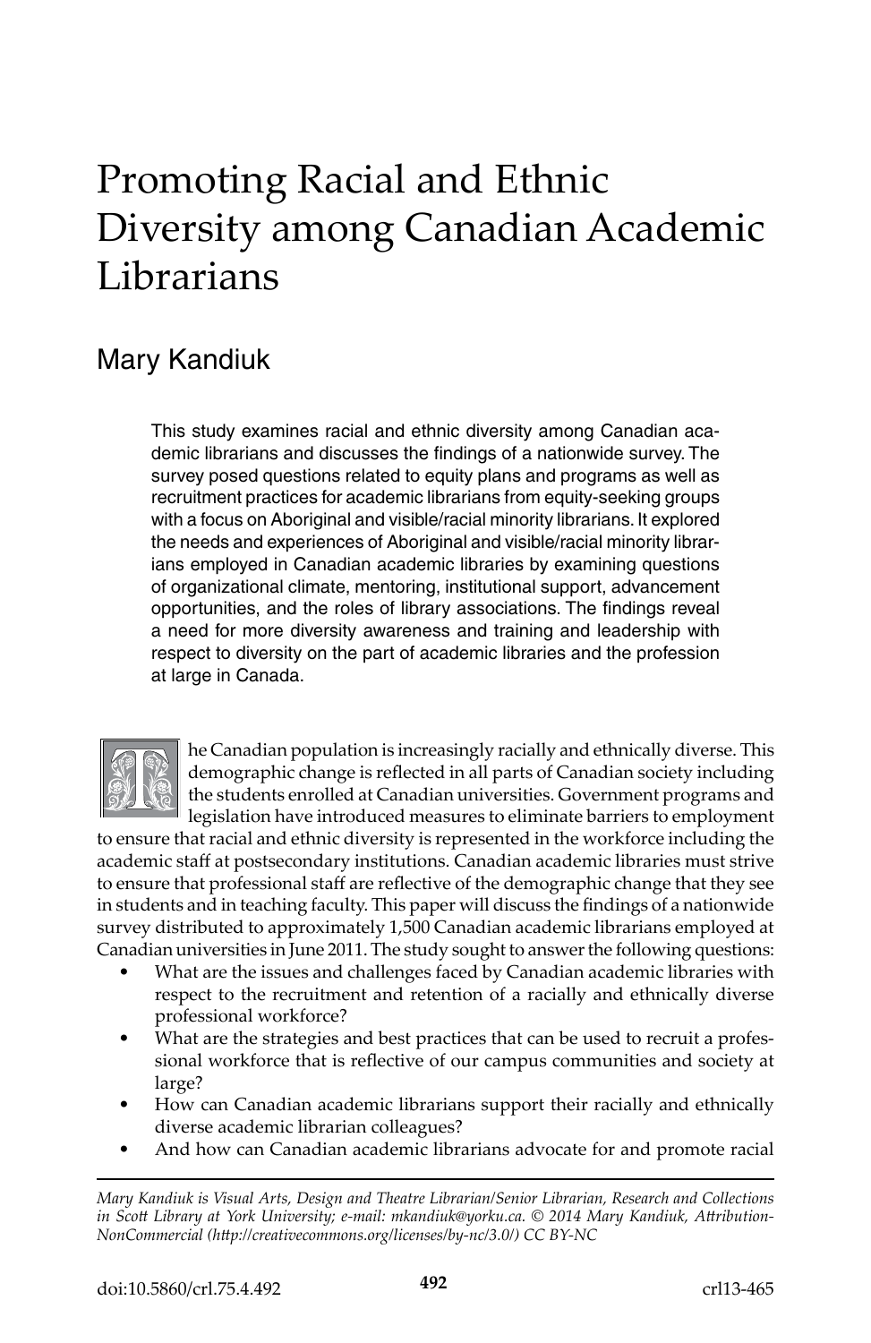# Promoting Racial and Ethnic Diversity among Canadian Academic Librarians

## Mary Kandiuk

This study examines racial and ethnic diversity among Canadian academic librarians and discusses the findings of a nationwide survey. The survey posed questions related to equity plans and programs as well as recruitment practices for academic librarians from equity-seeking groups with a focus on Aboriginal and visible/racial minority librarians. It explored the needs and experiences of Aboriginal and visible/racial minority librarians employed in Canadian academic libraries by examining questions of organizational climate, mentoring, institutional support, advancement opportunities, and the roles of library associations. The findings reveal a need for more diversity awareness and training and leadership with respect to diversity on the part of academic libraries and the profession at large in Canada.

The Canadian population is increasingly racially and ethnically diverse. This demographic change is reflected in all parts of Canadian society including the students enrolled at Canadian universities. Government programs and legislation have introduced measures to eliminate barriers to employment to ensure that racial and ethnic diversity is represented in the workforce including the academic staff at postsecondary institutions. Canadian academic libraries must strive to ensure that professional staff are reflective of the demographic change that they see in students and in teaching faculty. This paper will discuss the findings of a nationwide survey distributed to approximately 1,500 Canadian academic librarians employed at Canadian universities in June 2011. The study sought to answer the following questions:

- What are the issues and challenges faced by Canadian academic libraries with respect to the recruitment and retention of a racially and ethnically diverse professional workforce?
- What are the strategies and best practices that can be used to recruit a professional workforce that is reflective of our campus communities and society at large?
- How can Canadian academic librarians support their racially and ethnically diverse academic librarian colleagues?
- And how can Canadian academic librarians advocate for and promote racial

---

*Mary Kandiuk is Visual Arts, Design and Theatre Librarian/Senior Librarian, Research and Collections in Scott Library at York University; e-mail: mkandiuk@yorku.ca. © 2014 Mary Kandiuk, Attribution-NonCommercial (http://creativecommons.org/licenses/by-nc/3.0/) CC BY-NC*

doi:10.5860/crl.75.4.492 crl13-465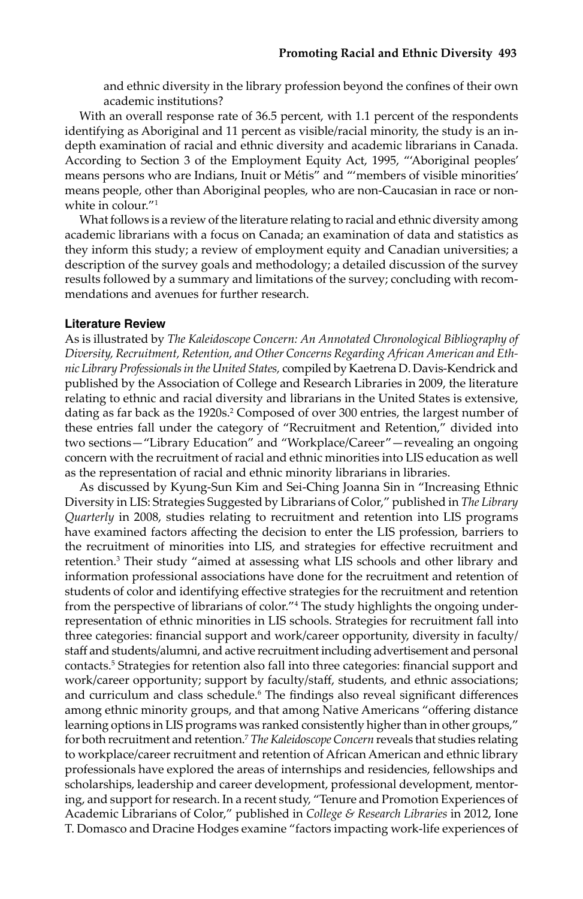and ethnic diversity in the library profession beyond the confines of their own academic institutions?

With an overall response rate of 36.5 percent, with 1.1 percent of the respondents identifying as Aboriginal and 11 percent as visible/racial minority, the study is an in-depth examination of racial and ethnic diversity and academic librarians in Canada. According to Section 3 of the Employment Equity Act, 1995, "'Aboriginal peoples' means persons who are Indians, Inuit or Métis" and "'members of visible minorities' means people, other than Aboriginal peoples, who are non-Caucasian in race or non-white in colour."[1]

What follows is a review of the literature relating to racial and ethnic diversity among academic librarians with a focus on Canada; an examination of data and statistics as they inform this study; a review of employment equity and Canadian universities; a description of the survey goals and methodology; a detailed discussion of the survey results followed by a summary and limitations of the survey; concluding with recommendations and avenues for further research.

## Literature Review

As is illustrated by *The Kaleidoscope Concern: An Annotated Chronological Bibliography of Diversity, Recruitment, Retention, and Other Concerns Regarding African American and Ethnic Library Professionals in the United States*, compiled by Kaetrena D. Davis-Kendrick and published by the Association of College and Research Libraries in 2009, the literature relating to ethnic and racial diversity and librarians in the United States is extensive, dating as far back as the 1920s.[2] Composed of over 300 entries, the largest number of these entries fall under the category of "Recruitment and Retention," divided into two sections—"Library Education" and "Workplace/Career"—revealing an ongoing concern with the recruitment of racial and ethnic minorities into LIS education as well as the representation of racial and ethnic minority librarians in libraries.

As discussed by Kyung-Sun Kim and Sei-Ching Joanna Sin in "Increasing Ethnic Diversity in LIS: Strategies Suggested by Librarians of Color," published in *The Library Quarterly* in 2008, studies relating to recruitment and retention into LIS programs have examined factors affecting the decision to enter the LIS profession, barriers to the recruitment of minorities into LIS, and strategies for effective recruitment and retention.[3] Their study "aimed at assessing what LIS schools and other library and information professional associations have done for the recruitment and retention of students of color and identifying effective strategies for the recruitment and retention from the perspective of librarians of color."[4] The study highlights the ongoing under-representation of ethnic minorities in LIS schools. Strategies for recruitment fall into three categories: financial support and work/career opportunity, diversity in faculty/staff and students/alumni, and active recruitment including advertisement and personal contacts.[5] Strategies for retention also fall into three categories: financial support and work/career opportunity; support by faculty/staff, students, and ethnic associations; and curriculum and class schedule.[6] The findings also reveal significant differences among ethnic minority groups, and that among Native Americans "offering distance learning options in LIS programs was ranked consistently higher than in other groups," for both recruitment and retention.[7] *The Kaleidoscope Concern* reveals that studies relating to workplace/career recruitment and retention of African American and ethnic library professionals have explored the areas of internships and residencies, fellowships and scholarships, leadership and career development, professional development, mentoring, and support for research. In a recent study, "Tenure and Promotion Experiences of Academic Librarians of Color," published in *College & Research Libraries* in 2012, Ione T. Damasco and Dracine Hodges examine "factors impacting work-life experiences of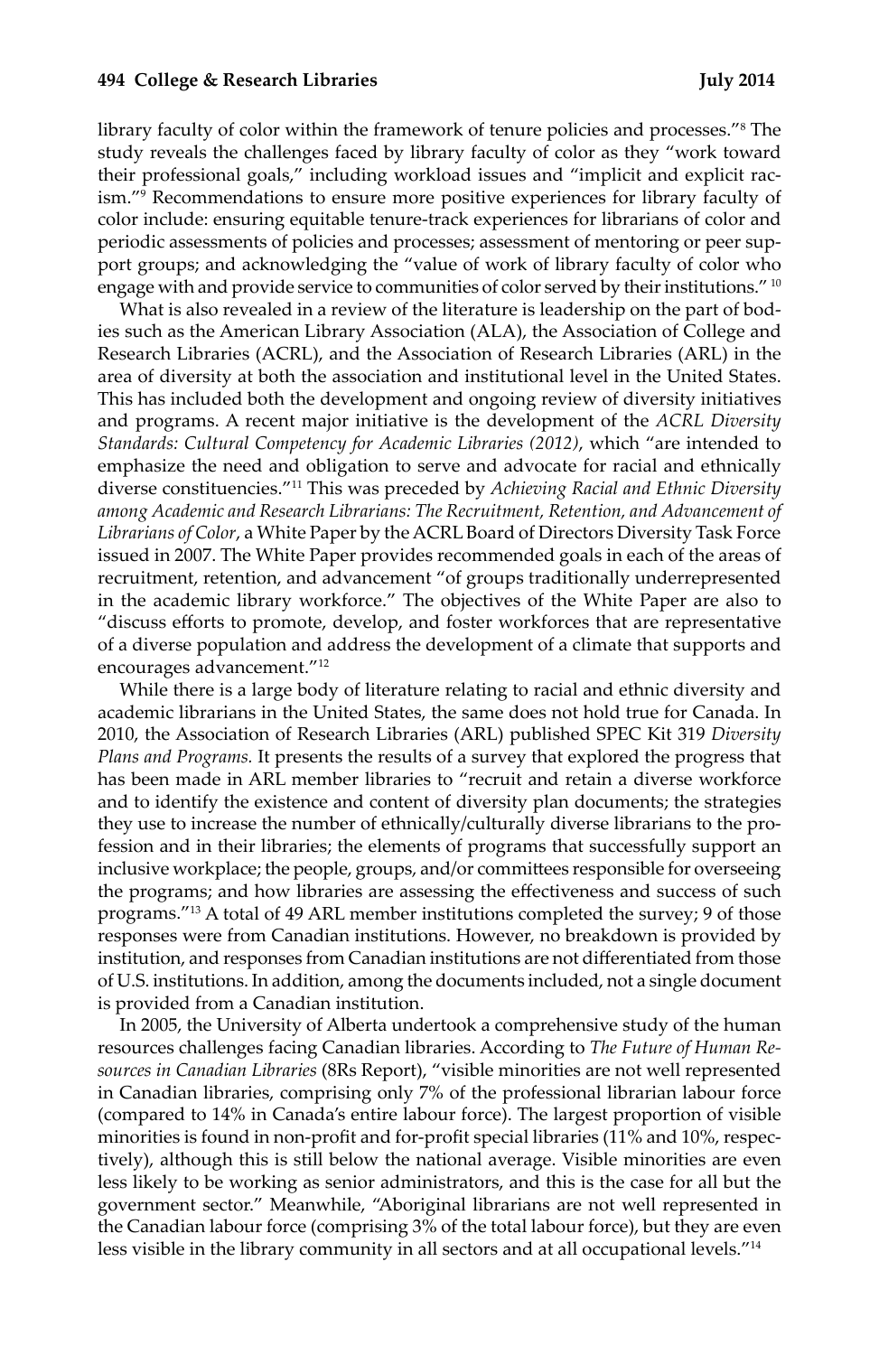library faculty of color within the framework of tenure policies and processes."[8] The study reveals the challenges faced by library faculty of color as they "work toward their professional goals," including workload issues and "implicit and explicit racism."[9] Recommendations to ensure more positive experiences for library faculty of color include: ensuring equitable tenure-track experiences for librarians of color and periodic assessments of policies and processes; assessment of mentoring or peer support groups; and acknowledging the "value of work of library faculty of color who engage with and provide service to communities of color served by their institutions."[10]

What is also revealed in a review of the literature is leadership on the part of bodies such as the American Library Association (ALA), the Association of College and Research Libraries (ACRL), and the Association of Research Libraries (ARL) in the area of diversity at both the association and institutional level in the United States. This has included both the development and ongoing review of diversity initiatives and programs. A recent major initiative is the development of the *ACRL Diversity Standards: Cultural Competency for Academic Libraries (2012)*, which "are intended to emphasize the need and obligation to serve and advocate for racial and ethnically diverse constituencies."[11] This was preceded by *Achieving Racial and Ethnic Diversity among Academic and Research Librarians: The Recruitment, Retention, and Advancement of Librarians of Color*, a White Paper by the ACRL Board of Directors Diversity Task Force issued in 2007. The White Paper provides recommended goals in each of the areas of recruitment, retention, and advancement "of groups traditionally underrepresented in the academic library workforce." The objectives of the White Paper are also to "discuss efforts to promote, develop, and foster workforces that are representative of a diverse population and address the development of a climate that supports and encourages advancement."[12]

While there is a large body of literature relating to racial and ethnic diversity and academic librarians in the United States, the same does not hold true for Canada. In 2010, the Association of Research Libraries (ARL) published SPEC Kit 319 *Diversity Plans and Programs.* It presents the results of a survey that explored the progress that has been made in ARL member libraries to "recruit and retain a diverse workforce and to identify the existence and content of diversity plan documents; the strategies they use to increase the number of ethnically/culturally diverse librarians to the profession and in their libraries; the elements of programs that successfully support an inclusive workplace; the people, groups, and/or committees responsible for overseeing the programs; and how libraries are assessing the effectiveness and success of such programs."[13] A total of 49 ARL member institutions completed the survey; 9 of those responses were from Canadian institutions. However, no breakdown is provided by institution, and responses from Canadian institutions are not differentiated from those of U.S. institutions. In addition, among the documents included, not a single document is provided from a Canadian institution.

In 2005, the University of Alberta undertook a comprehensive study of the human resources challenges facing Canadian libraries. According to *The Future of Human Resources in Canadian Libraries* (8Rs Report), "visible minorities are not well represented in Canadian libraries, comprising only 7% of the professional librarian labour force (compared to 14% in Canada's entire labour force). The largest proportion of visible minorities is found in non-profit and for-profit special libraries (11% and 10%, respectively), although this is still below the national average. Visible minorities are even less likely to be working as senior administrators, and this is the case for all but the government sector." Meanwhile, "Aboriginal librarians are not well represented in the Canadian labour force (comprising 3% of the total labour force), but they are even less visible in the library community in all sectors and at all occupational levels."[14]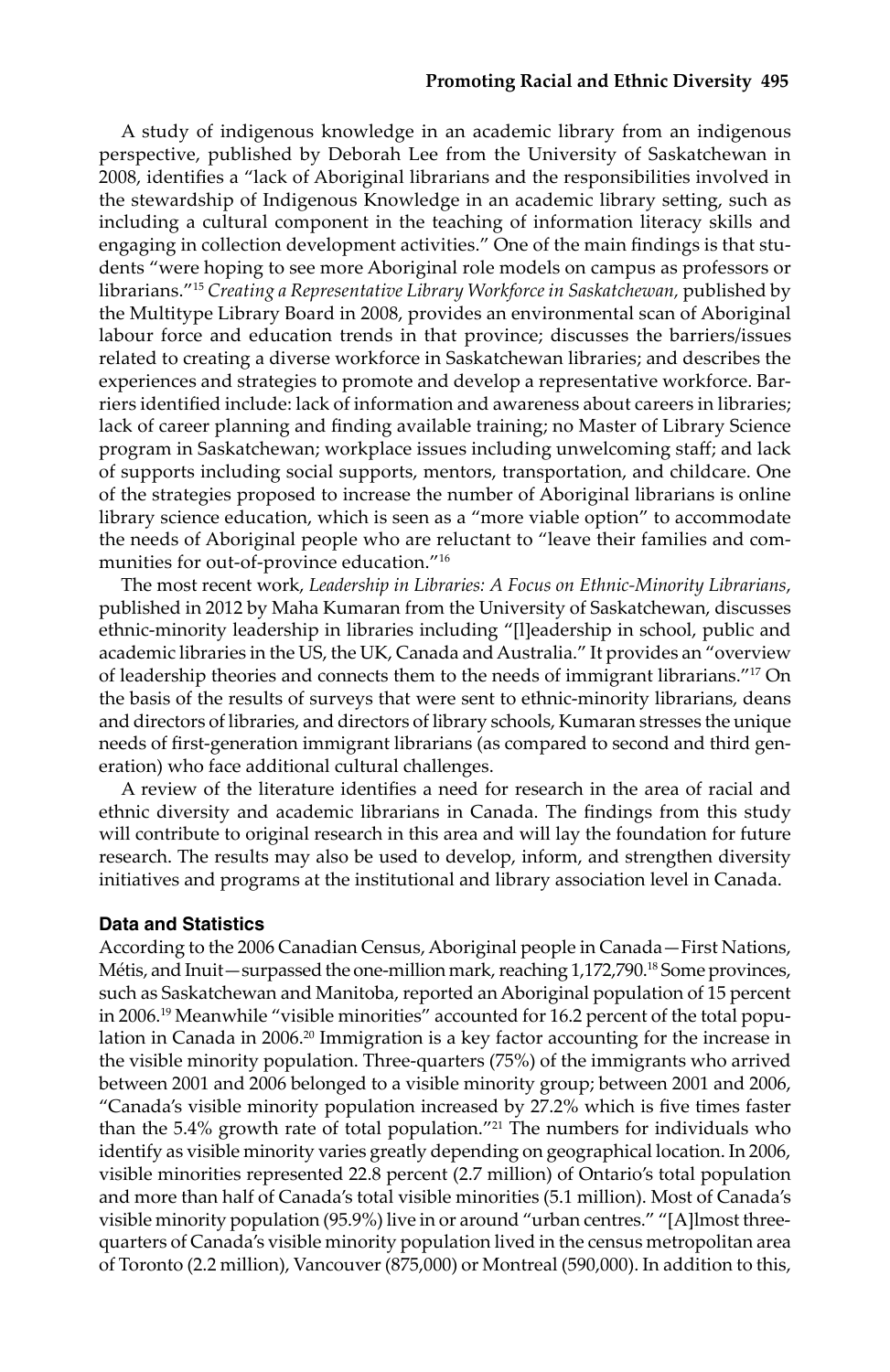A study of indigenous knowledge in an academic library from an indigenous perspective, published by Deborah Lee from the University of Saskatchewan in 2008, identifies a "lack of Aboriginal librarians and the responsibilities involved in the stewardship of Indigenous Knowledge in an academic library setting, such as including a cultural component in the teaching of information literacy skills and engaging in collection development activities." One of the main findings is that students "were hoping to see more Aboriginal role models on campus as professors or librarians."[15] *Creating a Representative Library Workforce in Saskatchewan,* published by the Multitype Library Board in 2008, provides an environmental scan of Aboriginal labour force and education trends in that province; discusses the barriers/issues related to creating a diverse workforce in Saskatchewan libraries; and describes the experiences and strategies to promote and develop a representative workforce. Barriers identified include: lack of information and awareness about careers in libraries; lack of career planning and finding available training; no Master of Library Science program in Saskatchewan; workplace issues including unwelcoming staff; and lack of supports including social supports, mentors, transportation, and childcare. One of the strategies proposed to increase the number of Aboriginal librarians is online library science education, which is seen as a "more viable option" to accommodate the needs of Aboriginal people who are reluctant to "leave their families and communities for out-of-province education."[16]

The most recent work, *Leadership in Libraries: A Focus on Ethnic-Minority Librarians*, published in 2012 by Maha Kumaran from the University of Saskatchewan, discusses ethnic-minority leadership in libraries including "[l]eadership in school, public and academic libraries in the US, the UK, Canada and Australia." It provides an "overview of leadership theories and connects them to the needs of immigrant librarians."[17] On the basis of the results of surveys that were sent to ethnic-minority librarians, deans and directors of libraries, and directors of library schools, Kumaran stresses the unique needs of first-generation immigrant librarians (as compared to second and third generation) who face additional cultural challenges.

A review of the literature identifies a need for research in the area of racial and ethnic diversity and academic librarians in Canada. The findings from this study will contribute to original research in this area and will lay the foundation for future research. The results may also be used to develop, inform, and strengthen diversity initiatives and programs at the institutional and library association level in Canada.

#### Data and Statistics

According to the 2006 Canadian Census, Aboriginal people in Canada—First Nations, Métis, and Inuit—surpassed the one-million mark, reaching 1,172,790.[18] Some provinces, such as Saskatchewan and Manitoba, reported an Aboriginal population of 15 percent in 2006.[19] Meanwhile "visible minorities" accounted for 16.2 percent of the total population in Canada in 2006.[20] Immigration is a key factor accounting for the increase in the visible minority population. Three-quarters (75%) of the immigrants who arrived between 2001 and 2006 belonged to a visible minority group; between 2001 and 2006, "Canada's visible minority population increased by 27.2% which is five times faster than the 5.4% growth rate of total population."[21] The numbers for individuals who identify as visible minority varies greatly depending on geographical location. In 2006, visible minorities represented 22.8 percent (2.7 million) of Ontario's total population and more than half of Canada's total visible minorities (5.1 million). Most of Canada's visible minority population (95.9%) live in or around "urban centres." "[A]lmost three-quarters of Canada's visible minority population lived in the census metropolitan area of Toronto (2.2 million), Vancouver (875,000) or Montreal (590,000). In addition to this,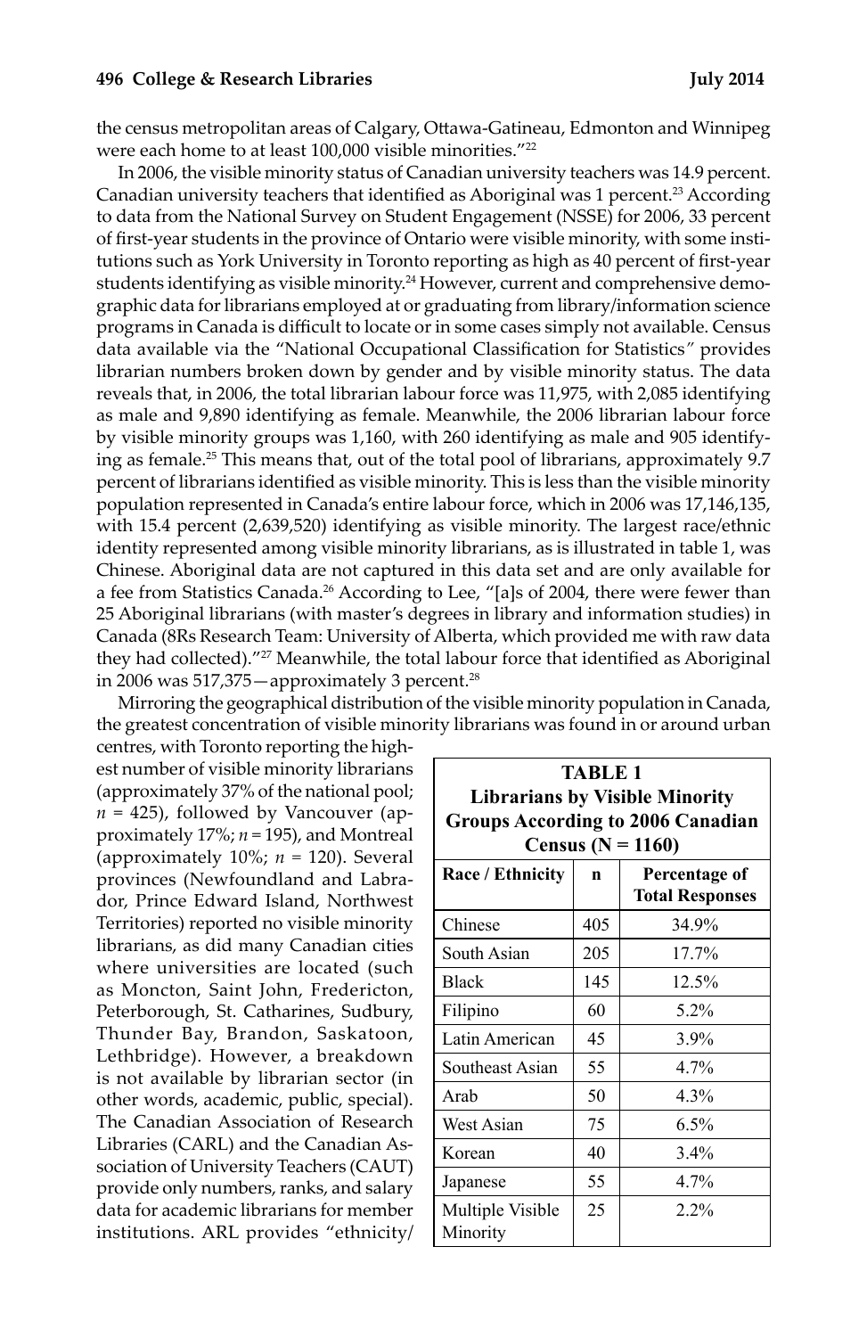the census metropolitan areas of Calgary, Ottawa-Gatineau, Edmonton and Winnipeg were each home to at least 100,000 visible minorities."[22]

In 2006, the visible minority status of Canadian university teachers was 14.9 percent. Canadian university teachers that identified as Aboriginal was 1 percent.[23] According to data from the National Survey on Student Engagement (NSSE) for 2006, 33 percent of first-year students in the province of Ontario were visible minority, with some institutions such as York University in Toronto reporting as high as 40 percent of first-year students identifying as visible minority.[24] However, current and comprehensive demographic data for librarians employed at or graduating from library/information science programs in Canada is difficult to locate or in some cases simply not available. Census data available via the "National Occupational Classification for Statistics" provides librarian numbers broken down by gender and by visible minority status. The data reveals that, in 2006, the total librarian labour force was 11,975, with 2,085 identifying as male and 9,890 identifying as female. Meanwhile, the 2006 librarian labour force by visible minority groups was 1,160, with 260 identifying as male and 905 identifying as female.[25] This means that, out of the total pool of librarians, approximately 9.7 percent of librarians identified as visible minority. This is less than the visible minority population represented in Canada's entire labour force, which in 2006 was 17,146,135, with 15.4 percent (2,639,520) identifying as visible minority. The largest race/ethnic identity represented among visible minority librarians, as is illustrated in table 1, was Chinese. Aboriginal data are not captured in this data set and are only available for a fee from Statistics Canada.[26] According to Lee, "[a]s of 2004, there were fewer than 25 Aboriginal librarians (with master's degrees in library and information studies) in Canada (8Rs Research Team: University of Alberta, which provided me with raw data they had collected)."[27] Meanwhile, the total labour force that identified as Aboriginal in 2006 was 517,375—approximately 3 percent.[28]

Mirroring the geographical distribution of the visible minority population in Canada, the greatest concentration of visible minority librarians was found in or around urban centres, with Toronto reporting the highest number of visible minority librarians (approximately 37% of the national pool; *n* = 425), followed by Vancouver (approximately 17%; *n* = 195), and Montreal (approximately 10%; *n* = 120). Several provinces (Newfoundland and Labrador, Prince Edward Island, Northwest Territories) reported no visible minority librarians, as did many Canadian cities where universities are located (such as Moncton, Saint John, Fredericton, Peterborough, St. Catharines, Sudbury, Thunder Bay, Brandon, Saskatoon, Lethbridge). However, a breakdown is not available by librarian sector (in other words, academic, public, special). The Canadian Association of Research Libraries (CARL) and the Canadian Association of University Teachers (CAUT) provide only numbers, ranks, and salary data for academic librarians for member institutions. ARL provides "ethnicity/

**TABLE 1**
**Librarians by Visible Minority Groups According to 2006 Canadian Census (N = 1160)**

| Race / Ethnicity | n | Percentage of Total Responses |
|---|---|---|
| Chinese | 405 | 34.9% |
| South Asian | 205 | 17.7% |
| Black | 145 | 12.5% |
| Filipino | 60 | 5.2% |
| Latin American | 45 | 3.9% |
| Southeast Asian | 55 | 4.7% |
| Arab | 50 | 4.3% |
| West Asian | 75 | 6.5% |
| Korean | 40 | 3.4% |
| Japanese | 55 | 4.7% |
| Multiple Visible Minority | 25 | 2.2% |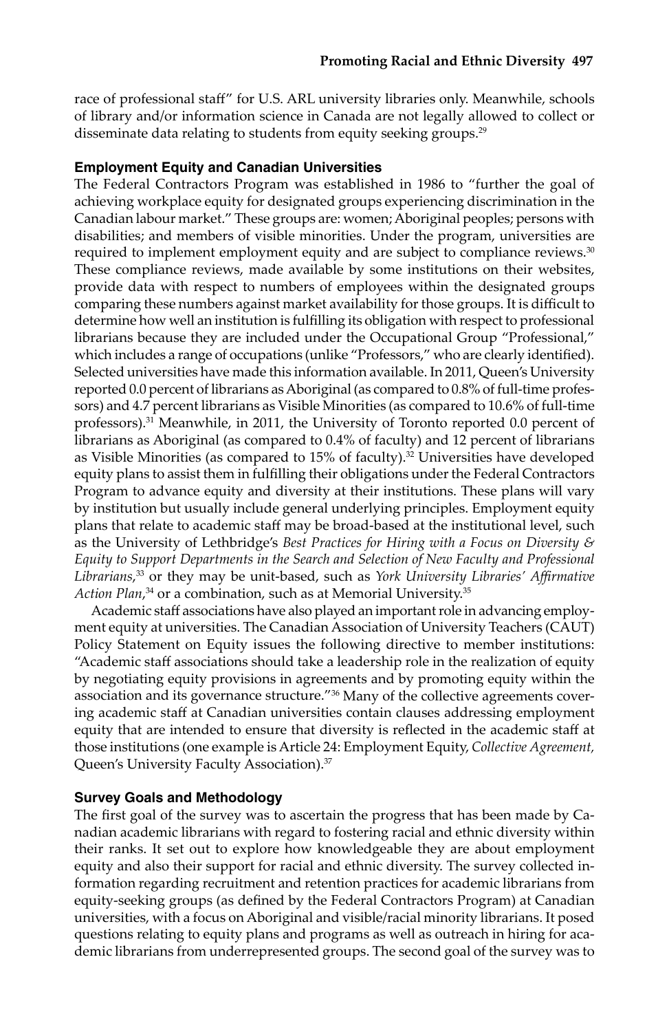race of professional staff" for U.S. ARL university libraries only. Meanwhile, schools of library and/or information science in Canada are not legally allowed to collect or disseminate data relating to students from equity seeking groups.[29]

### Employment Equity and Canadian Universities

The Federal Contractors Program was established in 1986 to "further the goal of achieving workplace equity for designated groups experiencing discrimination in the Canadian labour market." These groups are: women; Aboriginal peoples; persons with disabilities; and members of visible minorities. Under the program, universities are required to implement employment equity and are subject to compliance reviews.[30] These compliance reviews, made available by some institutions on their websites, provide data with respect to numbers of employees within the designated groups comparing these numbers against market availability for those groups. It is difficult to determine how well an institution is fulfilling its obligation with respect to professional librarians because they are included under the Occupational Group "Professional," which includes a range of occupations (unlike "Professors," who are clearly identified). Selected universities have made this information available. In 2011, Queen's University reported 0.0 percent of librarians as Aboriginal (as compared to 0.8% of full-time professors) and 4.7 percent librarians as Visible Minorities (as compared to 10.6% of full-time professors).[31] Meanwhile, in 2011, the University of Toronto reported 0.0 percent of librarians as Aboriginal (as compared to 0.4% of faculty) and 12 percent of librarians as Visible Minorities (as compared to 15% of faculty).[32] Universities have developed equity plans to assist them in fulfilling their obligations under the Federal Contractors Program to advance equity and diversity at their institutions. These plans will vary by institution but usually include general underlying principles. Employment equity plans that relate to academic staff may be broad-based at the institutional level, such as the University of Lethbridge's *Best Practices for Hiring with a Focus on Diversity & Equity to Support Departments in the Search and Selection of New Faculty and Professional Librarians*,[33] or they may be unit-based, such as *York University Libraries' Affirmative Action Plan*,[34] or a combination, such as at Memorial University.[35]

Academic staff associations have also played an important role in advancing employment equity at universities. The Canadian Association of University Teachers (CAUT) Policy Statement on Equity issues the following directive to member institutions: "Academic staff associations should take a leadership role in the realization of equity by negotiating equity provisions in agreements and by promoting equity within the association and its governance structure."[36] Many of the collective agreements covering academic staff at Canadian universities contain clauses addressing employment equity that are intended to ensure that diversity is reflected in the academic staff at those institutions (one example is Article 24: Employment Equity, *Collective Agreement,* Queen's University Faculty Association).[37]

### Survey Goals and Methodology

The first goal of the survey was to ascertain the progress that has been made by Canadian academic librarians with regard to fostering racial and ethnic diversity within their ranks. It set out to explore how knowledgeable they are about employment equity and also their support for racial and ethnic diversity. The survey collected information regarding recruitment and retention practices for academic librarians from equity-seeking groups (as defined by the Federal Contractors Program) at Canadian universities, with a focus on Aboriginal and visible/racial minority librarians. It posed questions relating to equity plans and programs as well as outreach in hiring for academic librarians from underrepresented groups. The second goal of the survey was to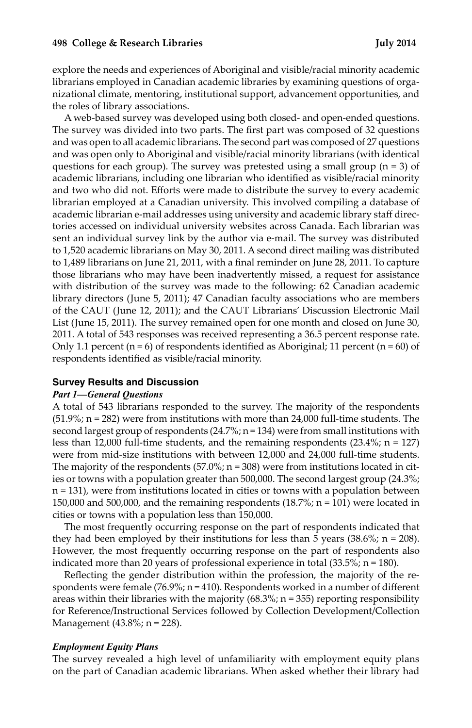explore the needs and experiences of Aboriginal and visible/racial minority academic librarians employed in Canadian academic libraries by examining questions of organizational climate, mentoring, institutional support, advancement opportunities, and the roles of library associations.

A web-based survey was developed using both closed- and open-ended questions. The survey was divided into two parts. The first part was composed of 32 questions and was open to all academic librarians. The second part was composed of 27 questions and was open only to Aboriginal and visible/racial minority librarians (with identical questions for each group). The survey was pretested using a small group (n = 3) of academic librarians, including one librarian who identified as visible/racial minority and two who did not. Efforts were made to distribute the survey to every academic librarian employed at a Canadian university. This involved compiling a database of academic librarian e-mail addresses using university and academic library staff directories accessed on individual university websites across Canada. Each librarian was sent an individual survey link by the author via e-mail. The survey was distributed to 1,520 academic librarians on May 30, 2011. A second direct mailing was distributed to 1,489 librarians on June 21, 2011, with a final reminder on June 28, 2011. To capture those librarians who may have been inadvertently missed, a request for assistance with distribution of the survey was made to the following: 62 Canadian academic library directors (June 5, 2011); 47 Canadian faculty associations who are members of the CAUT (June 12, 2011); and the CAUT Librarians' Discussion Electronic Mail List (June 15, 2011). The survey remained open for one month and closed on June 30, 2011. A total of 543 responses was received representing a 36.5 percent response rate. Only 1.1 percent (n = 6) of respondents identified as Aboriginal; 11 percent (n = 60) of respondents identified as visible/racial minority.

## Survey Results and Discussion

### *Part 1—General Questions*

A total of 543 librarians responded to the survey. The majority of the respondents (51.9%; n = 282) were from institutions with more than 24,000 full-time students. The second largest group of respondents (24.7%; n = 134) were from small institutions with less than 12,000 full-time students, and the remaining respondents (23.4%; n = 127) were from mid-size institutions with between 12,000 and 24,000 full-time students. The majority of the respondents (57.0%; n = 308) were from institutions located in cities or towns with a population greater than 500,000. The second largest group (24.3%; n = 131), were from institutions located in cities or towns with a population between 150,000 and 500,000, and the remaining respondents (18.7%; n = 101) were located in cities or towns with a population less than 150,000.

The most frequently occurring response on the part of respondents indicated that they had been employed by their institutions for less than 5 years (38.6%; n = 208). However, the most frequently occurring response on the part of respondents also indicated more than 20 years of professional experience in total (33.5%; n = 180).

Reflecting the gender distribution within the profession, the majority of the respondents were female (76.9%; n = 410). Respondents worked in a number of different areas within their libraries with the majority (68.3%; n = 355) reporting responsibility for Reference/Instructional Services followed by Collection Development/Collection Management (43.8%; n = 228).

### *Employment Equity Plans*

The survey revealed a high level of unfamiliarity with employment equity plans on the part of Canadian academic librarians. When asked whether their library had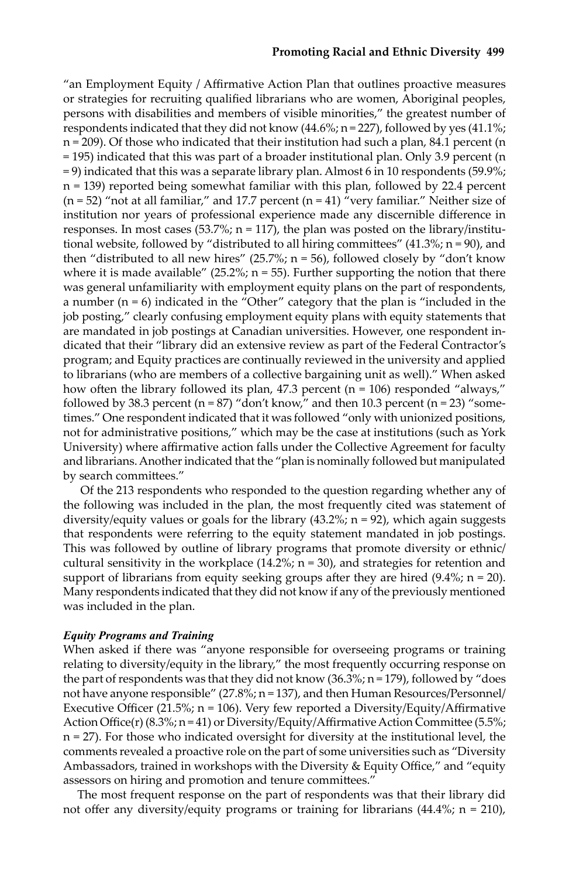"an Employment Equity / Affirmative Action Plan that outlines proactive measures or strategies for recruiting qualified librarians who are women, Aboriginal peoples, persons with disabilities and members of visible minorities," the greatest number of respondents indicated that they did not know (44.6%; n = 227), followed by yes (41.1%; n = 209). Of those who indicated that their institution had such a plan, 84.1 percent (n = 195) indicated that this was part of a broader institutional plan. Only 3.9 percent (n = 9) indicated that this was a separate library plan. Almost 6 in 10 respondents (59.9%; n = 139) reported being somewhat familiar with this plan, followed by 22.4 percent (n = 52) "not at all familiar," and 17.7 percent (n = 41) "very familiar." Neither size of institution nor years of professional experience made any discernible difference in responses. In most cases (53.7%; n = 117), the plan was posted on the library/institutional website, followed by "distributed to all hiring committees" (41.3%; n = 90), and then "distributed to all new hires" (25.7%; n = 56), followed closely by "don't know where it is made available" (25.2%; n = 55). Further supporting the notion that there was general unfamiliarity with employment equity plans on the part of respondents, a number (n = 6) indicated in the "Other" category that the plan is "included in the job posting," clearly confusing employment equity plans with equity statements that are mandated in job postings at Canadian universities. However, one respondent indicated that their "library did an extensive review as part of the Federal Contractor's program; and Equity practices are continually reviewed in the university and applied to librarians (who are members of a collective bargaining unit as well)." When asked how often the library followed its plan, 47.3 percent (n = 106) responded "always," followed by 38.3 percent (n = 87) "don't know," and then 10.3 percent (n = 23) "sometimes." One respondent indicated that it was followed "only with unionized positions, not for administrative positions," which may be the case at institutions (such as York University) where affirmative action falls under the Collective Agreement for faculty and librarians. Another indicated that the "plan is nominally followed but manipulated by search committees."

Of the 213 respondents who responded to the question regarding whether any of the following was included in the plan, the most frequently cited was statement of diversity/equity values or goals for the library (43.2%; n = 92), which again suggests that respondents were referring to the equity statement mandated in job postings. This was followed by outline of library programs that promote diversity or ethnic/cultural sensitivity in the workplace (14.2%; n = 30), and strategies for retention and support of librarians from equity seeking groups after they are hired (9.4%; n = 20). Many respondents indicated that they did not know if any of the previously mentioned was included in the plan.

#### *Equity Programs and Training*

When asked if there was "anyone responsible for overseeing programs or training relating to diversity/equity in the library," the most frequently occurring response on the part of respondents was that they did not know (36.3%; n = 179), followed by "does not have anyone responsible" (27.8%; n = 137), and then Human Resources/Personnel/Executive Officer (21.5%; n = 106). Very few reported a Diversity/Equity/Affirmative Action Office(r) (8.3%; n = 41) or Diversity/Equity/Affirmative Action Committee (5.5%; n = 27). For those who indicated oversight for diversity at the institutional level, the comments revealed a proactive role on the part of some universities such as "Diversity Ambassadors, trained in workshops with the Diversity & Equity Office," and "equity assessors on hiring and promotion and tenure committees."

The most frequent response on the part of respondents was that their library did not offer any diversity/equity programs or training for librarians (44.4%; n = 210),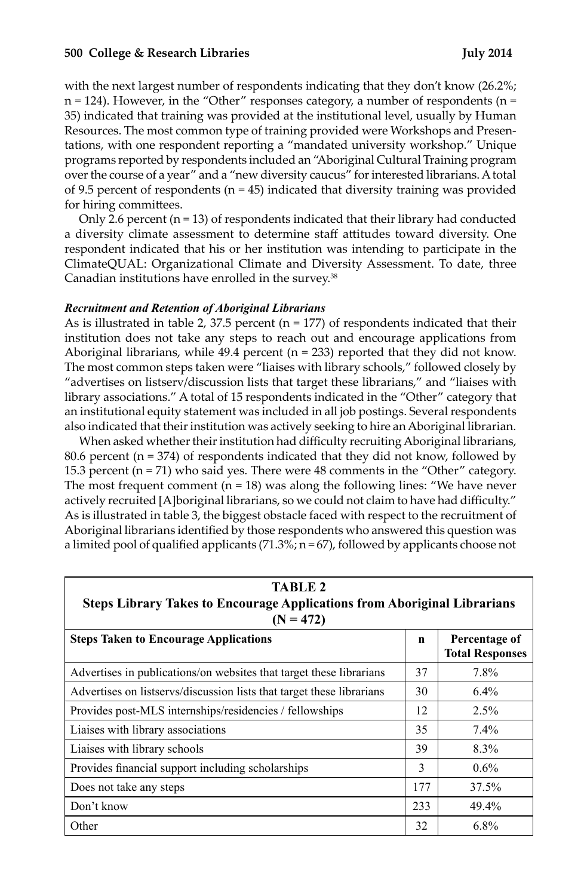with the next largest number of respondents indicating that they don't know (26.2%; n = 124). However, in the "Other" responses category, a number of respondents (n = 35) indicated that training was provided at the institutional level, usually by Human Resources. The most common type of training provided were Workshops and Presentations, with one respondent reporting a "mandated university workshop." Unique programs reported by respondents included an "Aboriginal Cultural Training program over the course of a year" and a "new diversity caucus" for interested librarians. A total of 9.5 percent of respondents (n = 45) indicated that diversity training was provided for hiring committees.

Only 2.6 percent (n = 13) of respondents indicated that their library had conducted a diversity climate assessment to determine staff attitudes toward diversity. One respondent indicated that his or her institution was intending to participate in the ClimateQUAL: Organizational Climate and Diversity Assessment. To date, three Canadian institutions have enrolled in the survey.[38]

### *Recruitment and Retention of Aboriginal Librarians*

As is illustrated in table 2, 37.5 percent (n = 177) of respondents indicated that their institution does not take any steps to reach out and encourage applications from Aboriginal librarians, while 49.4 percent (n = 233) reported that they did not know. The most common steps taken were "liaises with library schools," followed closely by "advertises on listserv/discussion lists that target these librarians," and "liaises with library associations." A total of 15 respondents indicated in the "Other" category that an institutional equity statement was included in all job postings. Several respondents also indicated that their institution was actively seeking to hire an Aboriginal librarian.

When asked whether their institution had difficulty recruiting Aboriginal librarians, 80.6 percent (n = 374) of respondents indicated that they did not know, followed by 15.3 percent (n = 71) who said yes. There were 48 comments in the "Other" category. The most frequent comment (n = 18) was along the following lines: "We have never actively recruited [A]boriginal librarians, so we could not claim to have had difficulty." As is illustrated in table 3, the biggest obstacle faced with respect to the recruitment of Aboriginal librarians identified by those respondents who answered this question was a limited pool of qualified applicants (71.3%; n = 67), followed by applicants choose not

**TABLE 2**
**Steps Library Takes to Encourage Applications from Aboriginal Librarians (N = 472)**

| Steps Taken to Encourage Applications | n | Percentage of Total Responses |
|---|---|---|
| Advertises in publications/on websites that target these librarians | 37 | 7.8% |
| Advertises on listservs/discussion lists that target these librarians | 30 | 6.4% |
| Provides post-MLS internships/residencies / fellowships | 12 | 2.5% |
| Liaises with library associations | 35 | 7.4% |
| Liaises with library schools | 39 | 8.3% |
| Provides financial support including scholarships | 3 | 0.6% |
| Does not take any steps | 177 | 37.5% |
| Don't know | 233 | 49.4% |
| Other | 32 | 6.8% |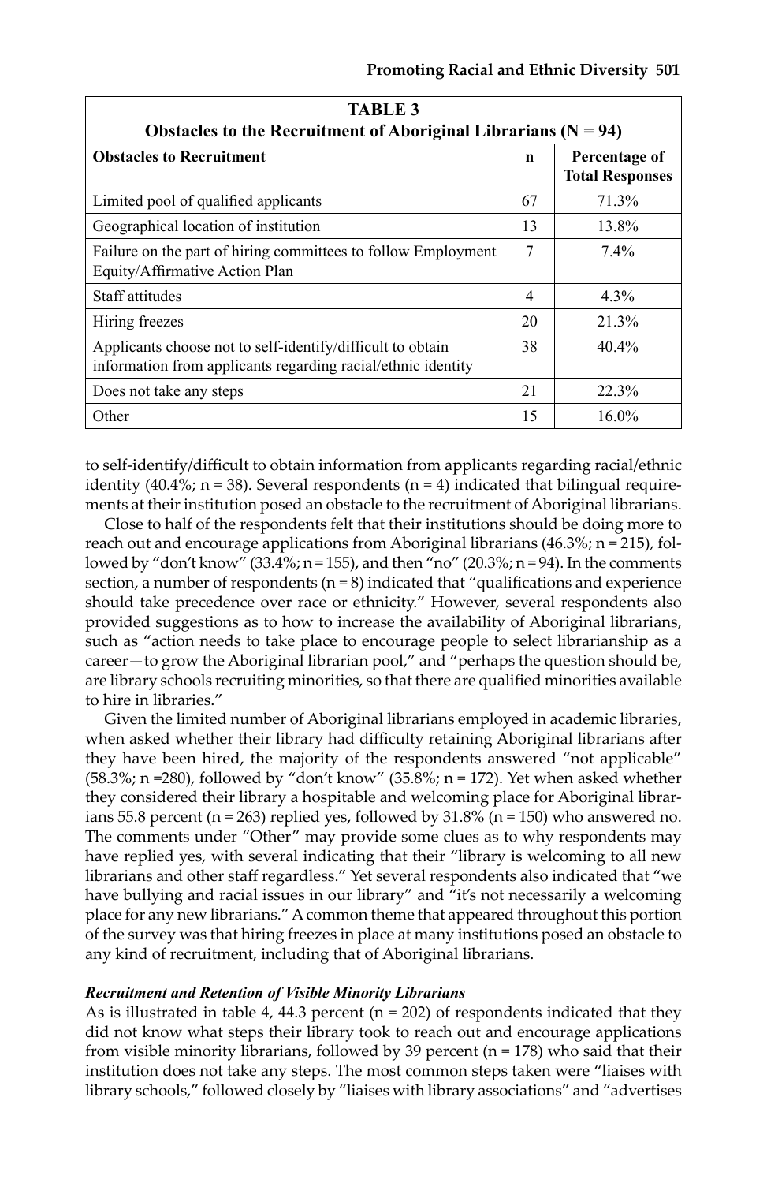**TABLE 3**
**Obstacles to the Recruitment of Aboriginal Librarians (N = 94)**

| Obstacles to Recruitment | n | Percentage of Total Responses |
|---|---|---|
| Limited pool of qualified applicants | 67 | 71.3% |
| Geographical location of institution | 13 | 13.8% |
| Failure on the part of hiring committees to follow Employment Equity/Affirmative Action Plan | 7 | 7.4% |
| Staff attitudes | 4 | 4.3% |
| Hiring freezes | 20 | 21.3% |
| Applicants choose not to self-identify/difficult to obtain information from applicants regarding racial/ethnic identity | 38 | 40.4% |
| Does not take any steps | 21 | 22.3% |
| Other | 15 | 16.0% |

to self-identify/difficult to obtain information from applicants regarding racial/ethnic identity (40.4%; n = 38). Several respondents (n = 4) indicated that bilingual requirements at their institution posed an obstacle to the recruitment of Aboriginal librarians.

Close to half of the respondents felt that their institutions should be doing more to reach out and encourage applications from Aboriginal librarians (46.3%; n = 215), followed by "don't know" (33.4%; n = 155), and then "no" (20.3%; n = 94). In the comments section, a number of respondents (n = 8) indicated that "qualifications and experience should take precedence over race or ethnicity." However, several respondents also provided suggestions as to how to increase the availability of Aboriginal librarians, such as "action needs to take place to encourage people to select librarianship as a career—to grow the Aboriginal librarian pool," and "perhaps the question should be, are library schools recruiting minorities, so that there are qualified minorities available to hire in libraries."

Given the limited number of Aboriginal librarians employed in academic libraries, when asked whether their library had difficulty retaining Aboriginal librarians after they have been hired, the majority of the respondents answered "not applicable" (58.3%; n =280), followed by "don't know" (35.8%; n = 172). Yet when asked whether they considered their library a hospitable and welcoming place for Aboriginal librarians 55.8 percent (n = 263) replied yes, followed by 31.8% (n = 150) who answered no. The comments under "Other" may provide some clues as to why respondents may have replied yes, with several indicating that their "library is welcoming to all new librarians and other staff regardless." Yet several respondents also indicated that "we have bullying and racial issues in our library" and "it's not necessarily a welcoming place for any new librarians." A common theme that appeared throughout this portion of the survey was that hiring freezes in place at many institutions posed an obstacle to any kind of recruitment, including that of Aboriginal librarians.

***Recruitment and Retention of Visible Minority Librarians***

As is illustrated in table 4, 44.3 percent (n = 202) of respondents indicated that they did not know what steps their library took to reach out and encourage applications from visible minority librarians, followed by 39 percent (n = 178) who said that their institution does not take any steps. The most common steps taken were "liaises with library schools," followed closely by "liaises with library associations" and "advertises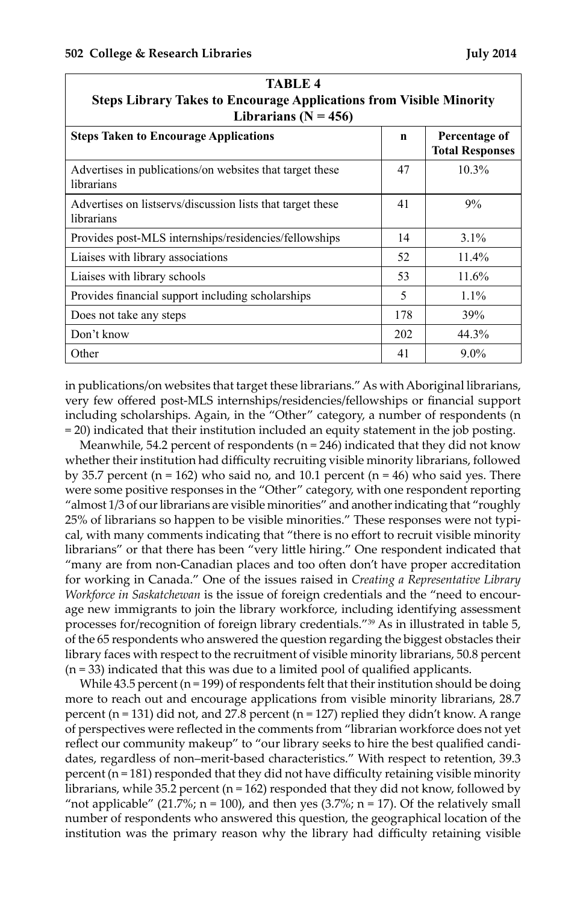**TABLE 4**
**Steps Library Takes to Encourage Applications from Visible Minority Librarians (N = 456)**

| Steps Taken to Encourage Applications | n | Percentage of Total Responses |
|---|---|---|
| Advertises in publications/on websites that target these librarians | 47 | 10.3% |
| Advertises on listservs/discussion lists that target these librarians | 41 | 9% |
| Provides post-MLS internships/residencies/fellowships | 14 | 3.1% |
| Liaises with library associations | 52 | 11.4% |
| Liaises with library schools | 53 | 11.6% |
| Provides financial support including scholarships | 5 | 1.1% |
| Does not take any steps | 178 | 39% |
| Don't know | 202 | 44.3% |
| Other | 41 | 9.0% |

in publications/on websites that target these librarians." As with Aboriginal librarians, very few offered post-MLS internships/residencies/fellowships or financial support including scholarships. Again, in the "Other" category, a number of respondents (n = 20) indicated that their institution included an equity statement in the job posting.

Meanwhile, 54.2 percent of respondents (n = 246) indicated that they did not know whether their institution had difficulty recruiting visible minority librarians, followed by 35.7 percent (n = 162) who said no, and 10.1 percent (n = 46) who said yes. There were some positive responses in the "Other" category, with one respondent reporting "almost 1/3 of our librarians are visible minorities" and another indicating that "roughly 25% of librarians so happen to be visible minorities." These responses were not typical, with many comments indicating that "there is no effort to recruit visible minority librarians" or that there has been "very little hiring." One respondent indicated that "many are from non-Canadian places and too often don't have proper accreditation for working in Canada." One of the issues raised in *Creating a Representative Library Workforce in Saskatchewan* is the issue of foreign credentials and the "need to encourage new immigrants to join the library workforce, including identifying assessment processes for/recognition of foreign library credentials."[39] As in illustrated in table 5, of the 65 respondents who answered the question regarding the biggest obstacles their library faces with respect to the recruitment of visible minority librarians, 50.8 percent (n = 33) indicated that this was due to a limited pool of qualified applicants.

While 43.5 percent (n = 199) of respondents felt that their institution should be doing more to reach out and encourage applications from visible minority librarians, 28.7 percent (n = 131) did not, and 27.8 percent (n = 127) replied they didn't know. A range of perspectives were reflected in the comments from "librarian workforce does not yet reflect our community makeup" to "our library seeks to hire the best qualified candidates, regardless of non–merit-based characteristics." With respect to retention, 39.3 percent (n = 181) responded that they did not have difficulty retaining visible minority librarians, while 35.2 percent (n = 162) responded that they did not know, followed by "not applicable" (21.7%; n = 100), and then yes (3.7%; n = 17). Of the relatively small number of respondents who answered this question, the geographical location of the institution was the primary reason why the library had difficulty retaining visible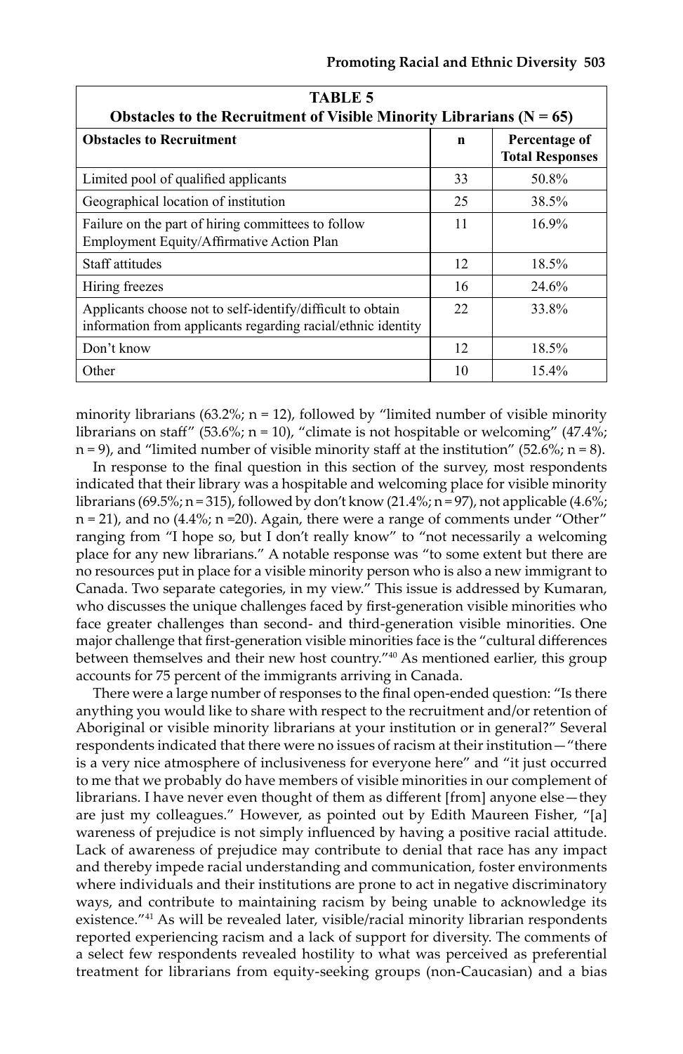**TABLE 5**

**Obstacles to the Recruitment of Visible Minority Librarians (N = 65)**

| Obstacles to Recruitment | n | Percentage of Total Responses |
|---|---|---|
| Limited pool of qualified applicants | 33 | 50.8% |
| Geographical location of institution | 25 | 38.5% |
| Failure on the part of hiring committees to follow Employment Equity/Affirmative Action Plan | 11 | 16.9% |
| Staff attitudes | 12 | 18.5% |
| Hiring freezes | 16 | 24.6% |
| Applicants choose not to self-identify/difficult to obtain information from applicants regarding racial/ethnic identity | 22 | 33.8% |
| Don't know | 12 | 18.5% |
| Other | 10 | 15.4% |

minority librarians (63.2%; n = 12), followed by "limited number of visible minority librarians on staff" (53.6%; n = 10), "climate is not hospitable or welcoming" (47.4%; n = 9), and "limited number of visible minority staff at the institution" (52.6%; n = 8).

In response to the final question in this section of the survey, most respondents indicated that their library was a hospitable and welcoming place for visible minority librarians (69.5%; n = 315), followed by don't know (21.4%; n = 97), not applicable (4.6%; n = 21), and no (4.4%; n =20). Again, there were a range of comments under "Other" ranging from "I hope so, but I don't really know" to "not necessarily a welcoming place for any new librarians." A notable response was "to some extent but there are no resources put in place for a visible minority person who is also a new immigrant to Canada. Two separate categories, in my view." This issue is addressed by Kumaran, who discusses the unique challenges faced by first-generation visible minorities who face greater challenges than second- and third-generation visible minorities. One major challenge that first-generation visible minorities face is the "cultural differences between themselves and their new host country."[40] As mentioned earlier, this group accounts for 75 percent of the immigrants arriving in Canada.

There were a large number of responses to the final open-ended question: "Is there anything you would like to share with respect to the recruitment and/or retention of Aboriginal or visible minority librarians at your institution or in general?" Several respondents indicated that there were no issues of racism at their institution—"there is a very nice atmosphere of inclusiveness for everyone here" and "it just occurred to me that we probably do have members of visible minorities in our complement of librarians. I have never even thought of them as different [from] anyone else—they are just my colleagues." However, as pointed out by Edith Maureen Fisher, "[a] wareness of prejudice is not simply influenced by having a positive racial attitude. Lack of awareness of prejudice may contribute to denial that race has any impact and thereby impede racial understanding and communication, foster environments where individuals and their institutions are prone to act in negative discriminatory ways, and contribute to maintaining racism by being unable to acknowledge its existence."[41] As will be revealed later, visible/racial minority librarian respondents reported experiencing racism and a lack of support for diversity. The comments of a select few respondents revealed hostility to what was perceived as preferential treatment for librarians from equity-seeking groups (non-Caucasian) and a bias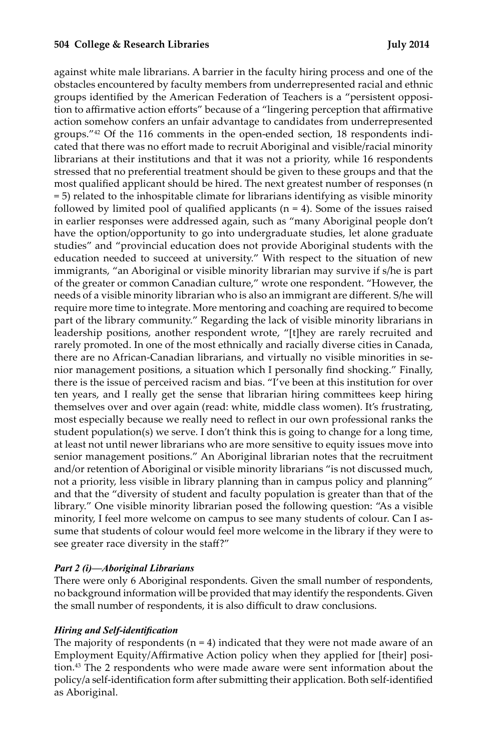against white male librarians. A barrier in the faculty hiring process and one of the obstacles encountered by faculty members from underrepresented racial and ethnic groups identified by the American Federation of Teachers is a "persistent opposition to affirmative action efforts" because of a "lingering perception that affirmative action somehow confers an unfair advantage to candidates from underrepresented groups."[42] Of the 116 comments in the open-ended section, 18 respondents indicated that there was no effort made to recruit Aboriginal and visible/racial minority librarians at their institutions and that it was not a priority, while 16 respondents stressed that no preferential treatment should be given to these groups and that the most qualified applicant should be hired. The next greatest number of responses (n = 5) related to the inhospitable climate for librarians identifying as visible minority followed by limited pool of qualified applicants (n = 4). Some of the issues raised in earlier responses were addressed again, such as "many Aboriginal people don't have the option/opportunity to go into undergraduate studies, let alone graduate studies" and "provincial education does not provide Aboriginal students with the education needed to succeed at university." With respect to the situation of new immigrants, "an Aboriginal or visible minority librarian may survive if s/he is part of the greater or common Canadian culture," wrote one respondent. "However, the needs of a visible minority librarian who is also an immigrant are different. S/he will require more time to integrate. More mentoring and coaching are required to become part of the library community." Regarding the lack of visible minority librarians in leadership positions, another respondent wrote, "[t]hey are rarely recruited and rarely promoted. In one of the most ethnically and racially diverse cities in Canada, there are no African-Canadian librarians, and virtually no visible minorities in senior management positions, a situation which I personally find shocking." Finally, there is the issue of perceived racism and bias. "I've been at this institution for over ten years, and I really get the sense that librarian hiring committees keep hiring themselves over and over again (read: white, middle class women). It's frustrating, most especially because we really need to reflect in our own professional ranks the student population(s) we serve. I don't think this is going to change for a long time, at least not until newer librarians who are more sensitive to equity issues move into senior management positions." An Aboriginal librarian notes that the recruitment and/or retention of Aboriginal or visible minority librarians "is not discussed much, not a priority, less visible in library planning than in campus policy and planning" and that the "diversity of student and faculty population is greater than that of the library." One visible minority librarian posed the following question: "As a visible minority, I feel more welcome on campus to see many students of colour. Can I assume that students of colour would feel more welcome in the library if they were to see greater race diversity in the staff?"

### *Part 2 (i)—Aboriginal Librarians*

There were only 6 Aboriginal respondents. Given the small number of respondents, no background information will be provided that may identify the respondents. Given the small number of respondents, it is also difficult to draw conclusions.

### *Hiring and Self-identification*

The majority of respondents (n = 4) indicated that they were not made aware of an Employment Equity/Affirmative Action policy when they applied for [their] position.[43] The 2 respondents who were made aware were sent information about the policy/a self-identification form after submitting their application. Both self-identified as Aboriginal.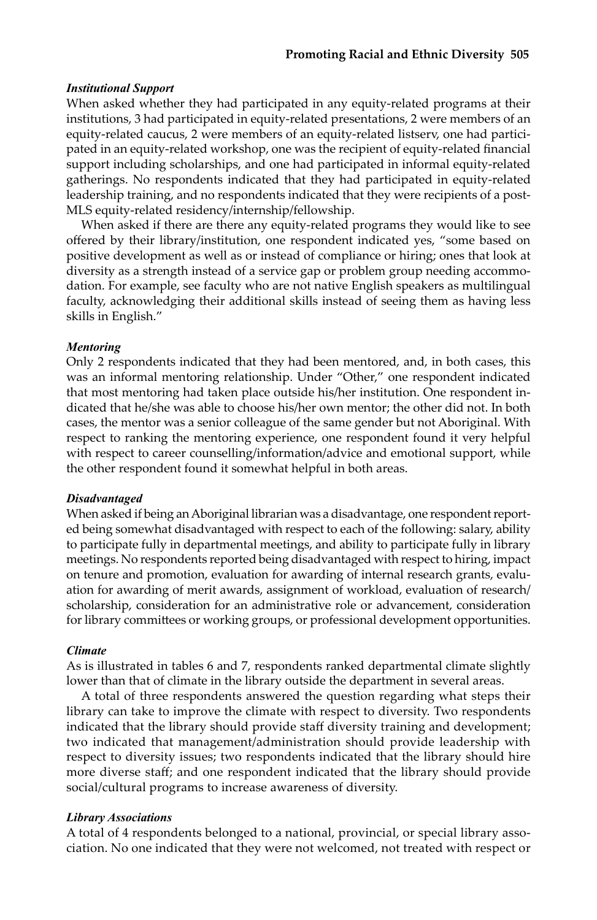### *Institutional Support*

When asked whether they had participated in any equity-related programs at their institutions, 3 had participated in equity-related presentations, 2 were members of an equity-related caucus, 2 were members of an equity-related listserv, one had participated in an equity-related workshop, one was the recipient of equity-related financial support including scholarships, and one had participated in informal equity-related gatherings. No respondents indicated that they had participated in equity-related leadership training, and no respondents indicated that they were recipients of a post-MLS equity-related residency/internship/fellowship.

When asked if there are there any equity-related programs they would like to see offered by their library/institution, one respondent indicated yes, "some based on positive development as well as or instead of compliance or hiring; ones that look at diversity as a strength instead of a service gap or problem group needing accommodation. For example, see faculty who are not native English speakers as multilingual faculty, acknowledging their additional skills instead of seeing them as having less skills in English."

### *Mentoring*

Only 2 respondents indicated that they had been mentored, and, in both cases, this was an informal mentoring relationship. Under "Other," one respondent indicated that most mentoring had taken place outside his/her institution. One respondent indicated that he/she was able to choose his/her own mentor; the other did not. In both cases, the mentor was a senior colleague of the same gender but not Aboriginal. With respect to ranking the mentoring experience, one respondent found it very helpful with respect to career counselling/information/advice and emotional support, while the other respondent found it somewhat helpful in both areas.

### *Disadvantaged*

When asked if being an Aboriginal librarian was a disadvantage, one respondent reported being somewhat disadvantaged with respect to each of the following: salary, ability to participate fully in departmental meetings, and ability to participate fully in library meetings. No respondents reported being disadvantaged with respect to hiring, impact on tenure and promotion, evaluation for awarding of internal research grants, evaluation for awarding of merit awards, assignment of workload, evaluation of research/scholarship, consideration for an administrative role or advancement, consideration for library committees or working groups, or professional development opportunities.

### *Climate*

As is illustrated in tables 6 and 7, respondents ranked departmental climate slightly lower than that of climate in the library outside the department in several areas.

A total of three respondents answered the question regarding what steps their library can take to improve the climate with respect to diversity. Two respondents indicated that the library should provide staff diversity training and development; two indicated that management/administration should provide leadership with respect to diversity issues; two respondents indicated that the library should hire more diverse staff; and one respondent indicated that the library should provide social/cultural programs to increase awareness of diversity.

### *Library Associations*

A total of 4 respondents belonged to a national, provincial, or special library association. No one indicated that they were not welcomed, not treated with respect or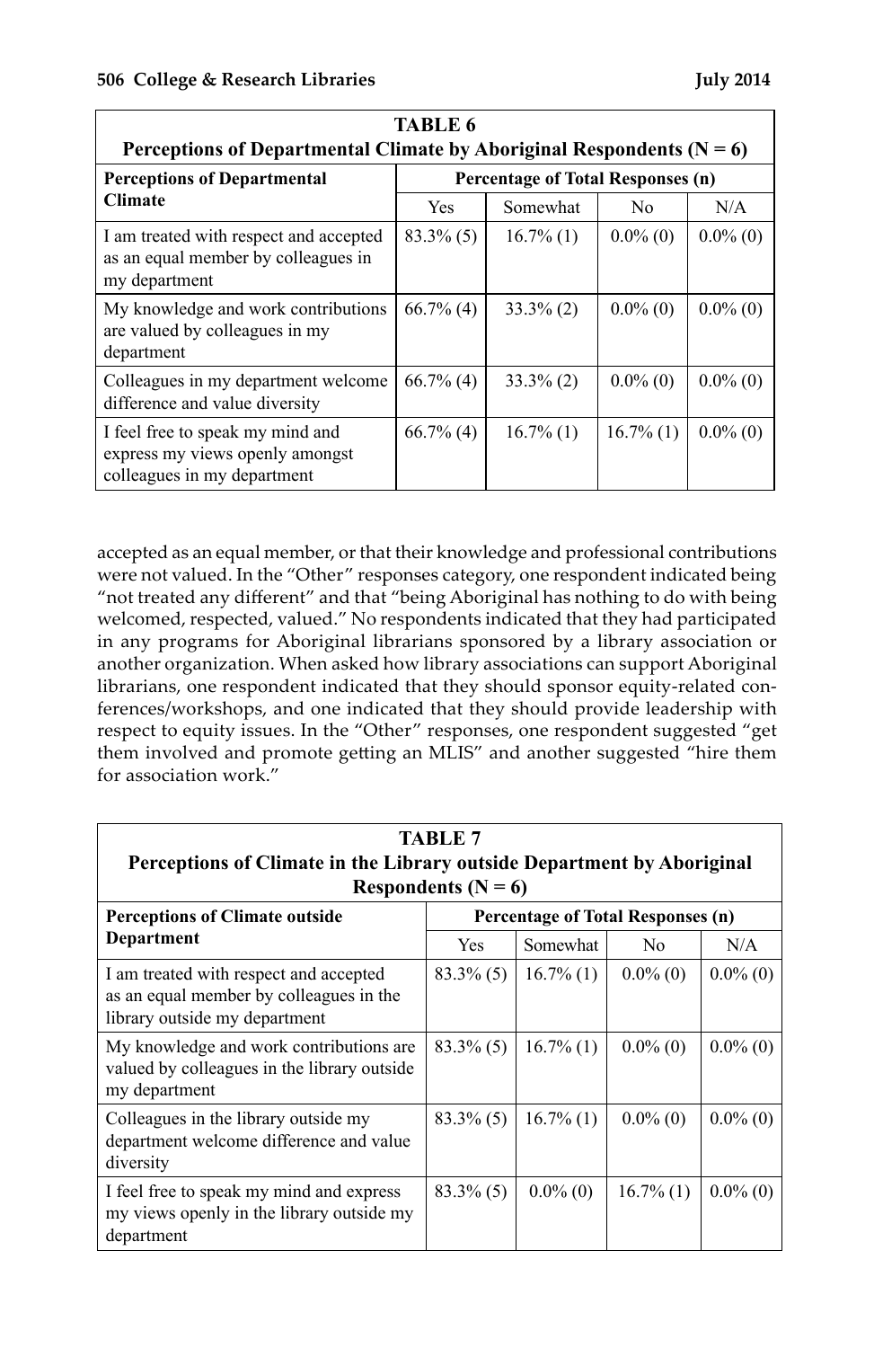| **TABLE 6**<br>**Perceptions of Departmental Climate by Aboriginal Respondents (N = 6)** | | | | |
|---|---|---|---|---|
| **Perceptions of Departmental Climate** | **Percentage of Total Responses (n)** | | | |
| | Yes | Somewhat | No | N/A |
| I am treated with respect and accepted as an equal member by colleagues in my department | 83.3% (5) | 16.7% (1) | 0.0% (0) | 0.0% (0) |
| My knowledge and work contributions are valued by colleagues in my department | 66.7% (4) | 33.3% (2) | 0.0% (0) | 0.0% (0) |
| Colleagues in my department welcome difference and value diversity | 66.7% (4) | 33.3% (2) | 0.0% (0) | 0.0% (0) |
| I feel free to speak my mind and express my views openly amongst colleagues in my department | 66.7% (4) | 16.7% (1) | 16.7% (1) | 0.0% (0) |

accepted as an equal member, or that their knowledge and professional contributions were not valued. In the "Other" responses category, one respondent indicated being "not treated any different" and that "being Aboriginal has nothing to do with being welcomed, respected, valued." No respondents indicated that they had participated in any programs for Aboriginal librarians sponsored by a library association or another organization. When asked how library associations can support Aboriginal librarians, one respondent indicated that they should sponsor equity-related conferences/workshops, and one indicated that they should provide leadership with respect to equity issues. In the "Other" responses, one respondent suggested "get them involved and promote getting an MLIS" and another suggested "hire them for association work."

| **TABLE 7**<br>**Perceptions of Climate in the Library outside Department by Aboriginal Respondents (N = 6)** | | | | |
|---|---|---|---|---|
| **Perceptions of Climate outside Department** | **Percentage of Total Responses (n)** | | | |
| | Yes | Somewhat | No | N/A |
| I am treated with respect and accepted as an equal member by colleagues in the library outside my department | 83.3% (5) | 16.7% (1) | 0.0% (0) | 0.0% (0) |
| My knowledge and work contributions are valued by colleagues in the library outside my department | 83.3% (5) | 16.7% (1) | 0.0% (0) | 0.0% (0) |
| Colleagues in the library outside my department welcome difference and value diversity | 83.3% (5) | 16.7% (1) | 0.0% (0) | 0.0% (0) |
| I feel free to speak my mind and express my views openly in the library outside my department | 83.3% (5) | 0.0% (0) | 16.7% (1) | 0.0% (0) |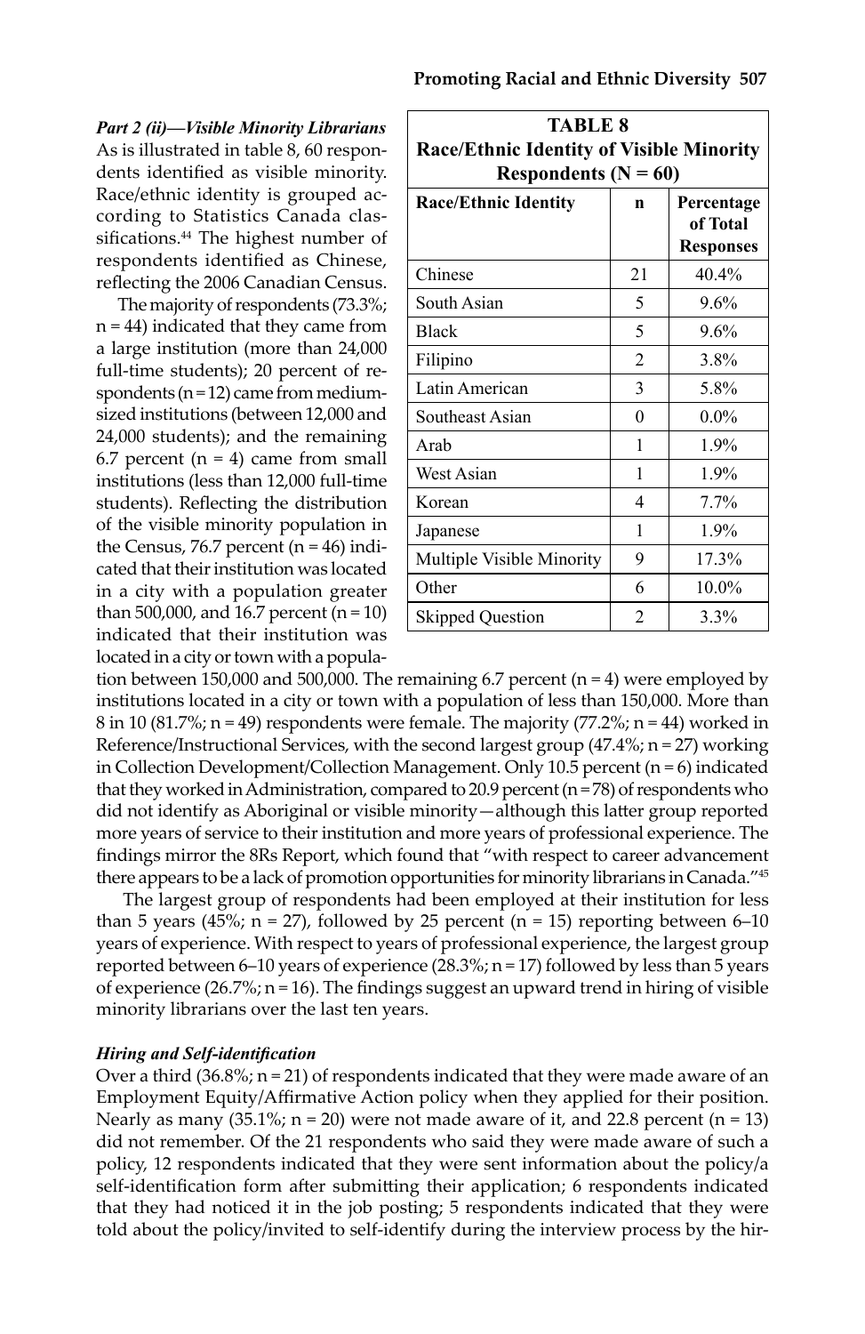***Part 2 (ii)—Visible Minority Librarians***

As is illustrated in table 8, 60 respondents identified as visible minority. Race/ethnic identity is grouped according to Statistics Canada classifications.[44] The highest number of respondents identified as Chinese, reflecting the 2006 Canadian Census.

**TABLE 8**
**Race/Ethnic Identity of Visible Minority Respondents (N = 60)**

| Race/Ethnic Identity | n | Percentage of Total Responses |
|---|---|---|
| Chinese | 21 | 40.4% |
| South Asian | 5 | 9.6% |
| Black | 5 | 9.6% |
| Filipino | 2 | 3.8% |
| Latin American | 3 | 5.8% |
| Southeast Asian | 0 | 0.0% |
| Arab | 1 | 1.9% |
| West Asian | 1 | 1.9% |
| Korean | 4 | 7.7% |
| Japanese | 1 | 1.9% |
| Multiple Visible Minority | 9 | 17.3% |
| Other | 6 | 10.0% |
| Skipped Question | 2 | 3.3% |

The majority of respondents (73.3%; n = 44) indicated that they came from a large institution (more than 24,000 full-time students); 20 percent of respondents (n = 12) came from medium-sized institutions (between 12,000 and 24,000 students); and the remaining 6.7 percent (n = 4) came from small institutions (less than 12,000 full-time students). Reflecting the distribution of the visible minority population in the Census, 76.7 percent (n = 46) indicated that their institution was located in a city with a population greater than 500,000, and 16.7 percent (n = 10) indicated that their institution was located in a city or town with a population between 150,000 and 500,000. The remaining 6.7 percent (n = 4) were employed by institutions located in a city or town with a population of less than 150,000. More than 8 in 10 (81.7%; n = 49) respondents were female. The majority (77.2%; n = 44) worked in Reference/Instructional Services, with the second largest group (47.4%; n = 27) working in Collection Development/Collection Management. Only 10.5 percent (n = 6) indicated that they worked in Administration, compared to 20.9 percent (n = 78) of respondents who did not identify as Aboriginal or visible minority—although this latter group reported more years of service to their institution and more years of professional experience. The findings mirror the 8Rs Report, which found that "with respect to career advancement there appears to be a lack of promotion opportunities for minority librarians in Canada."[45]

The largest group of respondents had been employed at their institution for less than 5 years (45%; n = 27), followed by 25 percent (n = 15) reporting between 6–10 years of experience. With respect to years of professional experience, the largest group reported between 6–10 years of experience (28.3%; n = 17) followed by less than 5 years of experience (26.7%; n = 16). The findings suggest an upward trend in hiring of visible minority librarians over the last ten years.

***Hiring and Self-identification***

Over a third (36.8%; n = 21) of respondents indicated that they were made aware of an Employment Equity/Affirmative Action policy when they applied for their position. Nearly as many (35.1%; n = 20) were not made aware of it, and 22.8 percent (n = 13) did not remember. Of the 21 respondents who said they were made aware of such a policy, 12 respondents indicated that they were sent information about the policy/a self-identification form after submitting their application; 6 respondents indicated that they had noticed it in the job posting; 5 respondents indicated that they were told about the policy/invited to self-identify during the interview process by the hir-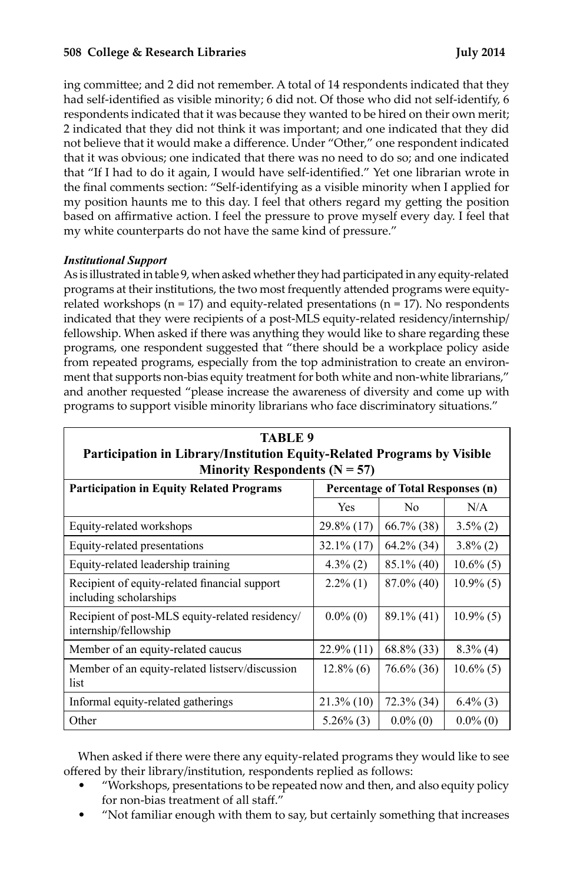ing committee; and 2 did not remember. A total of 14 respondents indicated that they had self-identified as visible minority; 6 did not. Of those who did not self-identify, 6 respondents indicated that it was because they wanted to be hired on their own merit; 2 indicated that they did not think it was important; and one indicated that they did not believe that it would make a difference. Under "Other," one respondent indicated that it was obvious; one indicated that there was no need to do so; and one indicated that "If I had to do it again, I would have self-identified." Yet one librarian wrote in the final comments section: "Self-identifying as a visible minority when I applied for my position haunts me to this day. I feel that others regard my getting the position based on affirmative action. I feel the pressure to prove myself every day. I feel that my white counterparts do not have the same kind of pressure."

***Institutional Support***

As is illustrated in table 9, when asked whether they had participated in any equity-related programs at their institutions, the two most frequently attended programs were equity-related workshops (n = 17) and equity-related presentations (n = 17). No respondents indicated that they were recipients of a post-MLS equity-related residency/internship/fellowship. When asked if there was anything they would like to share regarding these programs, one respondent suggested that "there should be a workplace policy aside from repeated programs, especially from the top administration to create an environment that supports non-bias equity treatment for both white and non-white librarians," and another requested "please increase the awareness of diversity and come up with programs to support visible minority librarians who face discriminatory situations."

**TABLE 9**
**Participation in Library/Institution Equity-Related Programs by Visible Minority Respondents (N = 57)**

| Participation in Equity Related Programs | Percentage of Total Responses (n) | | |
|---|---|---|---|
| | Yes | No | N/A |
| Equity-related workshops | 29.8% (17) | 66.7% (38) | 3.5% (2) |
| Equity-related presentations | 32.1% (17) | 64.2% (34) | 3.8% (2) |
| Equity-related leadership training | 4.3% (2) | 85.1% (40) | 10.6% (5) |
| Recipient of equity-related financial support including scholarships | 2.2% (1) | 87.0% (40) | 10.9% (5) |
| Recipient of post-MLS equity-related residency/internship/fellowship | 0.0% (0) | 89.1% (41) | 10.9% (5) |
| Member of an equity-related caucus | 22.9% (11) | 68.8% (33) | 8.3% (4) |
| Member of an equity-related listserv/discussion list | 12.8% (6) | 76.6% (36) | 10.6% (5) |
| Informal equity-related gatherings | 21.3% (10) | 72.3% (34) | 6.4% (3) |
| Other | 5.26% (3) | 0.0% (0) | 0.0% (0) |

When asked if there were there any equity-related programs they would like to see offered by their library/institution, respondents replied as follows:

- "Workshops, presentations to be repeated now and then, and also equity policy for non-bias treatment of all staff."
- "Not familiar enough with them to say, but certainly something that increases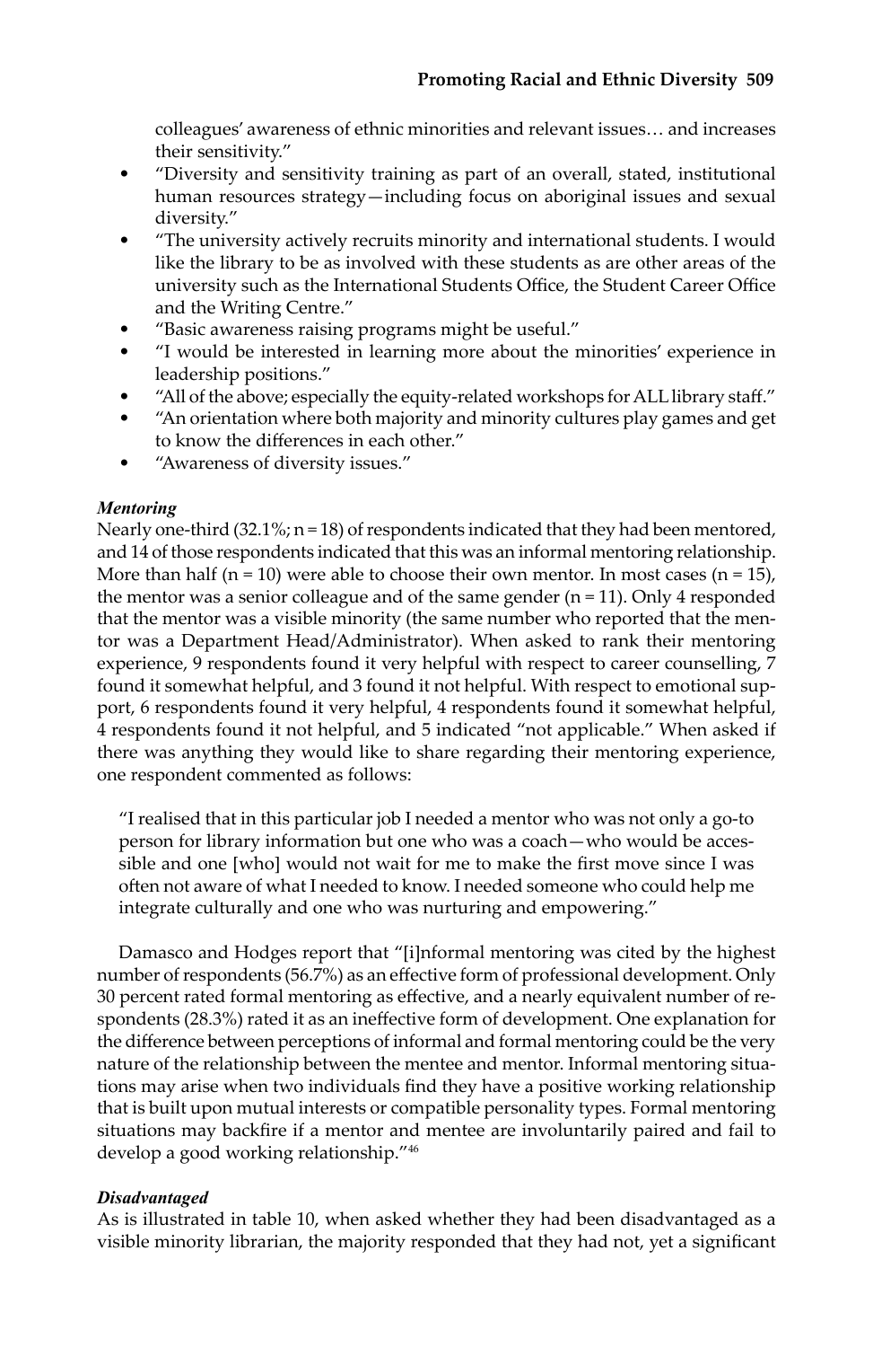colleagues' awareness of ethnic minorities and relevant issues… and increases their sensitivity."

- "Diversity and sensitivity training as part of an overall, stated, institutional human resources strategy—including focus on aboriginal issues and sexual diversity."
- "The university actively recruits minority and international students. I would like the library to be as involved with these students as are other areas of the university such as the International Students Office, the Student Career Office and the Writing Centre."
- "Basic awareness raising programs might be useful."
- "I would be interested in learning more about the minorities' experience in leadership positions."
- "All of the above; especially the equity-related workshops for ALL library staff."
- "An orientation where both majority and minority cultures play games and get to know the differences in each other."
- "Awareness of diversity issues."

***Mentoring***

Nearly one-third (32.1%; n = 18) of respondents indicated that they had been mentored, and 14 of those respondents indicated that this was an informal mentoring relationship. More than half (n = 10) were able to choose their own mentor. In most cases (n = 15), the mentor was a senior colleague and of the same gender (n = 11). Only 4 responded that the mentor was a visible minority (the same number who reported that the mentor was a Department Head/Administrator). When asked to rank their mentoring experience, 9 respondents found it very helpful with respect to career counselling, 7 found it somewhat helpful, and 3 found it not helpful. With respect to emotional support, 6 respondents found it very helpful, 4 respondents found it somewhat helpful, 4 respondents found it not helpful, and 5 indicated "not applicable." When asked if there was anything they would like to share regarding their mentoring experience, one respondent commented as follows:

> "I realised that in this particular job I needed a mentor who was not only a go-to person for library information but one who was a coach—who would be accessible and one [who] would not wait for me to make the first move since I was often not aware of what I needed to know. I needed someone who could help me integrate culturally and one who was nurturing and empowering."

Damasco and Hodges report that "[i]nformal mentoring was cited by the highest number of respondents (56.7%) as an effective form of professional development. Only 30 percent rated formal mentoring as effective, and a nearly equivalent number of respondents (28.3%) rated it as an ineffective form of development. One explanation for the difference between perceptions of informal and formal mentoring could be the very nature of the relationship between the mentee and mentor. Informal mentoring situations may arise when two individuals find they have a positive working relationship that is built upon mutual interests or compatible personality types. Formal mentoring situations may backfire if a mentor and mentee are involuntarily paired and fail to develop a good working relationship."[46]

***Disadvantaged***

As is illustrated in table 10, when asked whether they had been disadvantaged as a visible minority librarian, the majority responded that they had not, yet a significant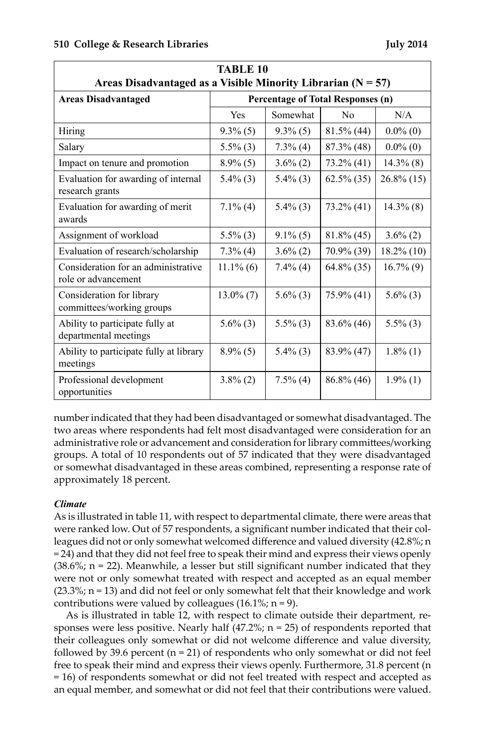**TABLE 10**
**Areas Disadvantaged as a Visible Minority Librarian (N = 57)**

| Areas Disadvantaged | Percentage of Total Responses (n) | | | |
|---|---|---|---|---|
| | Yes | Somewhat | No | N/A |
| Hiring | 9.3% (5) | 9.3% (5) | 81.5% (44) | 0.0% (0) |
| Salary | 5.5% (3) | 7.3% (4) | 87.3% (48) | 0.0% (0) |
| Impact on tenure and promotion | 8.9% (5) | 3.6% (2) | 73.2% (41) | 14.3% (8) |
| Evaluation for awarding of internal research grants | 5.4% (3) | 5.4% (3) | 62.5% (35) | 26.8% (15) |
| Evaluation for awarding of merit awards | 7.1% (4) | 5.4% (3) | 73.2% (41) | 14.3% (8) |
| Assignment of workload | 5.5% (3) | 9.1% (5) | 81.8% (45) | 3.6% (2) |
| Evaluation of research/scholarship | 7.3% (4) | 3.6% (2) | 70.9% (39) | 18.2% (10) |
| Consideration for an administrative role or advancement | 11.1% (6) | 7.4% (4) | 64.8% (35) | 16.7% (9) |
| Consideration for library committees/working groups | 13.0% (7) | 5.6% (3) | 75.9% (41) | 5.6% (3) |
| Ability to participate fully at departmental meetings | 5.6% (3) | 5.5% (3) | 83.6% (46) | 5.5% (3) |
| Ability to participate fully at library meetings | 8.9% (5) | 5.4% (3) | 83.9% (47) | 1.8% (1) |
| Professional development opportunities | 3.8% (2) | 7.5% (4) | 86.8% (46) | 1.9% (1) |

number indicated that they had been disadvantaged or somewhat disadvantaged. The two areas where respondents had felt most disadvantaged were consideration for an administrative role or advancement and consideration for library committees/working groups. A total of 10 respondents out of 57 indicated that they were disadvantaged or somewhat disadvantaged in these areas combined, representing a response rate of approximately 18 percent.

***Climate***

As is illustrated in table 11, with respect to departmental climate, there were areas that were ranked low. Out of 57 respondents, a significant number indicated that their colleagues did not or only somewhat welcomed difference and valued diversity (42.8%; n = 24) and that they did not feel free to speak their mind and express their views openly (38.6%; n = 22). Meanwhile, a lesser but still significant number indicated that they were not or only somewhat treated with respect and accepted as an equal member (23.3%; n = 13) and did not feel or only somewhat felt that their knowledge and work contributions were valued by colleagues (16.1%; n = 9).

As is illustrated in table 12, with respect to climate outside their department, responses were less positive. Nearly half (47.2%; n = 25) of respondents reported that their colleagues only somewhat or did not welcome difference and value diversity, followed by 39.6 percent (n = 21) of respondents who only somewhat or did not feel free to speak their mind and express their views openly. Furthermore, 31.8 percent (n = 16) of respondents somewhat or did not feel treated with respect and accepted as an equal member, and somewhat or did not feel that their contributions were valued.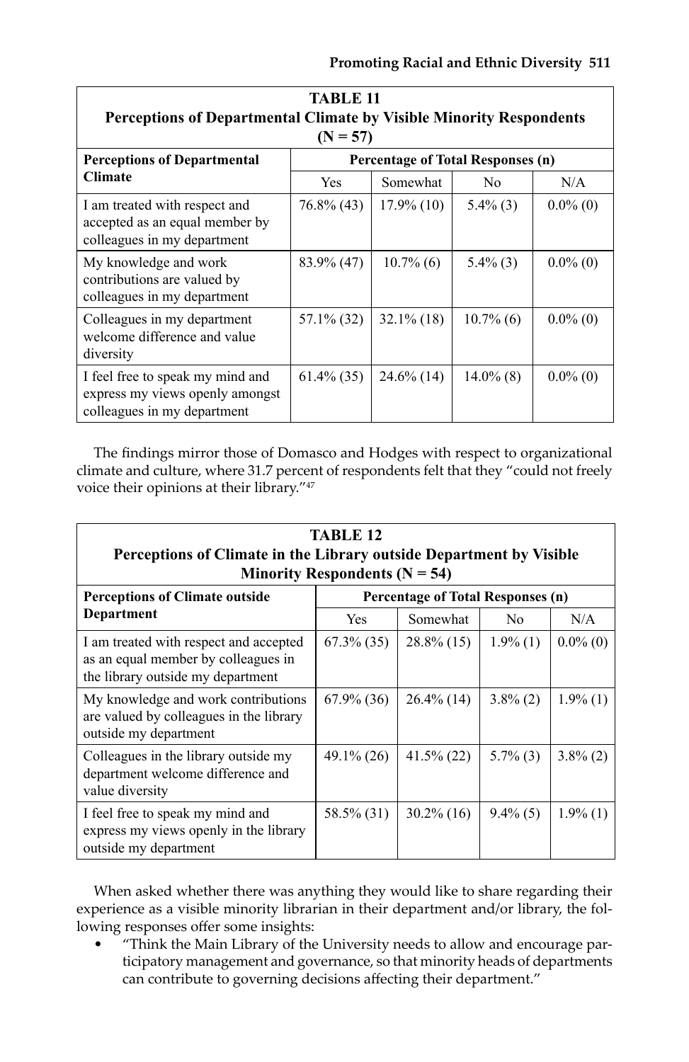**TABLE 11**
**Perceptions of Departmental Climate by Visible Minority Respondents (N = 57)**

| Perceptions of Departmental Climate | Percentage of Total Responses (n) | | | |
|---|---|---|---|---|
| | Yes | Somewhat | No | N/A |
| I am treated with respect and accepted as an equal member by colleagues in my department | 76.8% (43) | 17.9% (10) | 5.4% (3) | 0.0% (0) |
| My knowledge and work contributions are valued by colleagues in my department | 83.9% (47) | 10.7% (6) | 5.4% (3) | 0.0% (0) |
| Colleagues in my department welcome difference and value diversity | 57.1% (32) | 32.1% (18) | 10.7% (6) | 0.0% (0) |
| I feel free to speak my mind and express my views openly amongst colleagues in my department | 61.4% (35) | 24.6% (14) | 14.0% (8) | 0.0% (0) |

The findings mirror those of Domasco and Hodges with respect to organizational climate and culture, where 31.7 percent of respondents felt that they "could not freely voice their opinions at their library."[47]

**TABLE 12**
**Perceptions of Climate in the Library outside Department by Visible Minority Respondents (N = 54)**

| Perceptions of Climate outside Department | Percentage of Total Responses (n) | | | |
|---|---|---|---|---|
| | Yes | Somewhat | No | N/A |
| I am treated with respect and accepted as an equal member by colleagues in the library outside my department | 67.3% (35) | 28.8% (15) | 1.9% (1) | 0.0% (0) |
| My knowledge and work contributions are valued by colleagues in the library outside my department | 67.9% (36) | 26.4% (14) | 3.8% (2) | 1.9% (1) |
| Colleagues in the library outside my department welcome difference and value diversity | 49.1% (26) | 41.5% (22) | 5.7% (3) | 3.8% (2) |
| I feel free to speak my mind and express my views openly in the library outside my department | 58.5% (31) | 30.2% (16) | 9.4% (5) | 1.9% (1) |

When asked whether there was anything they would like to share regarding their experience as a visible minority librarian in their department and/or library, the following responses offer some insights:

- "Think the Main Library of the University needs to allow and encourage participatory management and governance, so that minority heads of departments can contribute to governing decisions affecting their department."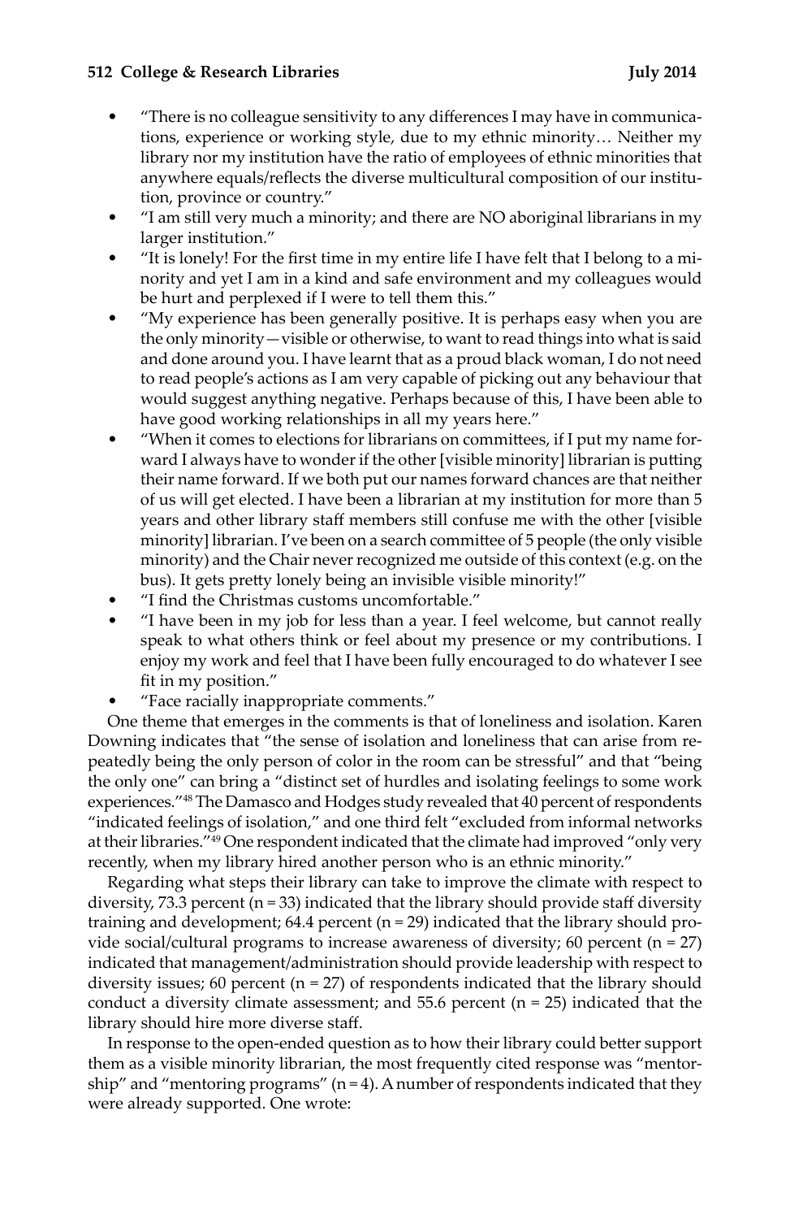- "There is no colleague sensitivity to any differences I may have in communications, experience or working style, due to my ethnic minority… Neither my library nor my institution have the ratio of employees of ethnic minorities that anywhere equals/reflects the diverse multicultural composition of our institution, province or country."
- "I am still very much a minority; and there are NO aboriginal librarians in my larger institution."
- "It is lonely! For the first time in my entire life I have felt that I belong to a minority and yet I am in a kind and safe environment and my colleagues would be hurt and perplexed if I were to tell them this."
- "My experience has been generally positive. It is perhaps easy when you are the only minority—visible or otherwise, to want to read things into what is said and done around you. I have learnt that as a proud black woman, I do not need to read people's actions as I am very capable of picking out any behaviour that would suggest anything negative. Perhaps because of this, I have been able to have good working relationships in all my years here."
- "When it comes to elections for librarians on committees, if I put my name forward I always have to wonder if the other [visible minority] librarian is putting their name forward. If we both put our names forward chances are that neither of us will get elected. I have been a librarian at my institution for more than 5 years and other library staff members still confuse me with the other [visible minority] librarian. I've been on a search committee of 5 people (the only visible minority) and the Chair never recognized me outside of this context (e.g. on the bus). It gets pretty lonely being an invisible visible minority!"
- "I find the Christmas customs uncomfortable."
- "I have been in my job for less than a year. I feel welcome, but cannot really speak to what others think or feel about my presence or my contributions. I enjoy my work and feel that I have been fully encouraged to do whatever I see fit in my position."
- "Face racially inappropriate comments."

One theme that emerges in the comments is that of loneliness and isolation. Karen Downing indicates that "the sense of isolation and loneliness that can arise from repeatedly being the only person of color in the room can be stressful" and that "being the only one" can bring a "distinct set of hurdles and isolating feelings to some work experiences."[48] The Damasco and Hodges study revealed that 40 percent of respondents "indicated feelings of isolation," and one third felt "excluded from informal networks at their libraries."[49] One respondent indicated that the climate had improved "only very recently, when my library hired another person who is an ethnic minority."

Regarding what steps their library can take to improve the climate with respect to diversity, 73.3 percent (n = 33) indicated that the library should provide staff diversity training and development; 64.4 percent (n = 29) indicated that the library should provide social/cultural programs to increase awareness of diversity; 60 percent (n = 27) indicated that management/administration should provide leadership with respect to diversity issues; 60 percent (n = 27) of respondents indicated that the library should conduct a diversity climate assessment; and 55.6 percent (n = 25) indicated that the library should hire more diverse staff.

In response to the open-ended question as to how their library could better support them as a visible minority librarian, the most frequently cited response was "mentorship" and "mentoring programs" (n = 4). A number of respondents indicated that they were already supported. One wrote: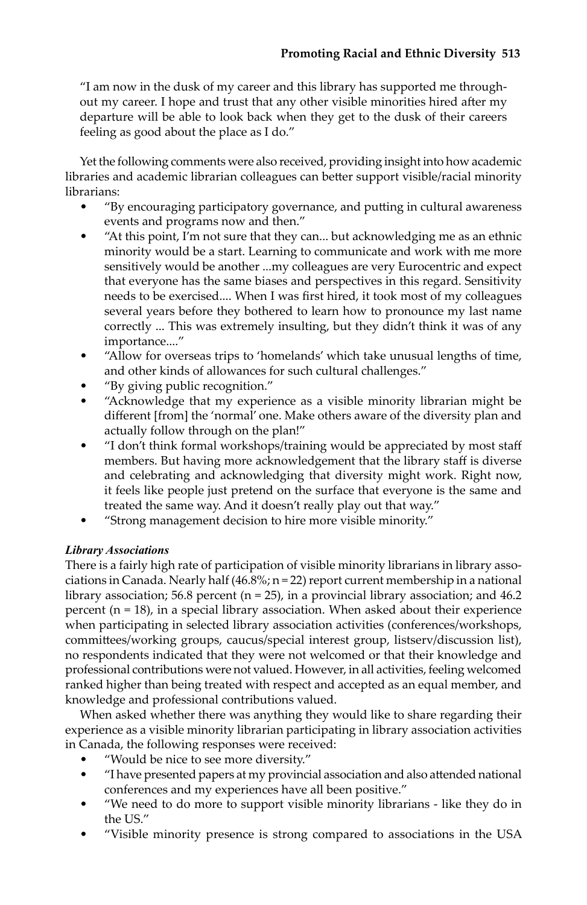"I am now in the dusk of my career and this library has supported me throughout my career. I hope and trust that any other visible minorities hired after my departure will be able to look back when they get to the dusk of their careers feeling as good about the place as I do."

Yet the following comments were also received, providing insight into how academic libraries and academic librarian colleagues can better support visible/racial minority librarians:

- "By encouraging participatory governance, and putting in cultural awareness events and programs now and then."
- "At this point, I'm not sure that they can... but acknowledging me as an ethnic minority would be a start. Learning to communicate and work with me more sensitively would be another ...my colleagues are very Eurocentric and expect that everyone has the same biases and perspectives in this regard. Sensitivity needs to be exercised.... When I was first hired, it took most of my colleagues several years before they bothered to learn how to pronounce my last name correctly ... This was extremely insulting, but they didn't think it was of any importance...."
- "Allow for overseas trips to 'homelands' which take unusual lengths of time, and other kinds of allowances for such cultural challenges."
- "By giving public recognition."
- "Acknowledge that my experience as a visible minority librarian might be different [from] the 'normal' one. Make others aware of the diversity plan and actually follow through on the plan!"
- "I don't think formal workshops/training would be appreciated by most staff members. But having more acknowledgement that the library staff is diverse and celebrating and acknowledging that diversity might work. Right now, it feels like people just pretend on the surface that everyone is the same and treated the same way. And it doesn't really play out that way."
- "Strong management decision to hire more visible minority."

***Library Associations***

There is a fairly high rate of participation of visible minority librarians in library associations in Canada. Nearly half (46.8%; n = 22) report current membership in a national library association; 56.8 percent (n = 25), in a provincial library association; and 46.2 percent (n = 18), in a special library association. When asked about their experience when participating in selected library association activities (conferences/workshops, committees/working groups, caucus/special interest group, listserv/discussion list), no respondents indicated that they were not welcomed or that their knowledge and professional contributions were not valued. However, in all activities, feeling welcomed ranked higher than being treated with respect and accepted as an equal member, and knowledge and professional contributions valued.

When asked whether there was anything they would like to share regarding their experience as a visible minority librarian participating in library association activities in Canada, the following responses were received:

- "Would be nice to see more diversity."
- "I have presented papers at my provincial association and also attended national conferences and my experiences have all been positive."
- "We need to do more to support visible minority librarians - like they do in the US."
- "Visible minority presence is strong compared to associations in the USA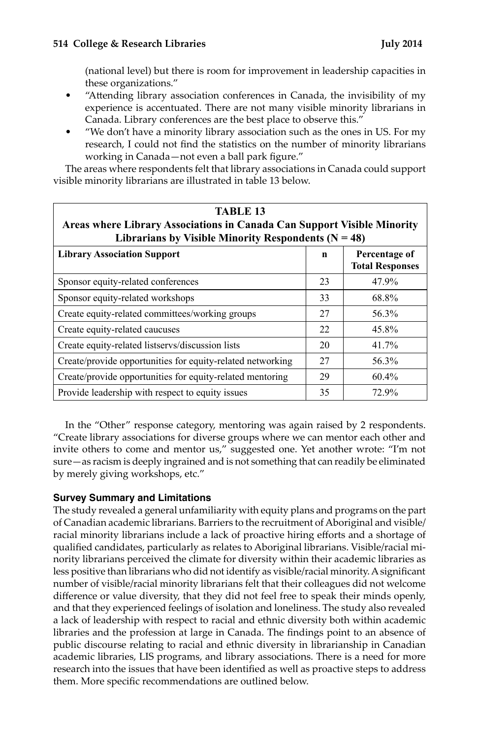(national level) but there is room for improvement in leadership capacities in these organizations."

- "Attending library association conferences in Canada, the invisibility of my experience is accentuated. There are not many visible minority librarians in Canada. Library conferences are the best place to observe this."
- "We don't have a minority library association such as the ones in US. For my research, I could not find the statistics on the number of minority librarians working in Canada—not even a ball park figure."

The areas where respondents felt that library associations in Canada could support visible minority librarians are illustrated in table 13 below.

**TABLE 13**
**Areas where Library Associations in Canada Can Support Visible Minority Librarians by Visible Minority Respondents (N = 48)**

| Library Association Support | n | Percentage of Total Responses |
|---|---|---|
| Sponsor equity-related conferences | 23 | 47.9% |
| Sponsor equity-related workshops | 33 | 68.8% |
| Create equity-related committees/working groups | 27 | 56.3% |
| Create equity-related caucuses | 22 | 45.8% |
| Create equity-related listservs/discussion lists | 20 | 41.7% |
| Create/provide opportunities for equity-related networking | 27 | 56.3% |
| Create/provide opportunities for equity-related mentoring | 29 | 60.4% |
| Provide leadership with respect to equity issues | 35 | 72.9% |

In the "Other" response category, mentoring was again raised by 2 respondents. "Create library associations for diverse groups where we can mentor each other and invite others to come and mentor us," suggested one. Yet another wrote: "I'm not sure—as racism is deeply ingrained and is not something that can readily be eliminated by merely giving workshops, etc."

### Survey Summary and Limitations

The study revealed a general unfamiliarity with equity plans and programs on the part of Canadian academic librarians. Barriers to the recruitment of Aboriginal and visible/racial minority librarians include a lack of proactive hiring efforts and a shortage of qualified candidates, particularly as relates to Aboriginal librarians. Visible/racial minority librarians perceived the climate for diversity within their academic libraries as less positive than librarians who did not identify as visible/racial minority. A significant number of visible/racial minority librarians felt that their colleagues did not welcome difference or value diversity, that they did not feel free to speak their minds openly, and that they experienced feelings of isolation and loneliness. The study also revealed a lack of leadership with respect to racial and ethnic diversity both within academic libraries and the profession at large in Canada. The findings point to an absence of public discourse relating to racial and ethnic diversity in librarianship in Canadian academic libraries, LIS programs, and library associations. There is a need for more research into the issues that have been identified as well as proactive steps to address them. More specific recommendations are outlined below.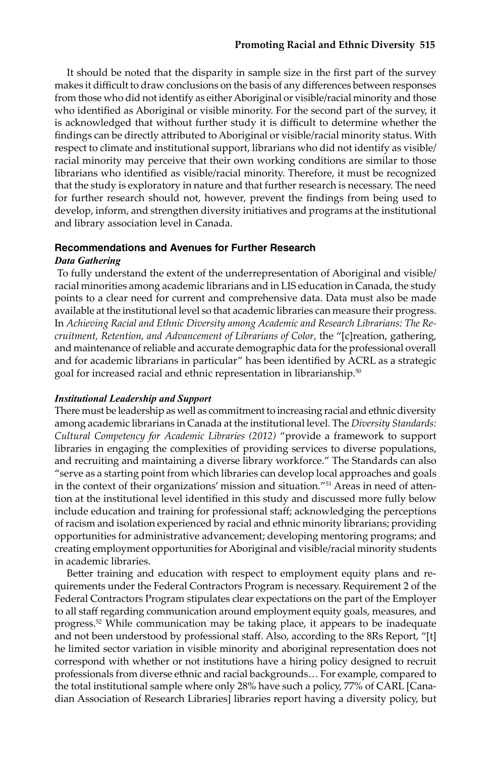It should be noted that the disparity in sample size in the first part of the survey makes it difficult to draw conclusions on the basis of any differences between responses from those who did not identify as either Aboriginal or visible/racial minority and those who identified as Aboriginal or visible minority. For the second part of the survey, it is acknowledged that without further study it is difficult to determine whether the findings can be directly attributed to Aboriginal or visible/racial minority status. With respect to climate and institutional support, librarians who did not identify as visible/racial minority may perceive that their own working conditions are similar to those librarians who identified as visible/racial minority. Therefore, it must be recognized that the study is exploratory in nature and that further research is necessary. The need for further research should not, however, prevent the findings from being used to develop, inform, and strengthen diversity initiatives and programs at the institutional and library association level in Canada.

## Recommendations and Avenues for Further Research

### *Data Gathering*

To fully understand the extent of the underrepresentation of Aboriginal and visible/racial minorities among academic librarians and in LIS education in Canada, the study points to a clear need for current and comprehensive data. Data must also be made available at the institutional level so that academic libraries can measure their progress. In *Achieving Racial and Ethnic Diversity among Academic and Research Librarians: The Recruitment, Retention, and Advancement of Librarians of Color*, the "[c]reation, gathering, and maintenance of reliable and accurate demographic data for the professional overall and for academic librarians in particular" has been identified by ACRL as a strategic goal for increased racial and ethnic representation in librarianship.[50]

### *Institutional Leadership and Support*

There must be leadership as well as commitment to increasing racial and ethnic diversity among academic librarians in Canada at the institutional level. The *Diversity Standards: Cultural Competency for Academic Libraries (2012)* "provide a framework to support libraries in engaging the complexities of providing services to diverse populations, and recruiting and maintaining a diverse library workforce." The Standards can also "serve as a starting point from which libraries can develop local approaches and goals in the context of their organizations' mission and situation."[51] Areas in need of attention at the institutional level identified in this study and discussed more fully below include education and training for professional staff; acknowledging the perceptions of racism and isolation experienced by racial and ethnic minority librarians; providing opportunities for administrative advancement; developing mentoring programs; and creating employment opportunities for Aboriginal and visible/racial minority students in academic libraries.

Better training and education with respect to employment equity plans and requirements under the Federal Contractors Program is necessary. Requirement 2 of the Federal Contractors Program stipulates clear expectations on the part of the Employer to all staff regarding communication around employment equity goals, measures, and progress.[52] While communication may be taking place, it appears to be inadequate and not been understood by professional staff. Also, according to the 8Rs Report, "[t]he limited sector variation in visible minority and aboriginal representation does not correspond with whether or not institutions have a hiring policy designed to recruit professionals from diverse ethnic and racial backgrounds… For example, compared to the total institutional sample where only 28% have such a policy, 77% of CARL [Canadian Association of Research Libraries] libraries report having a diversity policy, but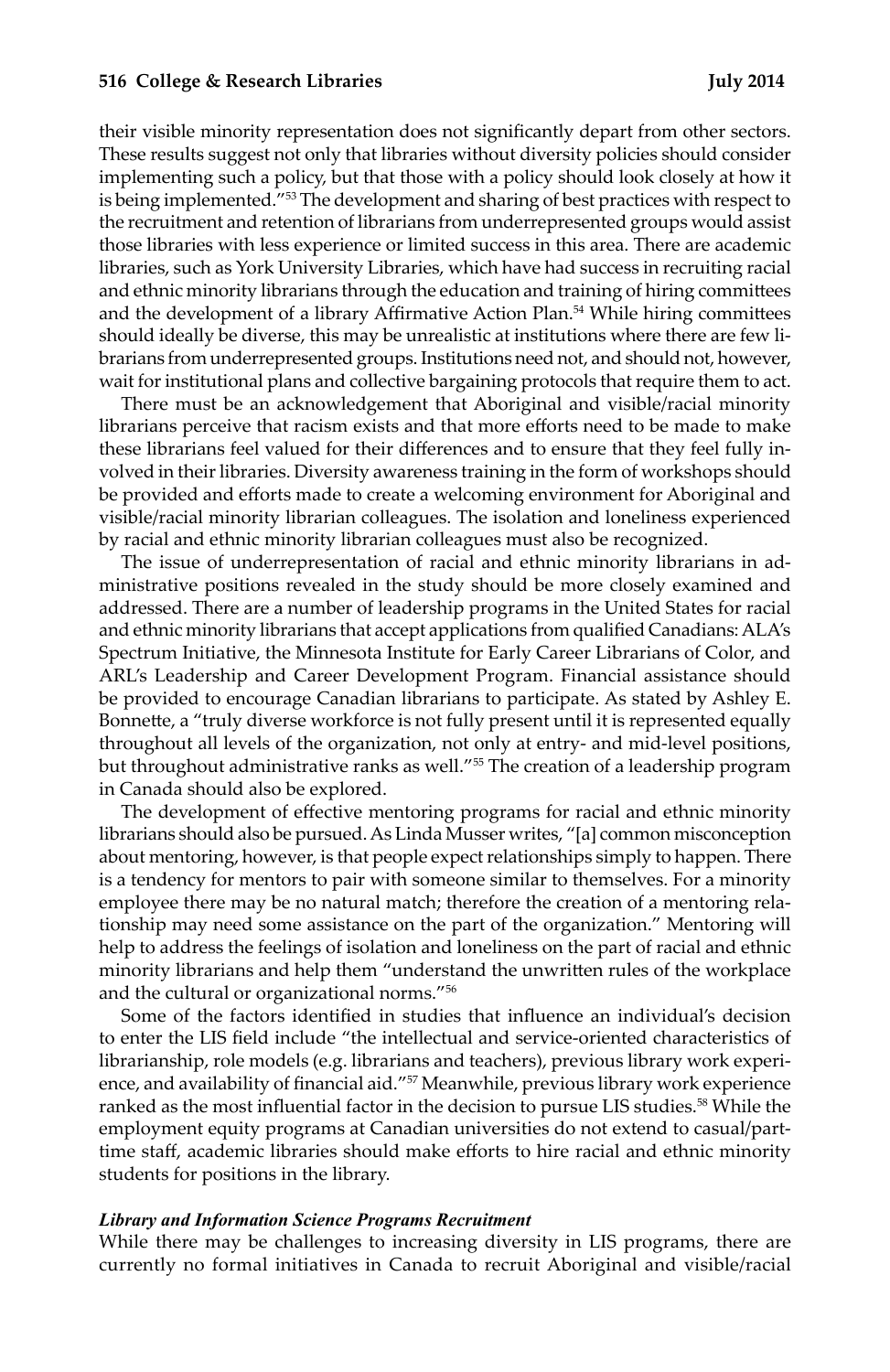their visible minority representation does not significantly depart from other sectors. These results suggest not only that libraries without diversity policies should consider implementing such a policy, but that those with a policy should look closely at how it is being implemented."[53] The development and sharing of best practices with respect to the recruitment and retention of librarians from underrepresented groups would assist those libraries with less experience or limited success in this area. There are academic libraries, such as York University Libraries, which have had success in recruiting racial and ethnic minority librarians through the education and training of hiring committees and the development of a library Affirmative Action Plan.[54] While hiring committees should ideally be diverse, this may be unrealistic at institutions where there are few librarians from underrepresented groups. Institutions need not, and should not, however, wait for institutional plans and collective bargaining protocols that require them to act.

There must be an acknowledgement that Aboriginal and visible/racial minority librarians perceive that racism exists and that more efforts need to be made to make these librarians feel valued for their differences and to ensure that they feel fully involved in their libraries. Diversity awareness training in the form of workshops should be provided and efforts made to create a welcoming environment for Aboriginal and visible/racial minority librarian colleagues. The isolation and loneliness experienced by racial and ethnic minority librarian colleagues must also be recognized.

The issue of underrepresentation of racial and ethnic minority librarians in administrative positions revealed in the study should be more closely examined and addressed. There are a number of leadership programs in the United States for racial and ethnic minority librarians that accept applications from qualified Canadians: ALA's Spectrum Initiative, the Minnesota Institute for Early Career Librarians of Color, and ARL's Leadership and Career Development Program. Financial assistance should be provided to encourage Canadian librarians to participate. As stated by Ashley E. Bonnette, a "truly diverse workforce is not fully present until it is represented equally throughout all levels of the organization, not only at entry- and mid-level positions, but throughout administrative ranks as well."[55] The creation of a leadership program in Canada should also be explored.

The development of effective mentoring programs for racial and ethnic minority librarians should also be pursued. As Linda Musser writes, "[a] common misconception about mentoring, however, is that people expect relationships simply to happen. There is a tendency for mentors to pair with someone similar to themselves. For a minority employee there may be no natural match; therefore the creation of a mentoring relationship may need some assistance on the part of the organization." Mentoring will help to address the feelings of isolation and loneliness on the part of racial and ethnic minority librarians and help them "understand the unwritten rules of the workplace and the cultural or organizational norms."[56]

Some of the factors identified in studies that influence an individual's decision to enter the LIS field include "the intellectual and service-oriented characteristics of librarianship, role models (e.g. librarians and teachers), previous library work experience, and availability of financial aid."[57] Meanwhile, previous library work experience ranked as the most influential factor in the decision to pursue LIS studies.[58] While the employment equity programs at Canadian universities do not extend to casual/part-time staff, academic libraries should make efforts to hire racial and ethnic minority students for positions in the library.

### *Library and Information Science Programs Recruitment*

While there may be challenges to increasing diversity in LIS programs, there are currently no formal initiatives in Canada to recruit Aboriginal and visible/racial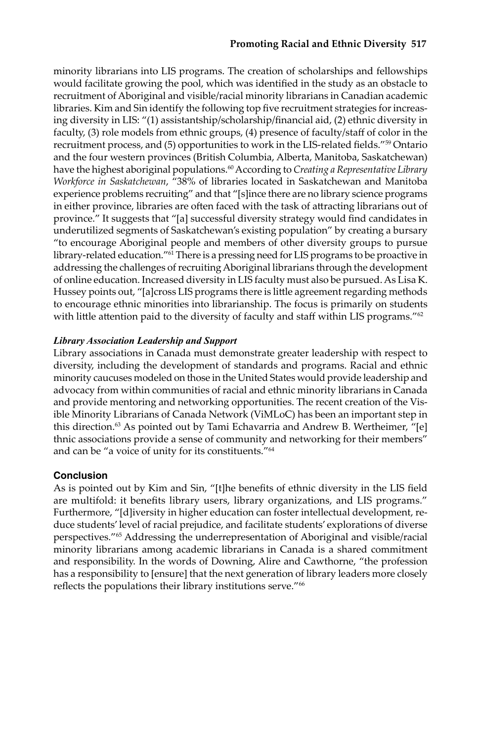minority librarians into LIS programs. The creation of scholarships and fellowships would facilitate growing the pool, which was identified in the study as an obstacle to recruitment of Aboriginal and visible/racial minority librarians in Canadian academic libraries. Kim and Sin identify the following top five recruitment strategies for increasing diversity in LIS: "(1) assistantship/scholarship/financial aid, (2) ethnic diversity in faculty, (3) role models from ethnic groups, (4) presence of faculty/staff of color in the recruitment process, and (5) opportunities to work in the LIS-related fields."[59] Ontario and the four western provinces (British Columbia, Alberta, Manitoba, Saskatchewan) have the highest aboriginal populations.[60] According to *Creating a Representative Library Workforce in Saskatchewan*, "38% of libraries located in Saskatchewan and Manitoba experience problems recruiting" and that "[s]ince there are no library science programs in either province, libraries are often faced with the task of attracting librarians out of province." It suggests that "[a] successful diversity strategy would find candidates in underutilized segments of Saskatchewan's existing population" by creating a bursary "to encourage Aboriginal people and members of other diversity groups to pursue library-related education."[61] There is a pressing need for LIS programs to be proactive in addressing the challenges of recruiting Aboriginal librarians through the development of online education. Increased diversity in LIS faculty must also be pursued. As Lisa K. Hussey points out, "[a]cross LIS programs there is little agreement regarding methods to encourage ethnic minorities into librarianship. The focus is primarily on students with little attention paid to the diversity of faculty and staff within LIS programs."[62]

### *Library Association Leadership and Support*

Library associations in Canada must demonstrate greater leadership with respect to diversity, including the development of standards and programs. Racial and ethnic minority caucuses modeled on those in the United States would provide leadership and advocacy from within communities of racial and ethnic minority librarians in Canada and provide mentoring and networking opportunities. The recent creation of the Visible Minority Librarians of Canada Network (ViMLoC) has been an important step in this direction.[63] As pointed out by Tami Echavarria and Andrew B. Wertheimer, "[e]thnic associations provide a sense of community and networking for their members" and can be "a voice of unity for its constituents."[64]

## Conclusion

As is pointed out by Kim and Sin, "[t]he benefits of ethnic diversity in the LIS field are multifold: it benefits library users, library organizations, and LIS programs." Furthermore, "[d]iversity in higher education can foster intellectual development, reduce students' level of racial prejudice, and facilitate students' explorations of diverse perspectives."[65] Addressing the underrepresentation of Aboriginal and visible/racial minority librarians among academic librarians in Canada is a shared commitment and responsibility. In the words of Downing, Alire and Cawthorne, "the profession has a responsibility to [ensure] that the next generation of library leaders more closely reflects the populations their library institutions serve."[66]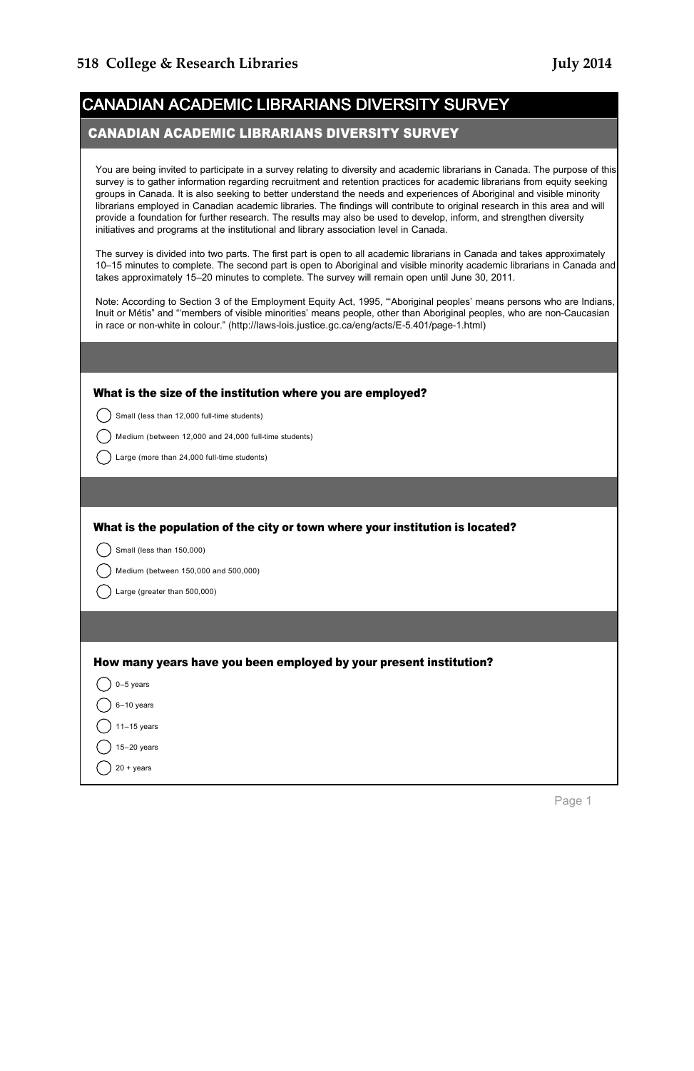# CANADIAN ACADEMIC LIBRARIANS DIVERSITY SURVEY

## CANADIAN ACADEMIC LIBRARIANS DIVERSITY SURVEY

You are being invited to participate in a survey relating to diversity and academic librarians in Canada. The purpose of this survey is to gather information regarding recruitment and retention practices for academic librarians from equity seeking groups in Canada. It is also seeking to better understand the needs and experiences of Aboriginal and visible minority librarians employed in Canadian academic libraries. The findings will contribute to original research in this area and will provide a foundation for further research. The results may also be used to develop, inform, and strengthen diversity initiatives and programs at the institutional and library association level in Canada.

The survey is divided into two parts. The first part is open to all academic librarians in Canada and takes approximately 10–15 minutes to complete. The second part is open to Aboriginal and visible minority academic librarians in Canada and takes approximately 15–20 minutes to complete. The survey will remain open until June 30, 2011.

Note: According to Section 3 of the Employment Equity Act, 1995, "'Aboriginal peoples' means persons who are Indians, Inuit or Métis" and "'members of visible minorities' means people, other than Aboriginal peoples, who are non-Caucasian in race or non-white in colour." (http://laws-lois.justice.gc.ca/eng/acts/E-5.401/page-1.html)

**What is the size of the institution where you are employed?**

- ◯ Small (less than 12,000 full-time students)
- ◯ Medium (between 12,000 and 24,000 full-time students)
- ◯ Large (more than 24,000 full-time students)

**What is the population of the city or town where your institution is located?**

- ◯ Small (less than 150,000)
- ◯ Medium (between 150,000 and 500,000)
- ◯ Large (greater than 500,000)

**How many years have you been employed by your present institution?**

- ◯ 0–5 years
- ◯ 6–10 years
- ◯ 11–15 years
- ◯ 15–20 years
- ◯ 20 + years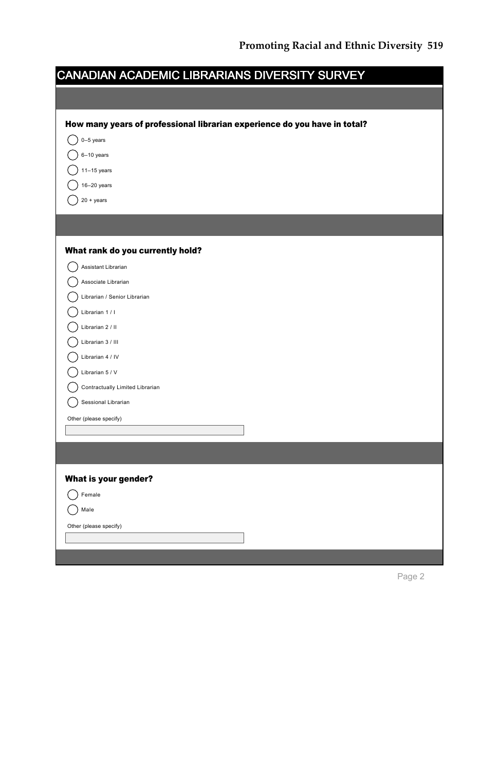## CANADIAN ACADEMIC LIBRARIANS DIVERSITY SURVEY

**How many years of professional librarian experience do you have in total?**

- ( ) 0–5 years
- ( ) 6–10 years
- ( ) 11–15 years
- ( ) 16–20 years
- ( ) 20 + years

**What rank do you currently hold?**

- ( ) Assistant Librarian
- ( ) Associate Librarian
- ( ) Librarian / Senior Librarian
- ( ) Librarian 1 / I
- ( ) Librarian 2 / II
- ( ) Librarian 3 / III
- ( ) Librarian 4 / IV
- ( ) Librarian 5 / V
- ( ) Contractually Limited Librarian
- ( ) Sessional Librarian

Other (please specify)

**What is your gender?**

- ( ) Female
- ( ) Male

Other (please specify)

Page 2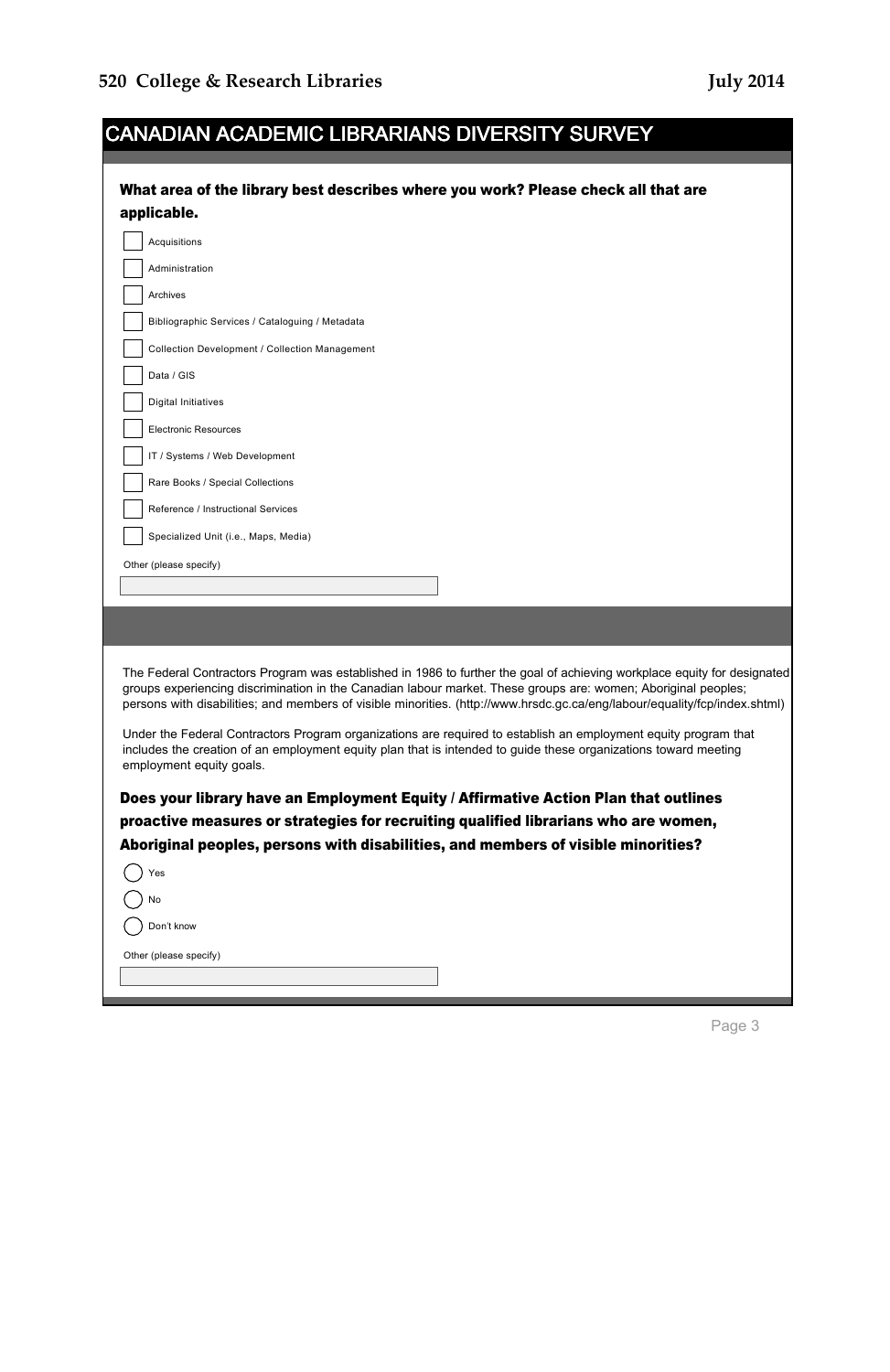## CANADIAN ACADEMIC LIBRARIANS DIVERSITY SURVEY

**What area of the library best describes where you work? Please check all that are applicable.**

- [ ] Acquisitions
- [ ] Administration
- [ ] Archives
- [ ] Bibliographic Services / Cataloguing / Metadata
- [ ] Collection Development / Collection Management
- [ ] Data / GIS
- [ ] Digital Initiatives
- [ ] Electronic Resources
- [ ] IT / Systems / Web Development
- [ ] Rare Books / Special Collections
- [ ] Reference / Instructional Services
- [ ] Specialized Unit (i.e., Maps, Media)

Other (please specify)

\_\_\_\_\_\_\_\_\_\_\_\_\_\_\_\_\_\_\_\_

The Federal Contractors Program was established in 1986 to further the goal of achieving workplace equity for designated groups experiencing discrimination in the Canadian labour market. These groups are: women; Aboriginal peoples; persons with disabilities; and members of visible minorities. (http://www.hrsdc.gc.ca/eng/labour/equality/fcp/index.shtml)

Under the Federal Contractors Program organizations are required to establish an employment equity program that includes the creation of an employment equity plan that is intended to guide these organizations toward meeting employment equity goals.

**Does your library have an Employment Equity / Affirmative Action Plan that outlines proactive measures or strategies for recruiting qualified librarians who are women, Aboriginal peoples, persons with disabilities, and members of visible minorities?**

- ( ) Yes
- ( ) No
- ( ) Don't know

Other (please specify)

\_\_\_\_\_\_\_\_\_\_\_\_\_\_\_\_\_\_\_\_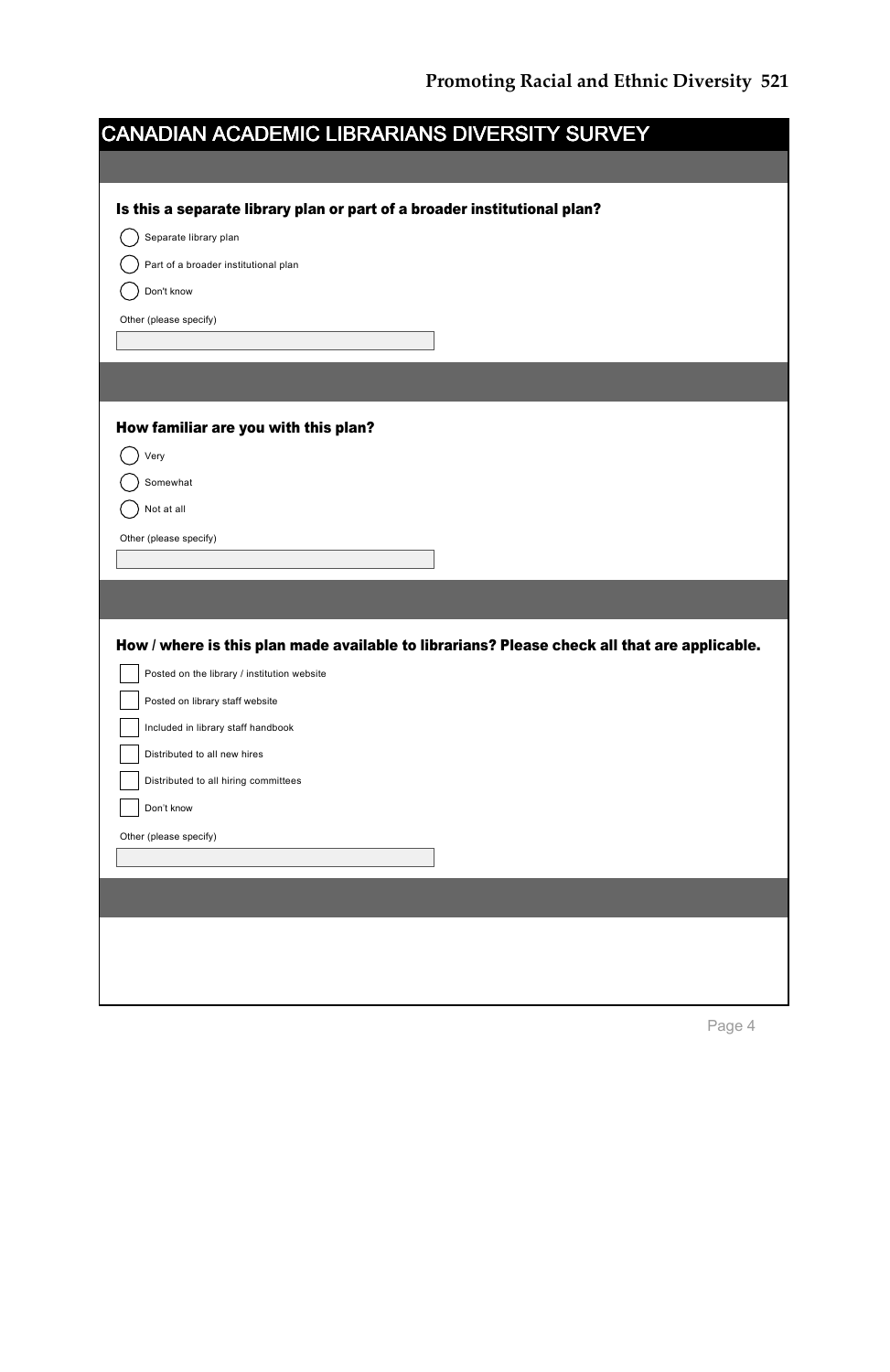# CANADIAN ACADEMIC LIBRARIANS DIVERSITY SURVEY

**Is this a separate library plan or part of a broader institutional plan?**

- ◯ Separate library plan
- ◯ Part of a broader institutional plan
- ◯ Don't know

Other (please specify)

**How familiar are you with this plan?**

- ◯ Very
- ◯ Somewhat
- ◯ Not at all

Other (please specify)

**How / where is this plan made available to librarians? Please check all that are applicable.**

- ☐ Posted on the library / institution website
- ☐ Posted on library staff website
- ☐ Included in library staff handbook
- ☐ Distributed to all new hires
- ☐ Distributed to all hiring committees
- ☐ Don't know

Other (please specify)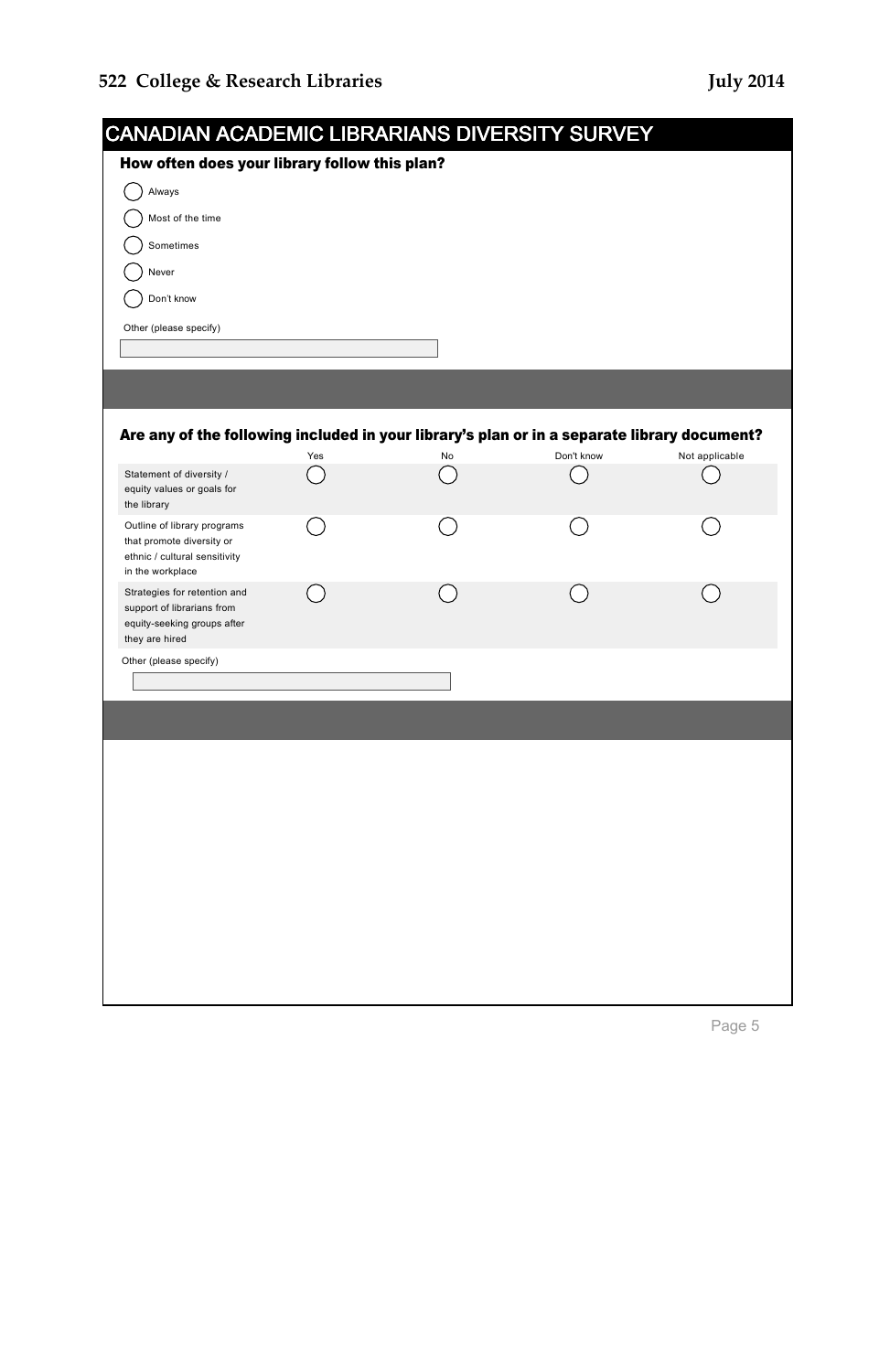## CANADIAN ACADEMIC LIBRARIANS DIVERSITY SURVEY

**How often does your library follow this plan?**

- ◯ Always
- ◯ Most of the time
- ◯ Sometimes
- ◯ Never
- ◯ Don't know

Other (please specify)

**Are any of the following included in your library's plan or in a separate library document?**

| | Yes | No | Don't know | Not applicable |
|---|---|---|---|---|
| Statement of diversity / equity values or goals for the library | ◯ | ◯ | ◯ | ◯ |
| Outline of library programs that promote diversity or ethnic / cultural sensitivity in the workplace | ◯ | ◯ | ◯ | ◯ |
| Strategies for retention and support of librarians from equity-seeking groups after they are hired | ◯ | ◯ | ◯ | ◯ |

Other (please specify)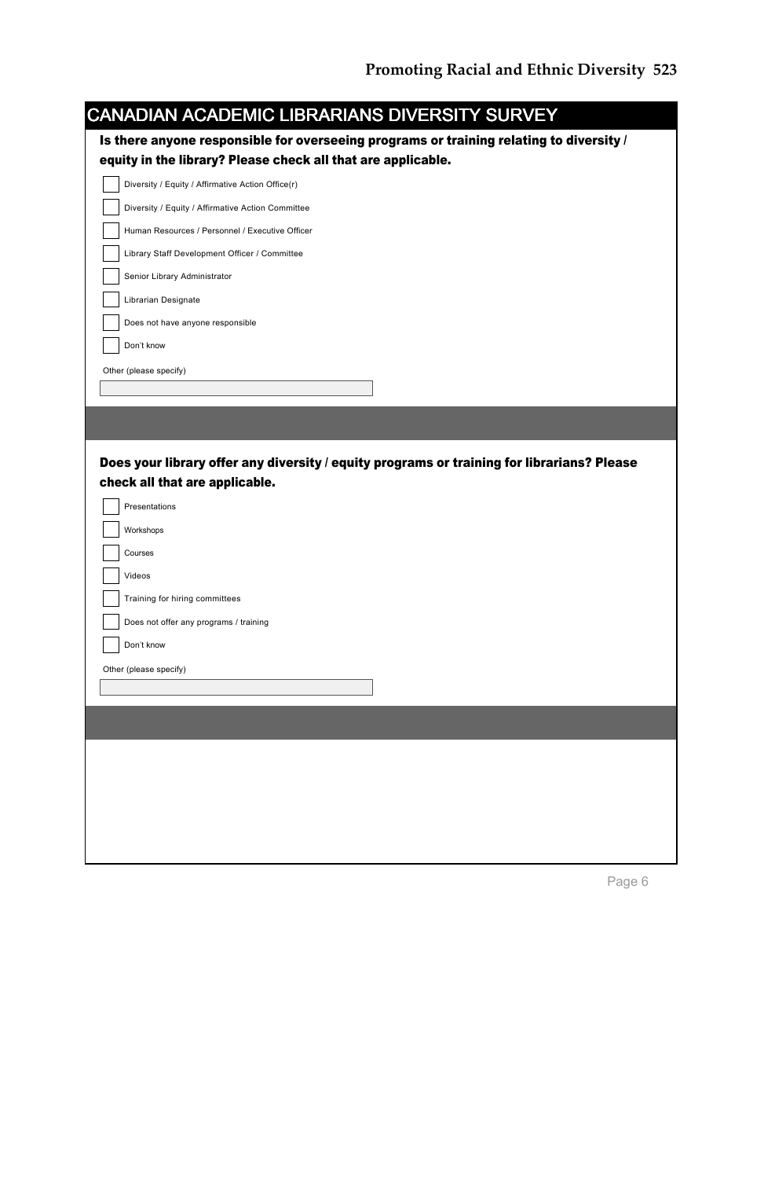## CANADIAN ACADEMIC LIBRARIANS DIVERSITY SURVEY

**Is there anyone responsible for overseeing programs or training relating to diversity / equity in the library? Please check all that are applicable.**

- [ ] Diversity / Equity / Affirmative Action Office(r)
- [ ] Diversity / Equity / Affirmative Action Committee
- [ ] Human Resources / Personnel / Executive Officer
- [ ] Library Staff Development Officer / Committee
- [ ] Senior Library Administrator
- [ ] Librarian Designate
- [ ] Does not have anyone responsible
- [ ] Don't know

Other (please specify)

**Does your library offer any diversity / equity programs or training for librarians? Please check all that are applicable.**

- [ ] Presentations
- [ ] Workshops
- [ ] Courses
- [ ] Videos
- [ ] Training for hiring committees
- [ ] Does not offer any programs / training
- [ ] Don't know

Other (please specify)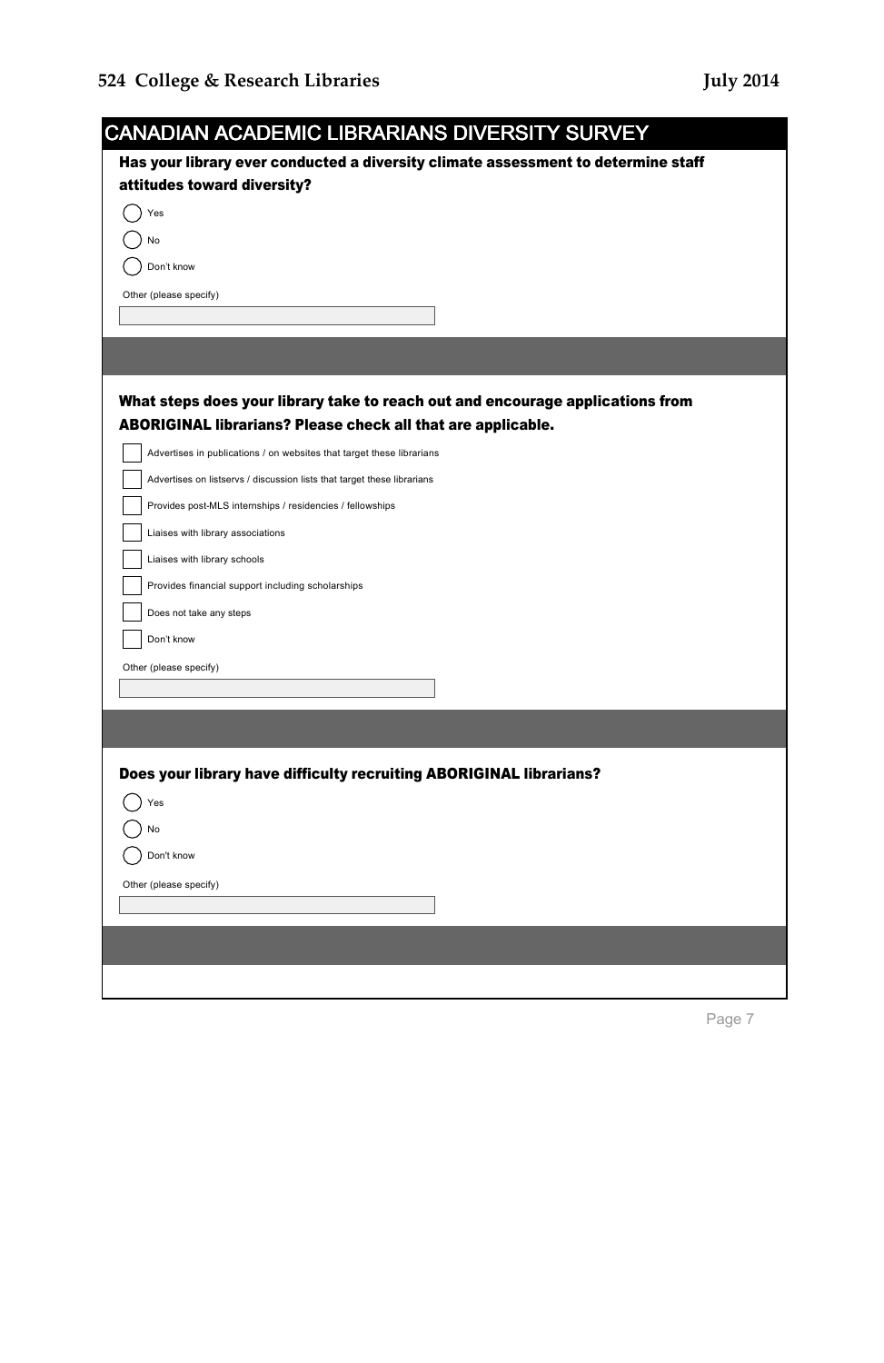## CANADIAN ACADEMIC LIBRARIANS DIVERSITY SURVEY

**Has your library ever conducted a diversity climate assessment to determine staff attitudes toward diversity?**

- ◯ Yes
- ◯ No
- ◯ Don't know

Other (please specify)

**What steps does your library take to reach out and encourage applications from ABORIGINAL librarians? Please check all that are applicable.**

- ☐ Advertises in publications / on websites that target these librarians
- ☐ Advertises on listservs / discussion lists that target these librarians
- ☐ Provides post-MLS internships / residencies / fellowships
- ☐ Liaises with library associations
- ☐ Liaises with library schools
- ☐ Provides financial support including scholarships
- ☐ Does not take any steps
- ☐ Don't know

Other (please specify)

**Does your library have difficulty recruiting ABORIGINAL librarians?**

- ◯ Yes
- ◯ No
- ◯ Don't know

Other (please specify)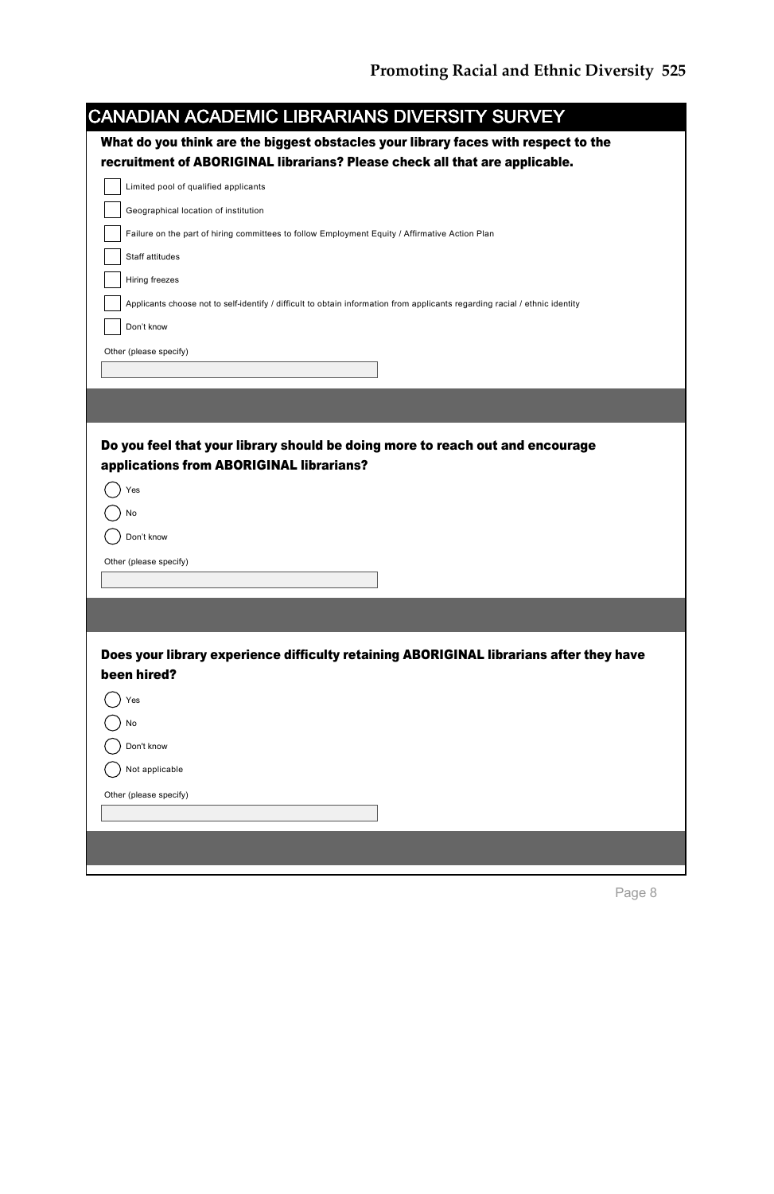## CANADIAN ACADEMIC LIBRARIANS DIVERSITY SURVEY

**What do you think are the biggest obstacles your library faces with respect to the recruitment of ABORIGINAL librarians? Please check all that are applicable.**

- [ ] Limited pool of qualified applicants
- [ ] Geographical location of institution
- [ ] Failure on the part of hiring committees to follow Employment Equity / Affirmative Action Plan
- [ ] Staff attitudes
- [ ] Hiring freezes
- [ ] Applicants choose not to self-identify / difficult to obtain information from applicants regarding racial / ethnic identity
- [ ] Don't know

Other (please specify)

**Do you feel that your library should be doing more to reach out and encourage applications from ABORIGINAL librarians?**

- ( ) Yes
- ( ) No
- ( ) Don't know

Other (please specify)

**Does your library experience difficulty retaining ABORIGINAL librarians after they have been hired?**

- ( ) Yes
- ( ) No
- ( ) Don't know
- ( ) Not applicable

Other (please specify)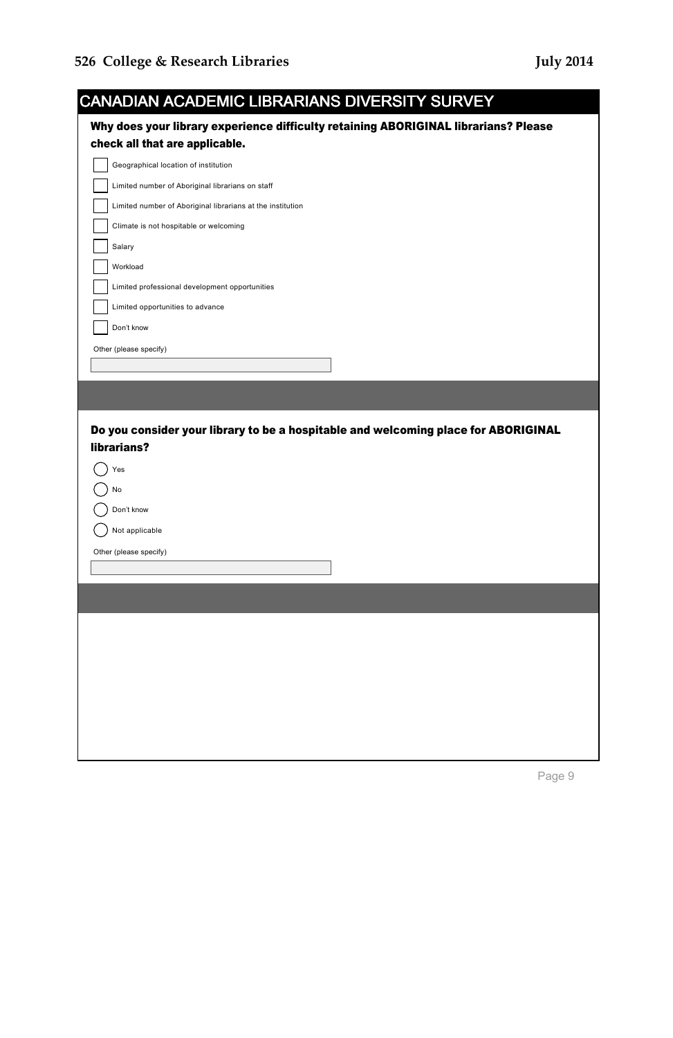## CANADIAN ACADEMIC LIBRARIANS DIVERSITY SURVEY

**Why does your library experience difficulty retaining ABORIGINAL librarians? Please check all that are applicable.**

- [ ] Geographical location of institution
- [ ] Limited number of Aboriginal librarians on staff
- [ ] Limited number of Aboriginal librarians at the institution
- [ ] Climate is not hospitable or welcoming
- [ ] Salary
- [ ] Workload
- [ ] Limited professional development opportunities
- [ ] Limited opportunities to advance
- [ ] Don't know

Other (please specify)

**Do you consider your library to be a hospitable and welcoming place for ABORIGINAL librarians?**

- ( ) Yes
- ( ) No
- ( ) Don't know
- ( ) Not applicable

Other (please specify)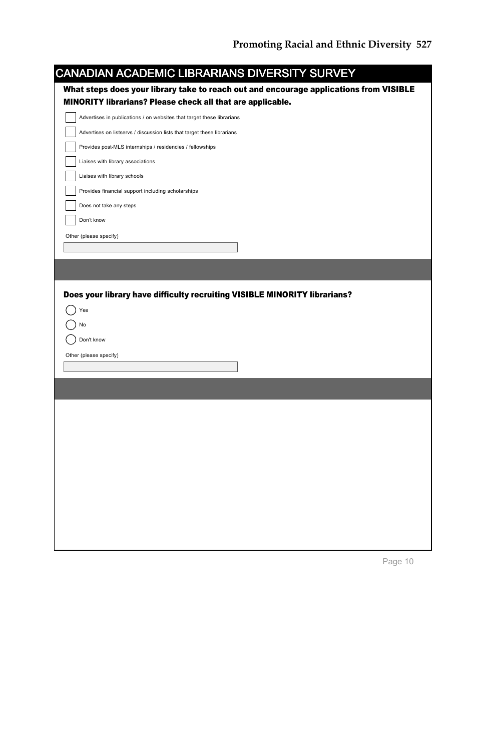## CANADIAN ACADEMIC LIBRARIANS DIVERSITY SURVEY

**What steps does your library take to reach out and encourage applications from VISIBLE MINORITY librarians? Please check all that are applicable.**

- [ ] Advertises in publications / on websites that target these librarians
- [ ] Advertises on listservs / discussion lists that target these librarians
- [ ] Provides post-MLS internships / residencies / fellowships
- [ ] Liaises with library associations
- [ ] Liaises with library schools
- [ ] Provides financial support including scholarships
- [ ] Does not take any steps
- [ ] Don't know

Other (please specify)

**Does your library have difficulty recruiting VISIBLE MINORITY librarians?**

- ( ) Yes
- ( ) No
- ( ) Don't know

Other (please specify)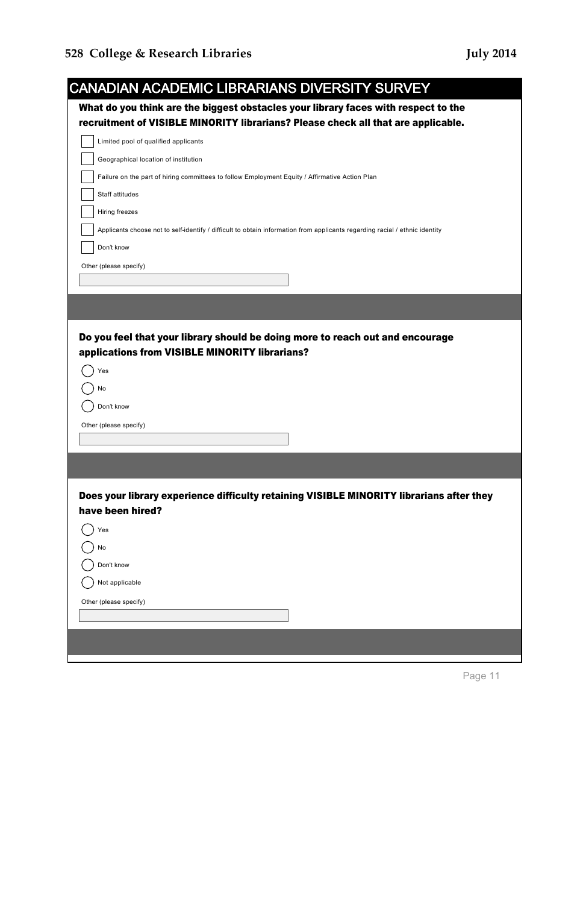## CANADIAN ACADEMIC LIBRARIANS DIVERSITY SURVEY

**What do you think are the biggest obstacles your library faces with respect to the recruitment of VISIBLE MINORITY librarians? Please check all that are applicable.**

- [ ] Limited pool of qualified applicants
- [ ] Geographical location of institution
- [ ] Failure on the part of hiring committees to follow Employment Equity / Affirmative Action Plan
- [ ] Staff attitudes
- [ ] Hiring freezes
- [ ] Applicants choose not to self-identify / difficult to obtain information from applicants regarding racial / ethnic identity
- [ ] Don't know

Other (please specify)

**Do you feel that your library should be doing more to reach out and encourage applications from VISIBLE MINORITY librarians?**

- ( ) Yes
- ( ) No
- ( ) Don't know

Other (please specify)

**Does your library experience difficulty retaining VISIBLE MINORITY librarians after they have been hired?**

- ( ) Yes
- ( ) No
- ( ) Don't know
- ( ) Not applicable

Other (please specify)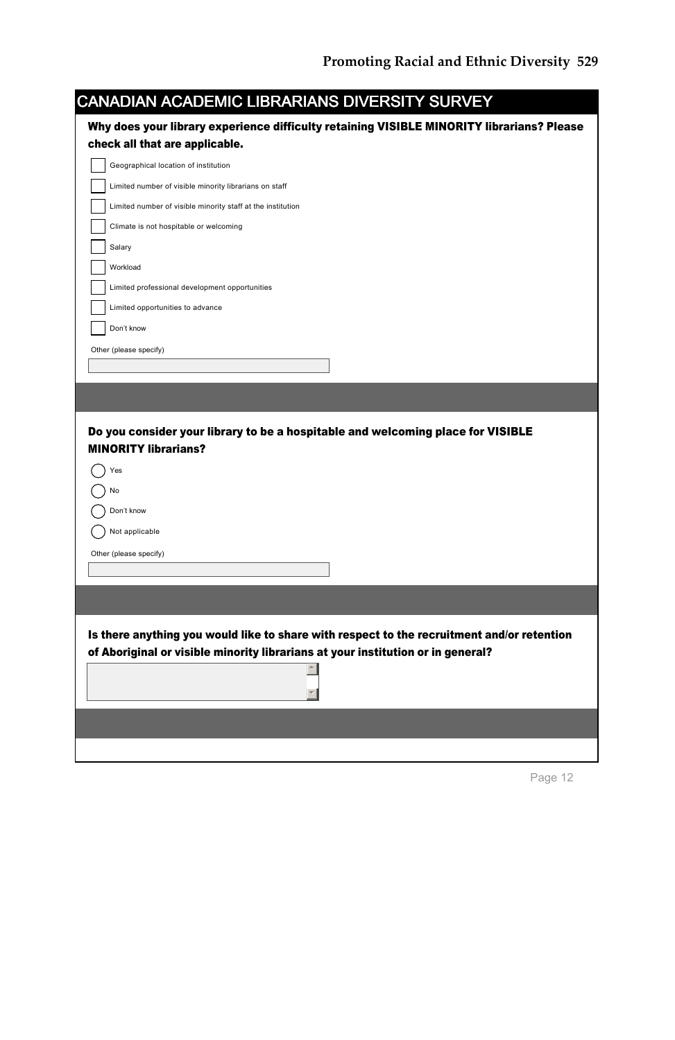## CANADIAN ACADEMIC LIBRARIANS DIVERSITY SURVEY

**Why does your library experience difficulty retaining VISIBLE MINORITY librarians? Please check all that are applicable.**

- [ ] Geographical location of institution
- [ ] Limited number of visible minority librarians on staff
- [ ] Limited number of visible minority staff at the institution
- [ ] Climate is not hospitable or welcoming
- [ ] Salary
- [ ] Workload
- [ ] Limited professional development opportunities
- [ ] Limited opportunities to advance
- [ ] Don't know

Other (please specify)

______________________

**Do you consider your library to be a hospitable and welcoming place for VISIBLE MINORITY librarians?**

- ( ) Yes
- ( ) No
- ( ) Don't know
- ( ) Not applicable

Other (please specify)

______________________

**Is there anything you would like to share with respect to the recruitment and/or retention of Aboriginal or visible minority librarians at your institution or in general?**

______________________

Page 12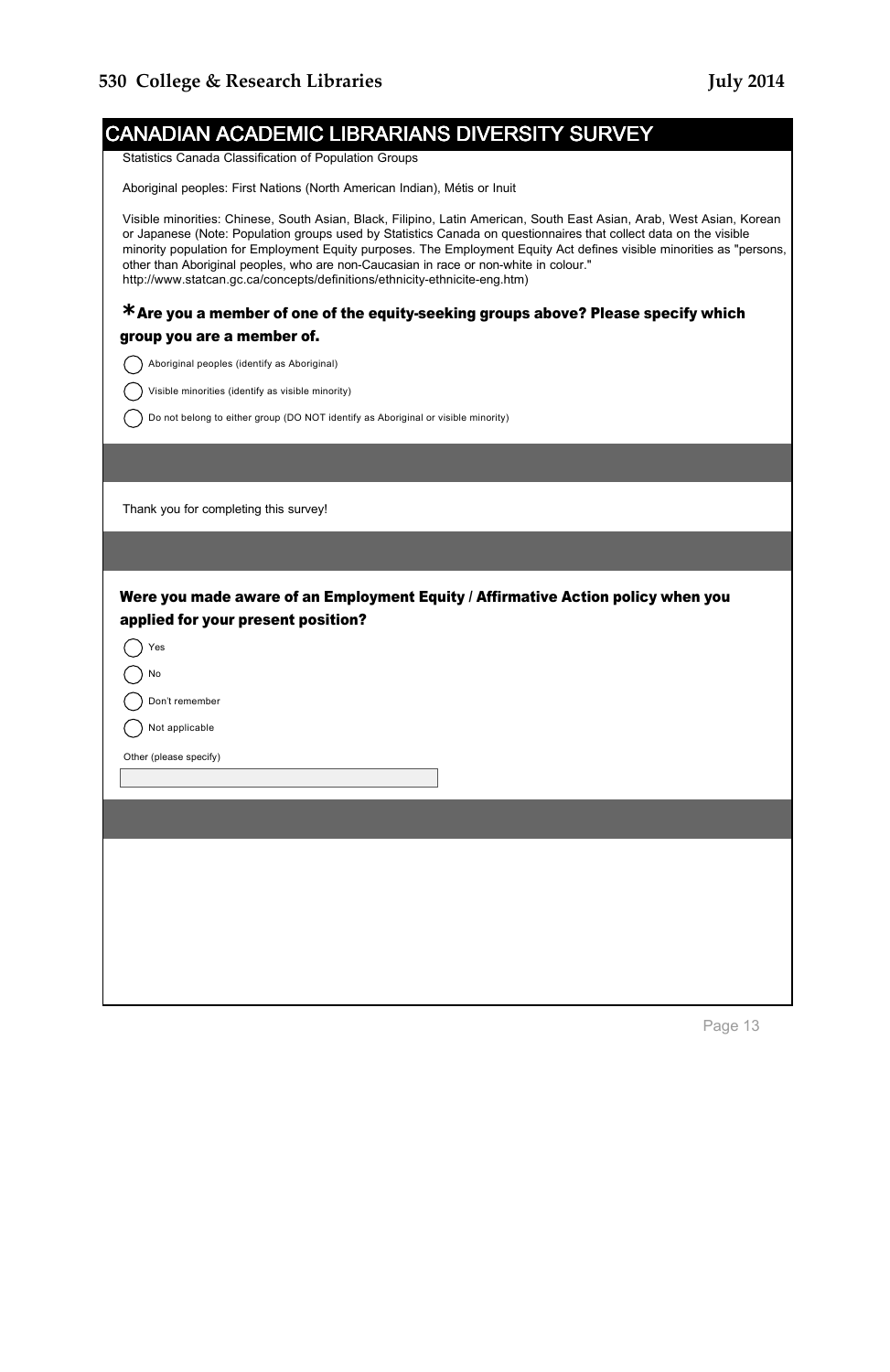# CANADIAN ACADEMIC LIBRARIANS DIVERSITY SURVEY

Statistics Canada Classification of Population Groups

Aboriginal peoples: First Nations (North American Indian), Métis or Inuit

Visible minorities: Chinese, South Asian, Black, Filipino, Latin American, South East Asian, Arab, West Asian, Korean or Japanese (Note: Population groups used by Statistics Canada on questionnaires that collect data on the visible minority population for Employment Equity purposes. The Employment Equity Act defines visible minorities as "persons, other than Aboriginal peoples, who are non-Caucasian in race or non-white in colour." http://www.statcan.gc.ca/concepts/definitions/ethnicity-ethnicite-eng.htm)

**\*Are you a member of one of the equity-seeking groups above? Please specify which group you are a member of.**

- Aboriginal peoples (identify as Aboriginal)
- Visible minorities (identify as visible minority)
- Do not belong to either group (DO NOT identify as Aboriginal or visible minority)

Thank you for completing this survey!

**Were you made aware of an Employment Equity / Affirmative Action policy when you applied for your present position?**

- Yes
- No
- Don't remember
- Not applicable

Other (please specify)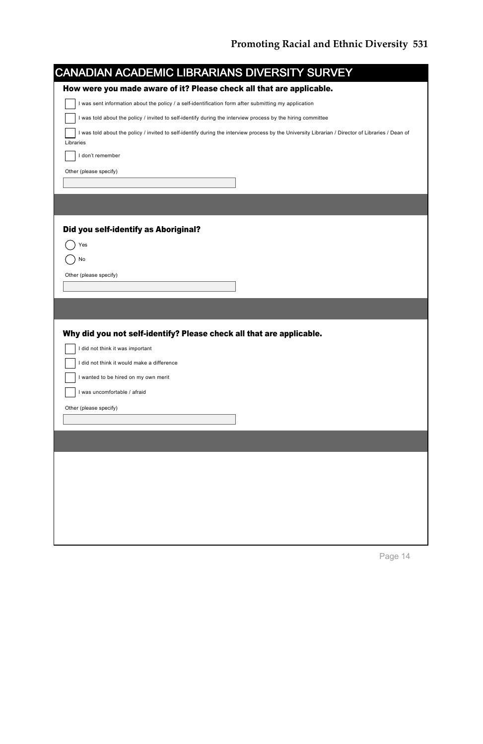## CANADIAN ACADEMIC LIBRARIANS DIVERSITY SURVEY

**How were you made aware of it? Please check all that are applicable.**

- [ ] I was sent information about the policy / a self-identification form after submitting my application
- [ ] I was told about the policy / invited to self-identify during the interview process by the hiring committee
- [ ] I was told about the policy / invited to self-identify during the interview process by the University Librarian / Director of Libraries / Dean of Libraries
- [ ] I don't remember

Other (please specify)

______________________________

**Did you self-identify as Aboriginal?**

- ( ) Yes
- ( ) No

Other (please specify)

______________________________

**Why did you not self-identify? Please check all that are applicable.**

- [ ] I did not think it was important
- [ ] I did not think it would make a difference
- [ ] I wanted to be hired on my own merit
- [ ] I was uncomfortable / afraid

Other (please specify)

______________________________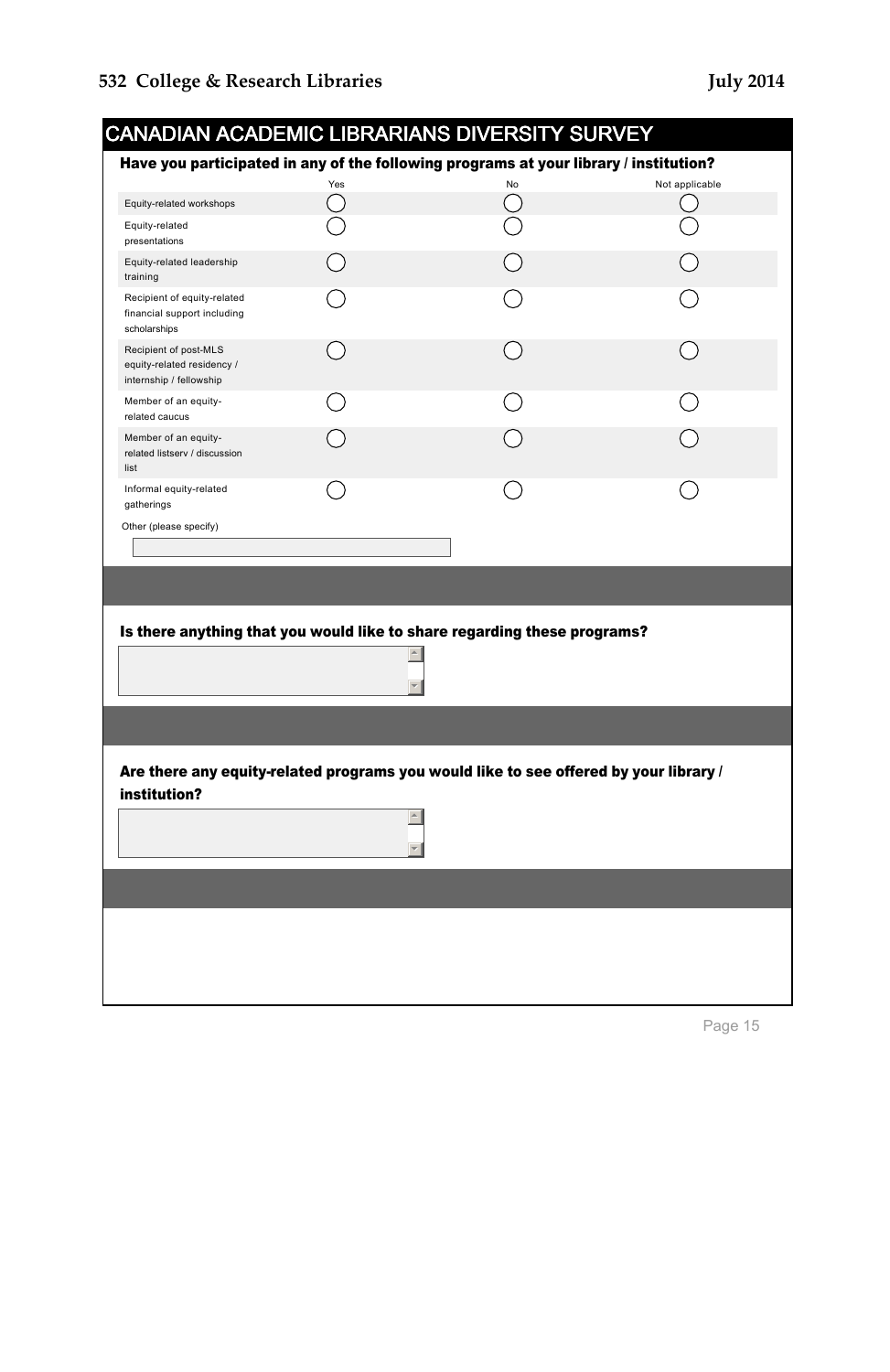## CANADIAN ACADEMIC LIBRARIANS DIVERSITY SURVEY

**Have you participated in any of the following programs at your library / institution?**

| | Yes | No | Not applicable |
|---|---|---|---|
| Equity-related workshops | ◯ | ◯ | ◯ |
| Equity-related presentations | ◯ | ◯ | ◯ |
| Equity-related leadership training | ◯ | ◯ | ◯ |
| Recipient of equity-related financial support including scholarships | ◯ | ◯ | ◯ |
| Recipient of post-MLS equity-related residency / internship / fellowship | ◯ | ◯ | ◯ |
| Member of an equity-related caucus | ◯ | ◯ | ◯ |
| Member of an equity-related listserv / discussion list | ◯ | ◯ | ◯ |
| Informal equity-related gatherings | ◯ | ◯ | ◯ |

Other (please specify)

**Is there anything that you would like to share regarding these programs?**

**Are there any equity-related programs you would like to see offered by your library / institution?**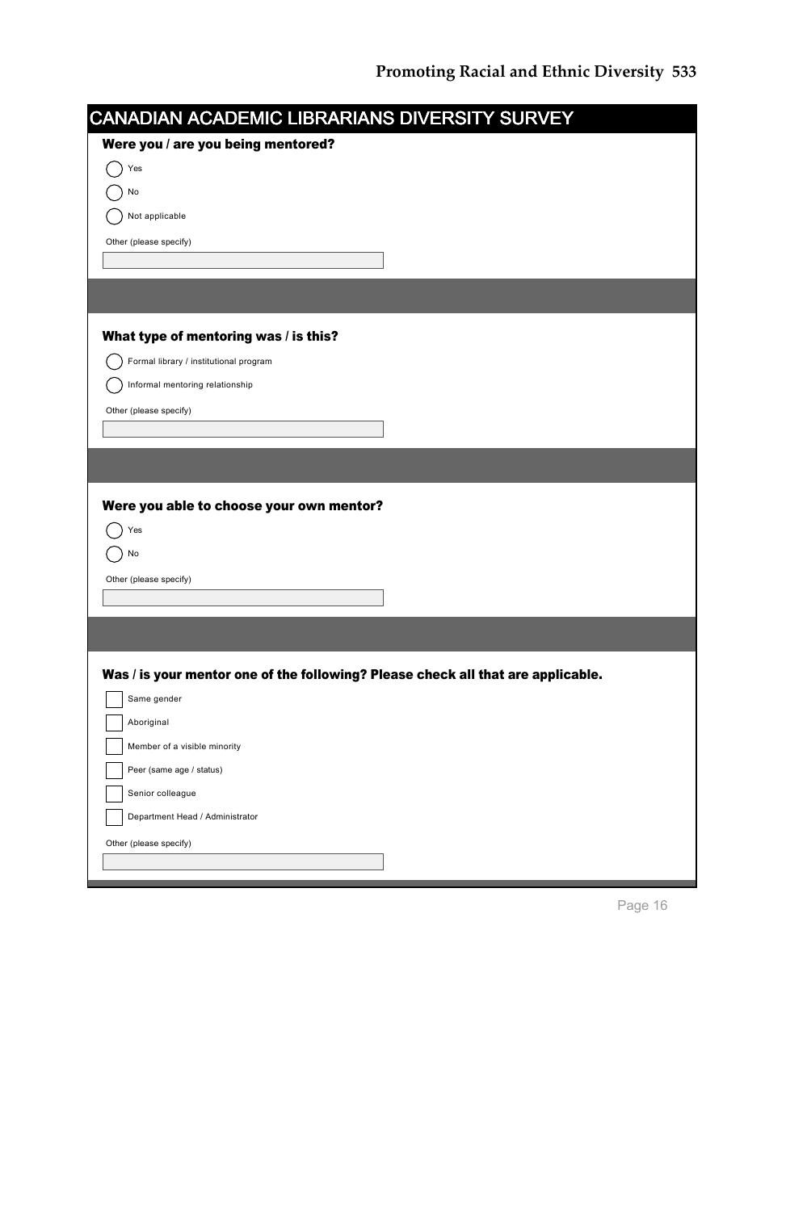## CANADIAN ACADEMIC LIBRARIANS DIVERSITY SURVEY

**Were you / are you being mentored?**

- ◯ Yes
- ◯ No
- ◯ Not applicable

Other (please specify)

\_\_\_\_\_\_\_\_\_\_\_\_\_\_\_\_\_\_\_\_

**What type of mentoring was / is this?**

- ◯ Formal library / institutional program
- ◯ Informal mentoring relationship

Other (please specify)

\_\_\_\_\_\_\_\_\_\_\_\_\_\_\_\_\_\_\_\_

**Were you able to choose your own mentor?**

- ◯ Yes
- ◯ No

Other (please specify)

\_\_\_\_\_\_\_\_\_\_\_\_\_\_\_\_\_\_\_\_

**Was / is your mentor one of the following? Please check all that are applicable.**

- ☐ Same gender
- ☐ Aboriginal
- ☐ Member of a visible minority
- ☐ Peer (same age / status)
- ☐ Senior colleague
- ☐ Department Head / Administrator

Other (please specify)

\_\_\_\_\_\_\_\_\_\_\_\_\_\_\_\_\_\_\_\_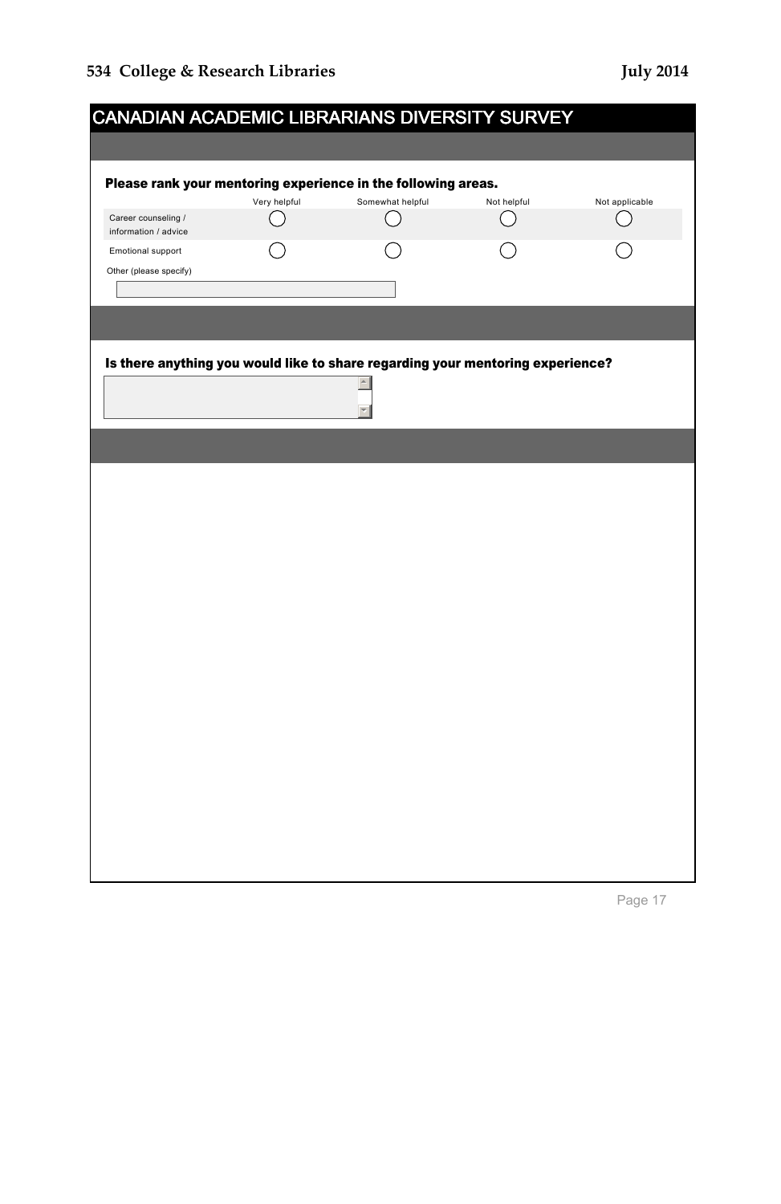## CANADIAN ACADEMIC LIBRARIANS DIVERSITY SURVEY

**Please rank your mentoring experience in the following areas.**

| | Very helpful | Somewhat helpful | Not helpful | Not applicable |
|---|---|---|---|---|
| Career counseling / information / advice | ○ | ○ | ○ | ○ |
| Emotional support | ○ | ○ | ○ | ○ |

Other (please specify)

**Is there anything you would like to share regarding your mentoring experience?**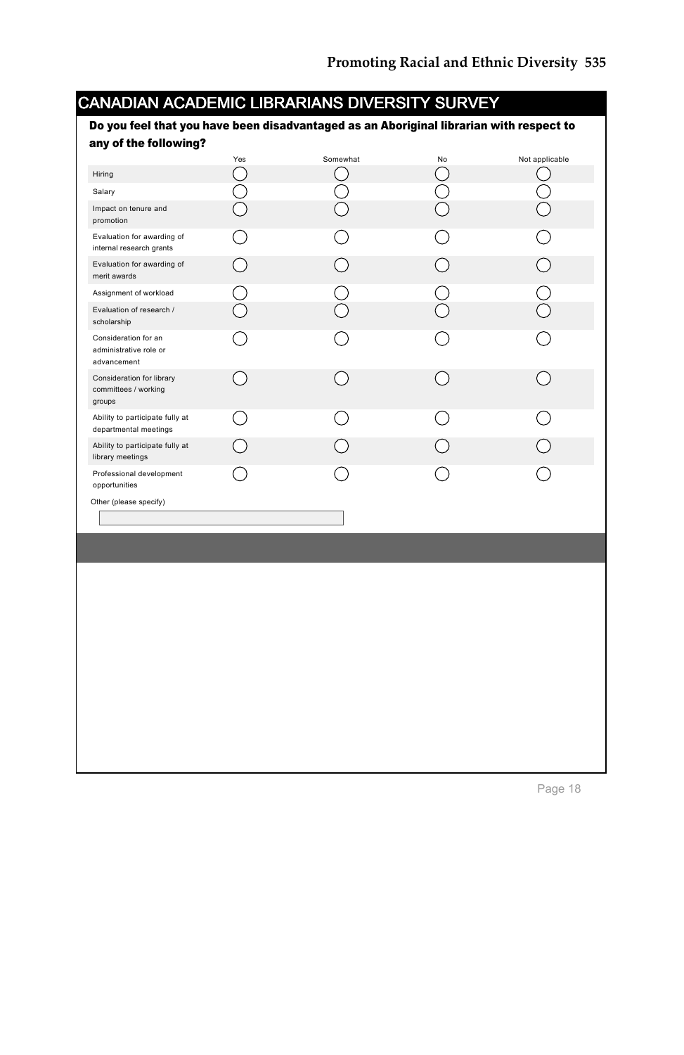## CANADIAN ACADEMIC LIBRARIANS DIVERSITY SURVEY

**Do you feel that you have been disadvantaged as an Aboriginal librarian with respect to any of the following?**

| | Yes | Somewhat | No | Not applicable |
|---|---|---|---|---|
| Hiring | ◯ | ◯ | ◯ | ◯ |
| Salary | ◯ | ◯ | ◯ | ◯ |
| Impact on tenure and promotion | ◯ | ◯ | ◯ | ◯ |
| Evaluation for awarding of internal research grants | ◯ | ◯ | ◯ | ◯ |
| Evaluation for awarding of merit awards | ◯ | ◯ | ◯ | ◯ |
| Assignment of workload | ◯ | ◯ | ◯ | ◯ |
| Evaluation of research / scholarship | ◯ | ◯ | ◯ | ◯ |
| Consideration for an administrative role or advancement | ◯ | ◯ | ◯ | ◯ |
| Consideration for library committees / working groups | ◯ | ◯ | ◯ | ◯ |
| Ability to participate fully at departmental meetings | ◯ | ◯ | ◯ | ◯ |
| Ability to participate fully at library meetings | ◯ | ◯ | ◯ | ◯ |
| Professional development opportunities | ◯ | ◯ | ◯ | ◯ |

Other (please specify)

[ ]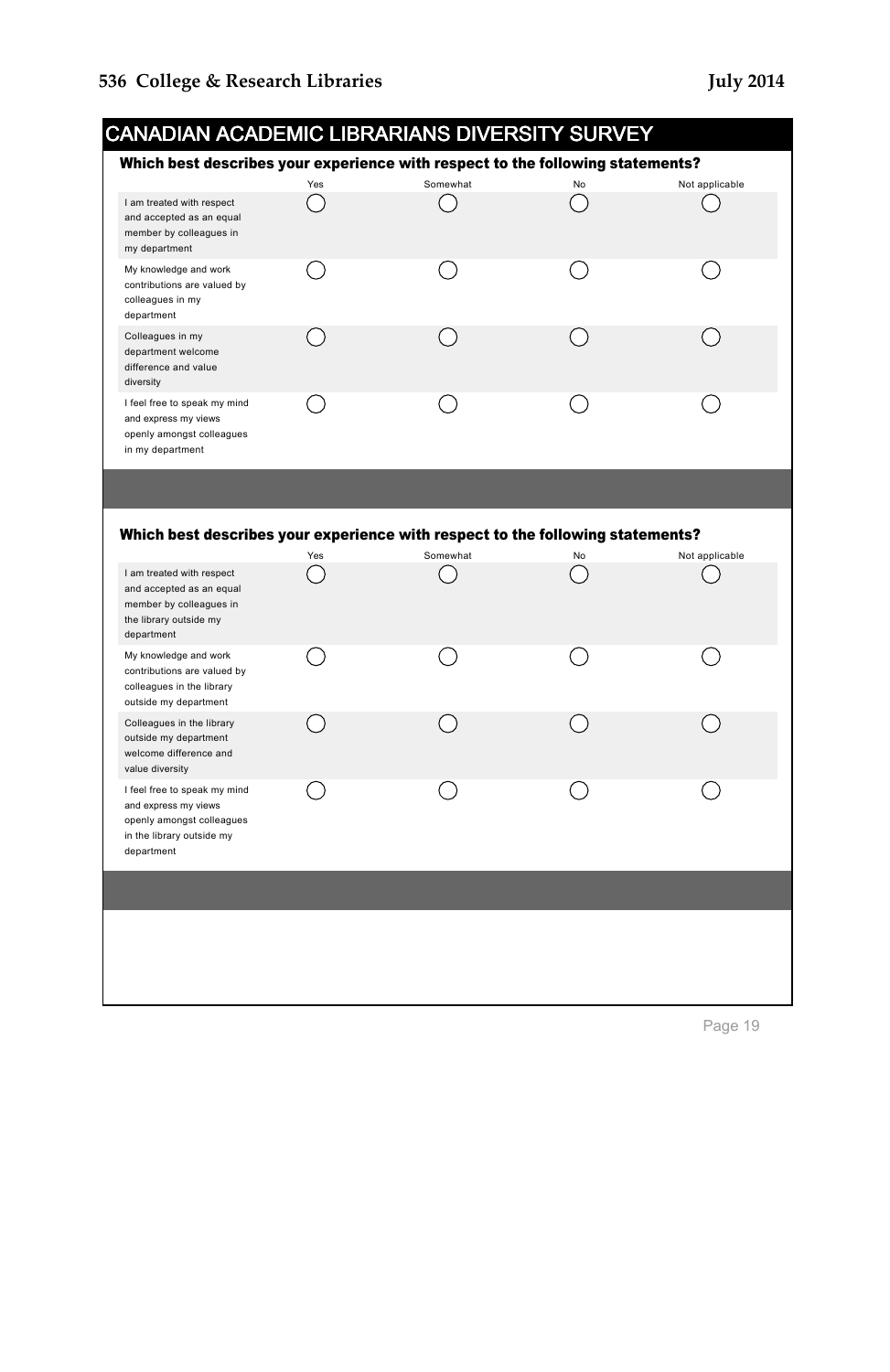## CANADIAN ACADEMIC LIBRARIANS DIVERSITY SURVEY

**Which best describes your experience with respect to the following statements?**

| | Yes | Somewhat | No | Not applicable |
|---|---|---|---|---|
| I am treated with respect and accepted as an equal member by colleagues in my department | ◯ | ◯ | ◯ | ◯ |
| My knowledge and work contributions are valued by colleagues in my department | ◯ | ◯ | ◯ | ◯ |
| Colleagues in my department welcome difference and value diversity | ◯ | ◯ | ◯ | ◯ |
| I feel free to speak my mind and express my views openly amongst colleagues in my department | ◯ | ◯ | ◯ | ◯ |

**Which best describes your experience with respect to the following statements?**

| | Yes | Somewhat | No | Not applicable |
|---|---|---|---|---|
| I am treated with respect and accepted as an equal member by colleagues in the library outside my department | ◯ | ◯ | ◯ | ◯ |
| My knowledge and work contributions are valued by colleagues in the library outside my department | ◯ | ◯ | ◯ | ◯ |
| Colleagues in the library outside my department welcome difference and value diversity | ◯ | ◯ | ◯ | ◯ |
| I feel free to speak my mind and express my views openly amongst colleagues in the library outside my department | ◯ | ◯ | ◯ | ◯ |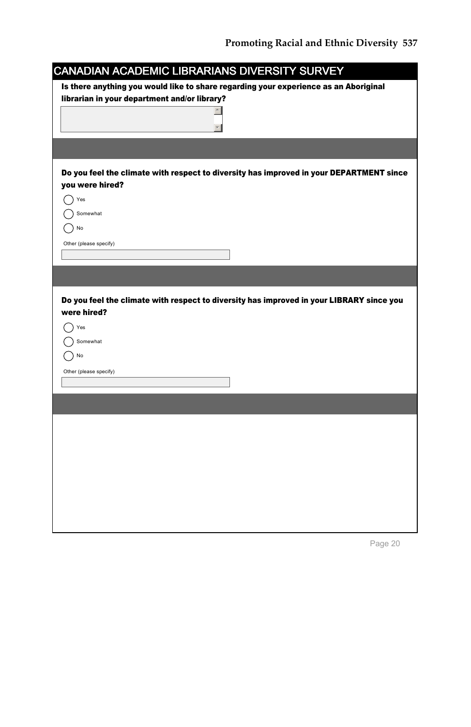## CANADIAN ACADEMIC LIBRARIANS DIVERSITY SURVEY

**Is there anything you would like to share regarding your experience as an Aboriginal librarian in your department and/or library?**

**Do you feel the climate with respect to diversity has improved in your DEPARTMENT since you were hired?**

- Yes
- Somewhat
- No

Other (please specify)

**Do you feel the climate with respect to diversity has improved in your LIBRARY since you were hired?**

- Yes
- Somewhat
- No

Other (please specify)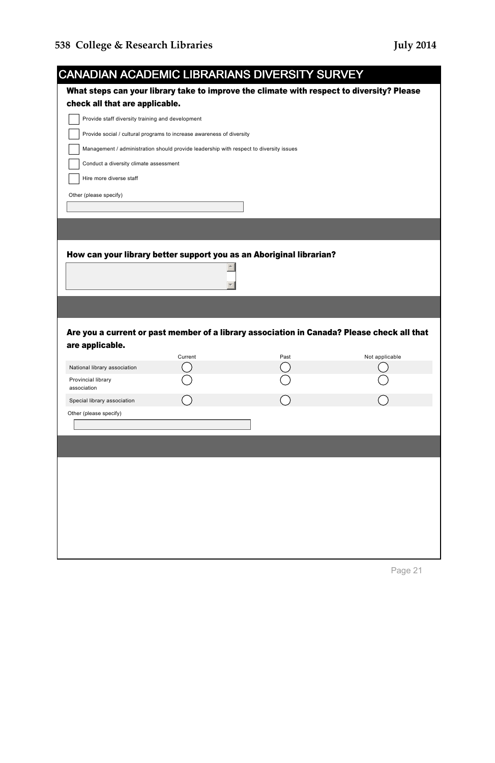## CANADIAN ACADEMIC LIBRARIANS DIVERSITY SURVEY

**What steps can your library take to improve the climate with respect to diversity? Please check all that are applicable.**

- [ ] Provide staff diversity training and development
- [ ] Provide social / cultural programs to increase awareness of diversity
- [ ] Management / administration should provide leadership with respect to diversity issues
- [ ] Conduct a diversity climate assessment
- [ ] Hire more diverse staff

Other (please specify)

**How can your library better support you as an Aboriginal librarian?**

**Are you a current or past member of a library association in Canada? Please check all that are applicable.**

| | Current | Past | Not applicable |
|---|---|---|---|
| National library association | ◯ | ◯ | ◯ |
| Provincial library association | ◯ | ◯ | ◯ |
| Special library association | ◯ | ◯ | ◯ |

Other (please specify)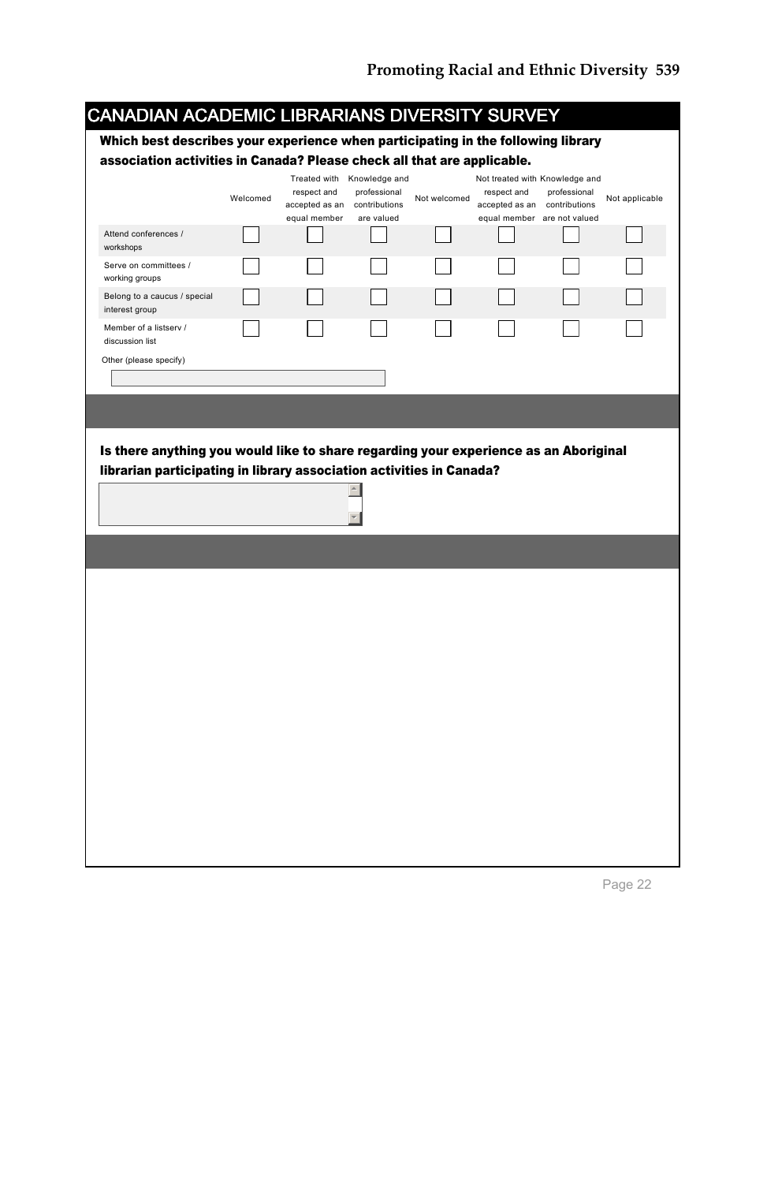## CANADIAN ACADEMIC LIBRARIANS DIVERSITY SURVEY

**Which best describes your experience when participating in the following library association activities in Canada? Please check all that are applicable.**

| | Welcomed | Treated with respect and accepted as an equal member | Knowledge and professional contributions are valued | Not welcomed | Not treated with respect and accepted as an equal member | Knowledge and professional contributions are not valued | Not applicable |
|---|---|---|---|---|---|---|---|
| Attend conferences / workshops | ☐ | ☐ | ☐ | ☐ | ☐ | ☐ | ☐ |
| Serve on committees / working groups | ☐ | ☐ | ☐ | ☐ | ☐ | ☐ | ☐ |
| Belong to a caucus / special interest group | ☐ | ☐ | ☐ | ☐ | ☐ | ☐ | ☐ |
| Member of a listserv / discussion list | ☐ | ☐ | ☐ | ☐ | ☐ | ☐ | ☐ |

Other (please specify)

**Is there anything you would like to share regarding your experience as an Aboriginal librarian participating in library association activities in Canada?**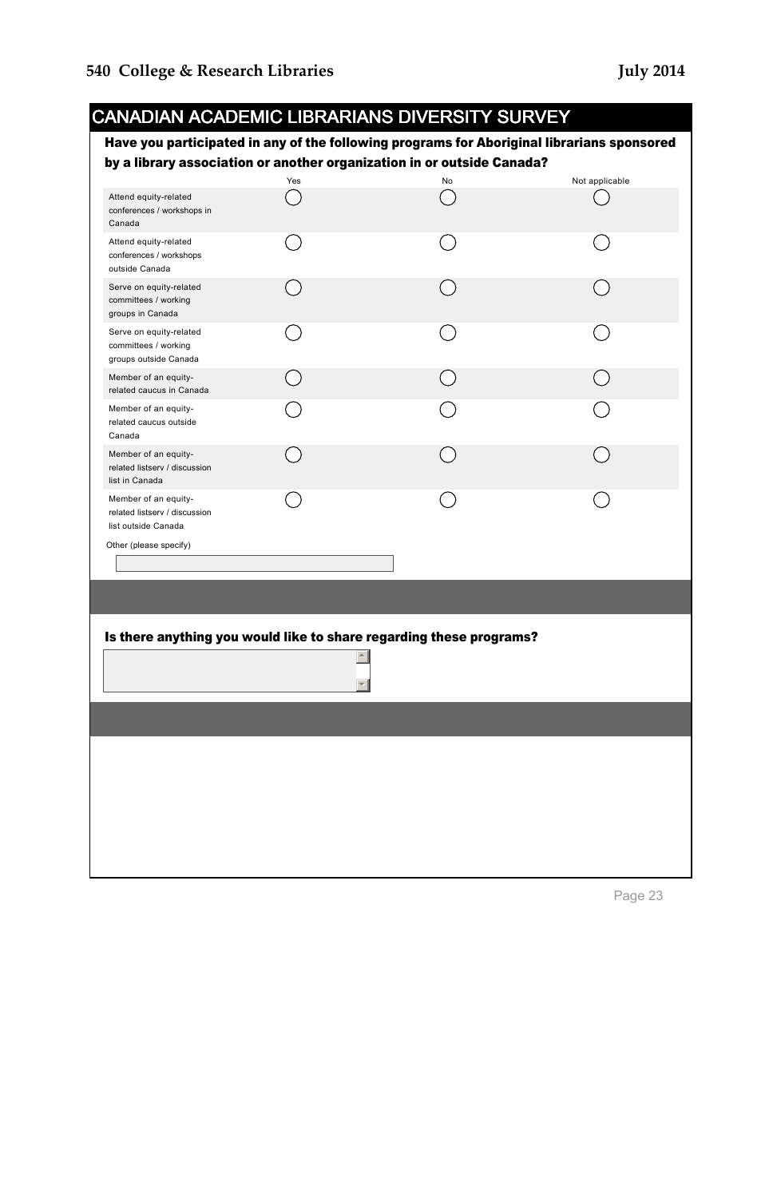## CANADIAN ACADEMIC LIBRARIANS DIVERSITY SURVEY

**Have you participated in any of the following programs for Aboriginal librarians sponsored by a library association or another organization in or outside Canada?**

| | Yes | No | Not applicable |
|---|---|---|---|
| Attend equity-related conferences / workshops in Canada | ◯ | ◯ | ◯ |
| Attend equity-related conferences / workshops outside Canada | ◯ | ◯ | ◯ |
| Serve on equity-related committees / working groups in Canada | ◯ | ◯ | ◯ |
| Serve on equity-related committees / working groups outside Canada | ◯ | ◯ | ◯ |
| Member of an equity-related caucus in Canada | ◯ | ◯ | ◯ |
| Member of an equity-related caucus outside Canada | ◯ | ◯ | ◯ |
| Member of an equity-related listserv / discussion list in Canada | ◯ | ◯ | ◯ |
| Member of an equity-related listserv / discussion list outside Canada | ◯ | ◯ | ◯ |

Other (please specify)

[ ]

**Is there anything you would like to share regarding these programs?**

[ ]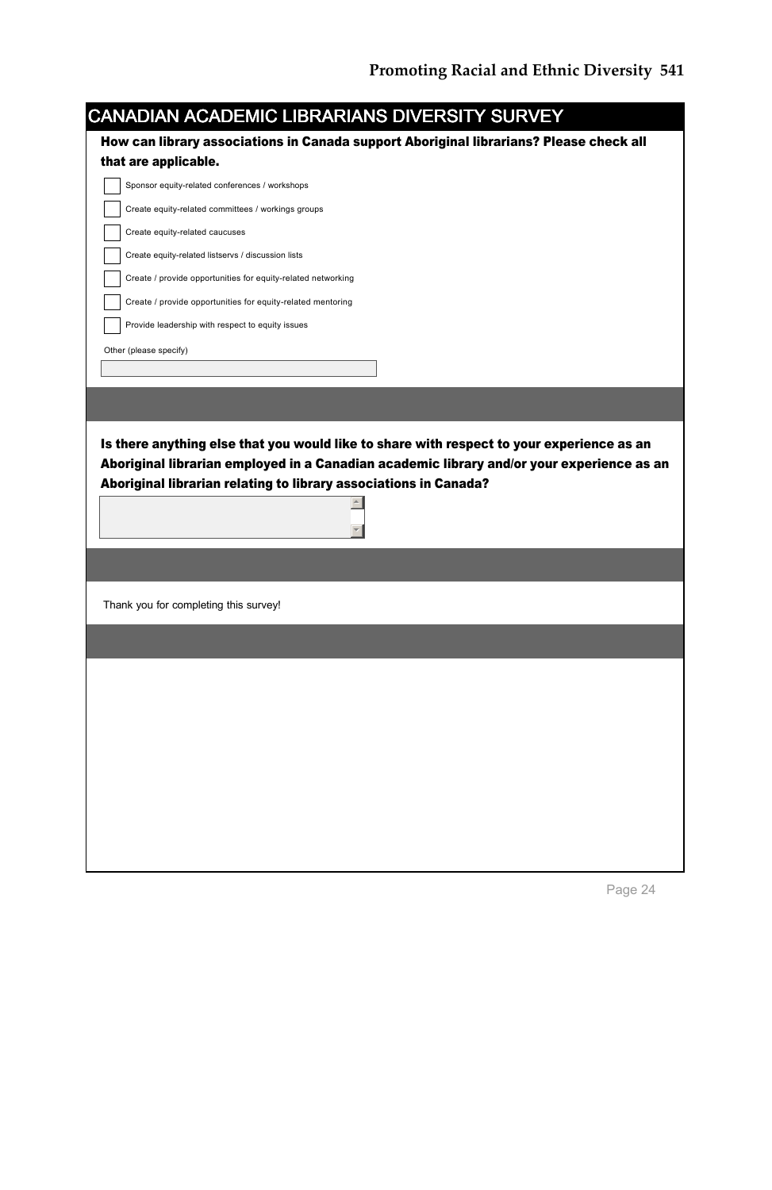## CANADIAN ACADEMIC LIBRARIANS DIVERSITY SURVEY

**How can library associations in Canada support Aboriginal librarians? Please check all that are applicable.**

- [ ] Sponsor equity-related conferences / workshops
- [ ] Create equity-related committees / workings groups
- [ ] Create equity-related caucuses
- [ ] Create equity-related listservs / discussion lists
- [ ] Create / provide opportunities for equity-related networking
- [ ] Create / provide opportunities for equity-related mentoring
- [ ] Provide leadership with respect to equity issues

Other (please specify)

**Is there anything else that you would like to share with respect to your experience as an Aboriginal librarian employed in a Canadian academic library and/or your experience as an Aboriginal librarian relating to library associations in Canada?**

Thank you for completing this survey!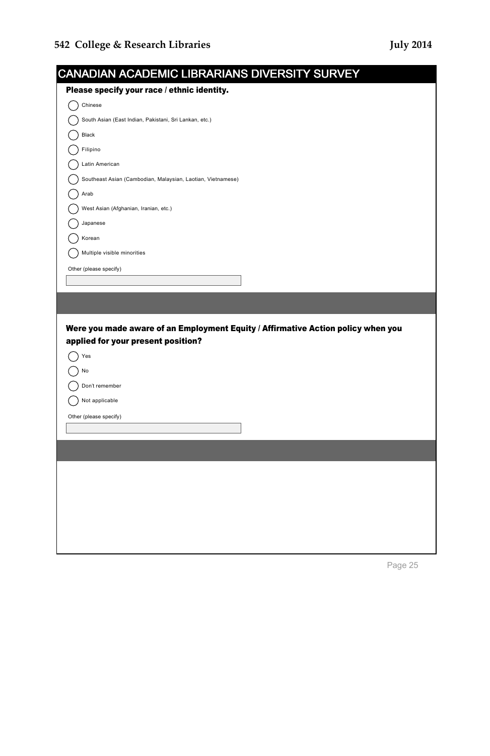## CANADIAN ACADEMIC LIBRARIANS DIVERSITY SURVEY

**Please specify your race / ethnic identity.**

- ◯ Chinese
- ◯ South Asian (East Indian, Pakistani, Sri Lankan, etc.)
- ◯ Black
- ◯ Filipino
- ◯ Latin American
- ◯ Southeast Asian (Cambodian, Malaysian, Laotian, Vietnamese)
- ◯ Arab
- ◯ West Asian (Afghanian, Iranian, etc.)
- ◯ Japanese
- ◯ Korean
- ◯ Multiple visible minorities

Other (please specify)

\_\_\_\_\_\_\_\_\_\_\_\_\_\_\_\_\_\_\_\_

**Were you made aware of an Employment Equity / Affirmative Action policy when you applied for your present position?**

- ◯ Yes
- ◯ No
- ◯ Don't remember
- ◯ Not applicable

Other (please specify)

\_\_\_\_\_\_\_\_\_\_\_\_\_\_\_\_\_\_\_\_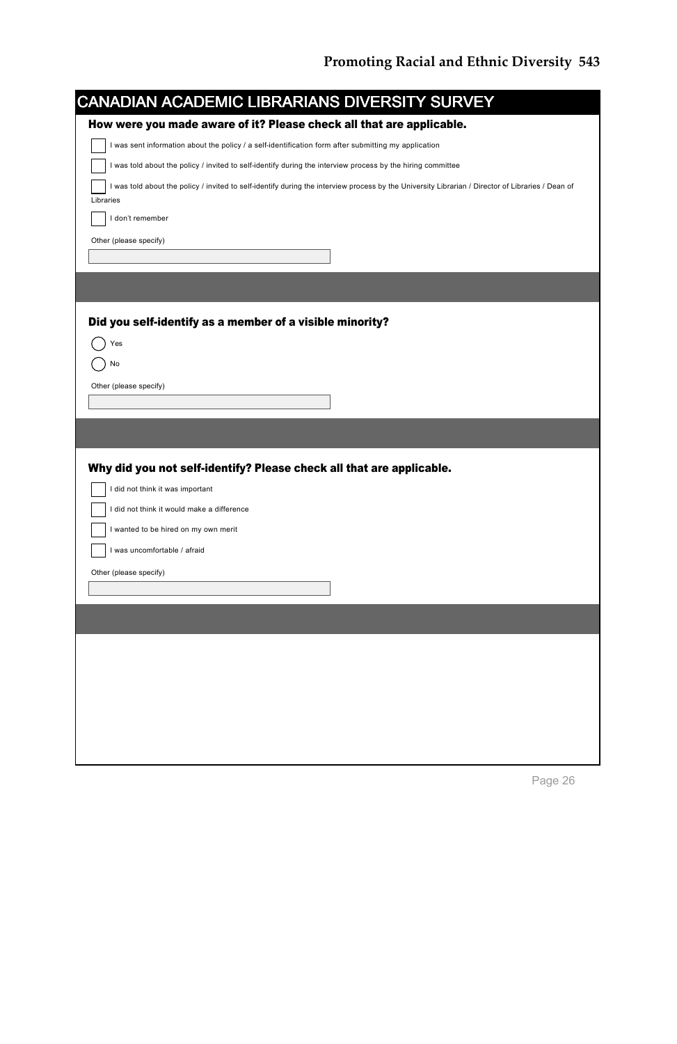## CANADIAN ACADEMIC LIBRARIANS DIVERSITY SURVEY

**How were you made aware of it? Please check all that are applicable.**

- [ ] I was sent information about the policy / a self-identification form after submitting my application
- [ ] I was told about the policy / invited to self-identify during the interview process by the hiring committee
- [ ] I was told about the policy / invited to self-identify during the interview process by the University Librarian / Director of Libraries / Dean of Libraries
- [ ] I don't remember

Other (please specify)

**Did you self-identify as a member of a visible minority?**

- ( ) Yes
- ( ) No

Other (please specify)

**Why did you not self-identify? Please check all that are applicable.**

- [ ] I did not think it was important
- [ ] I did not think it would make a difference
- [ ] I wanted to be hired on my own merit
- [ ] I was uncomfortable / afraid

Other (please specify)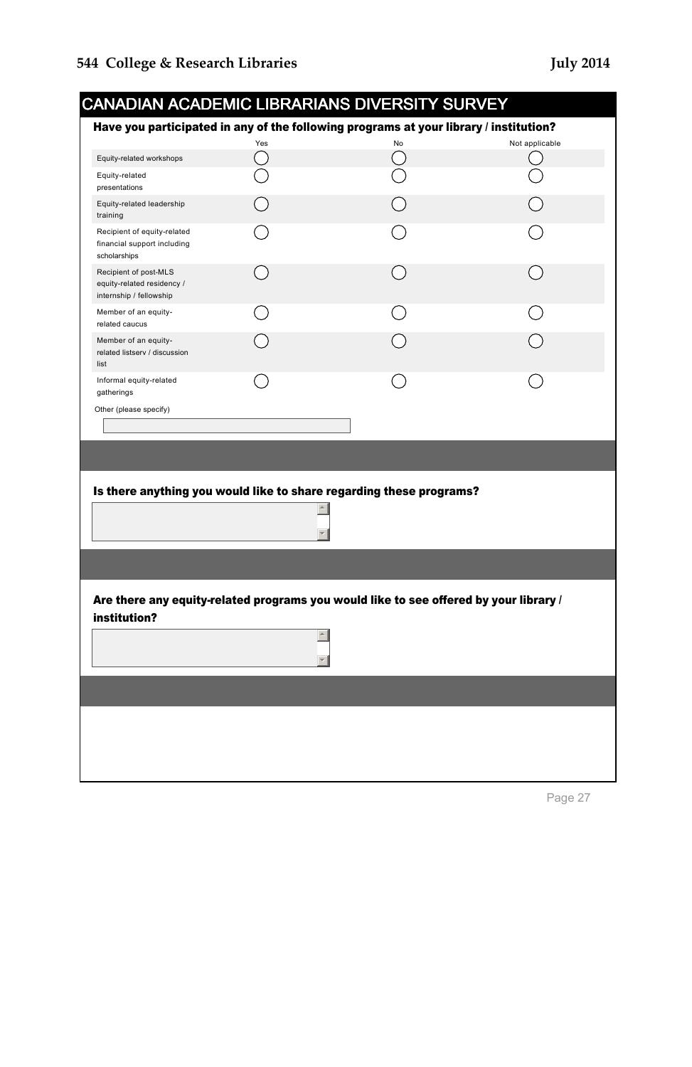## CANADIAN ACADEMIC LIBRARIANS DIVERSITY SURVEY

**Have you participated in any of the following programs at your library / institution?**

| | Yes | No | Not applicable |
|---|---|---|---|
| Equity-related workshops | ◯ | ◯ | ◯ |
| Equity-related presentations | ◯ | ◯ | ◯ |
| Equity-related leadership training | ◯ | ◯ | ◯ |
| Recipient of equity-related financial support including scholarships | ◯ | ◯ | ◯ |
| Recipient of post-MLS equity-related residency / internship / fellowship | ◯ | ◯ | ◯ |
| Member of an equity-related caucus | ◯ | ◯ | ◯ |
| Member of an equity-related listserv / discussion list | ◯ | ◯ | ◯ |
| Informal equity-related gatherings | ◯ | ◯ | ◯ |

Other (please specify)

**Is there anything you would like to share regarding these programs?**

**Are there any equity-related programs you would like to see offered by your library / institution?**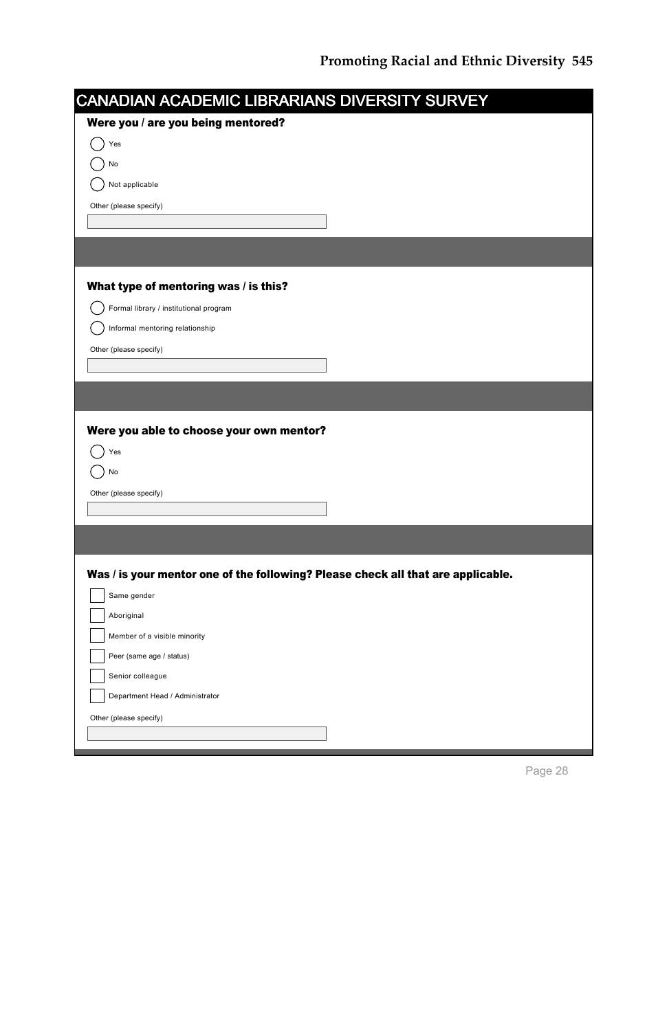## CANADIAN ACADEMIC LIBRARIANS DIVERSITY SURVEY

**Were you / are you being mentored?**

- ◯ Yes
- ◯ No
- ◯ Not applicable

Other (please specify)

\_\_\_\_\_\_\_\_\_\_\_\_\_\_\_\_\_\_\_\_\_\_\_\_

**What type of mentoring was / is this?**

- ◯ Formal library / institutional program
- ◯ Informal mentoring relationship

Other (please specify)

\_\_\_\_\_\_\_\_\_\_\_\_\_\_\_\_\_\_\_\_\_\_\_\_

**Were you able to choose your own mentor?**

- ◯ Yes
- ◯ No

Other (please specify)

\_\_\_\_\_\_\_\_\_\_\_\_\_\_\_\_\_\_\_\_\_\_\_\_

**Was / is your mentor one of the following? Please check all that are applicable.**

- ☐ Same gender
- ☐ Aboriginal
- ☐ Member of a visible minority
- ☐ Peer (same age / status)
- ☐ Senior colleague
- ☐ Department Head / Administrator

Other (please specify)

\_\_\_\_\_\_\_\_\_\_\_\_\_\_\_\_\_\_\_\_\_\_\_\_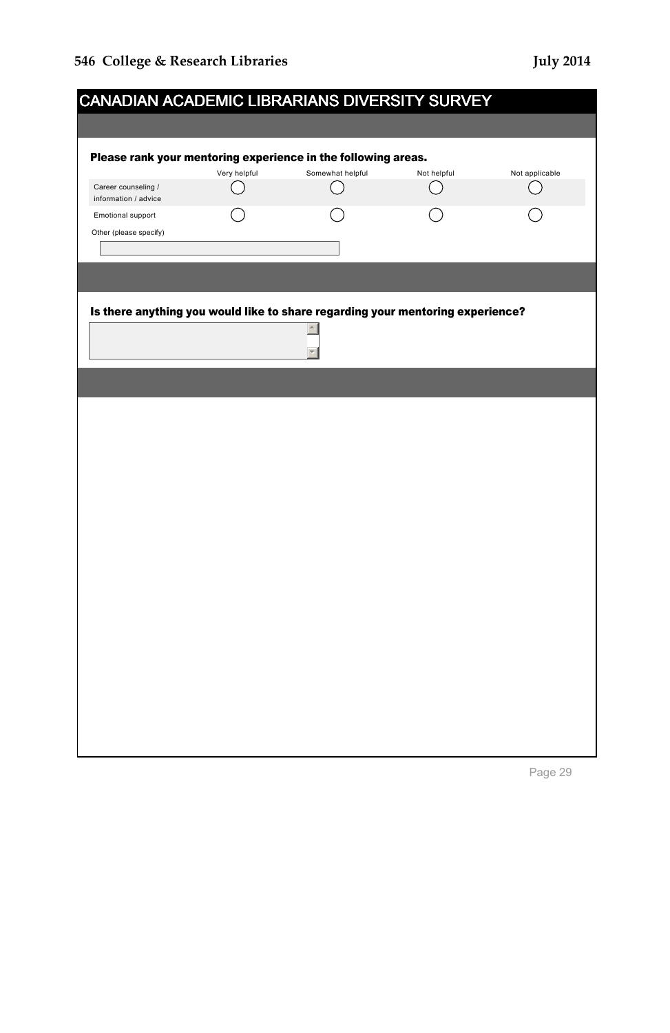## CANADIAN ACADEMIC LIBRARIANS DIVERSITY SURVEY

**Please rank your mentoring experience in the following areas.**

| | Very helpful | Somewhat helpful | Not helpful | Not applicable |
|---|---|---|---|---|
| Career counseling / information / advice | ◯ | ◯ | ◯ | ◯ |
| Emotional support | ◯ | ◯ | ◯ | ◯ |

Other (please specify)

**Is there anything you would like to share regarding your mentoring experience?**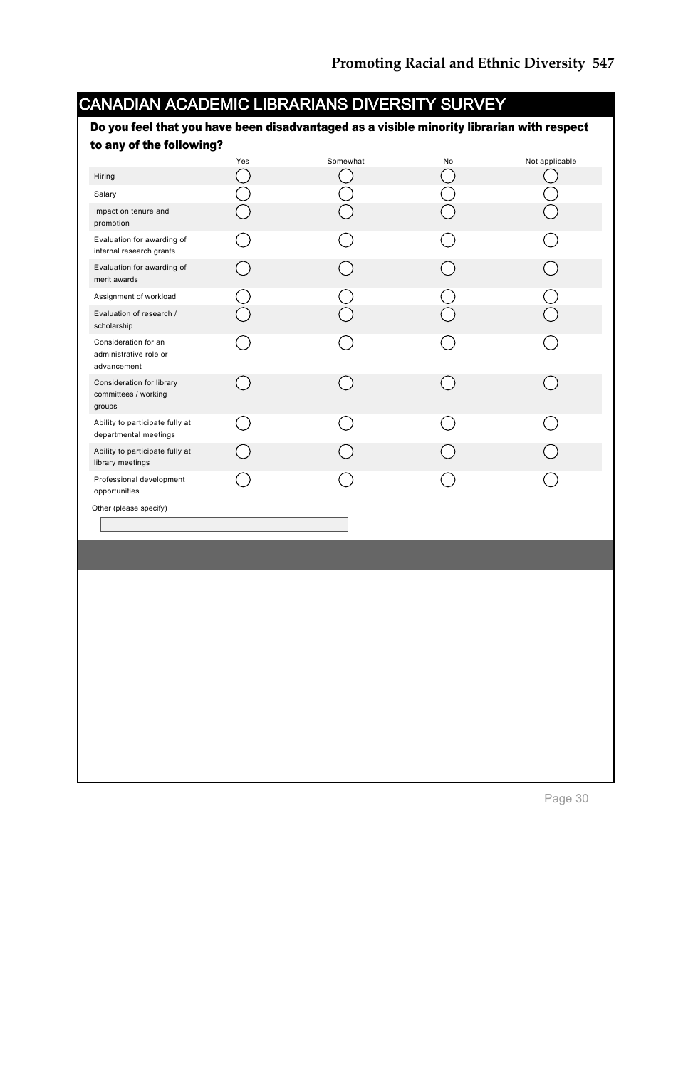# CANADIAN ACADEMIC LIBRARIANS DIVERSITY SURVEY

**Do you feel that you have been disadvantaged as a visible minority librarian with respect to any of the following?**

| | Yes | Somewhat | No | Not applicable |
|---|---|---|---|---|
| Hiring | ◯ | ◯ | ◯ | ◯ |
| Salary | ◯ | ◯ | ◯ | ◯ |
| Impact on tenure and promotion | ◯ | ◯ | ◯ | ◯ |
| Evaluation for awarding of internal research grants | ◯ | ◯ | ◯ | ◯ |
| Evaluation for awarding of merit awards | ◯ | ◯ | ◯ | ◯ |
| Assignment of workload | ◯ | ◯ | ◯ | ◯ |
| Evaluation of research / scholarship | ◯ | ◯ | ◯ | ◯ |
| Consideration for an administrative role or advancement | ◯ | ◯ | ◯ | ◯ |
| Consideration for library committees / working groups | ◯ | ◯ | ◯ | ◯ |
| Ability to participate fully at departmental meetings | ◯ | ◯ | ◯ | ◯ |
| Ability to participate fully at library meetings | ◯ | ◯ | ◯ | ◯ |
| Professional development opportunities | ◯ | ◯ | ◯ | ◯ |

Other (please specify)

[ ]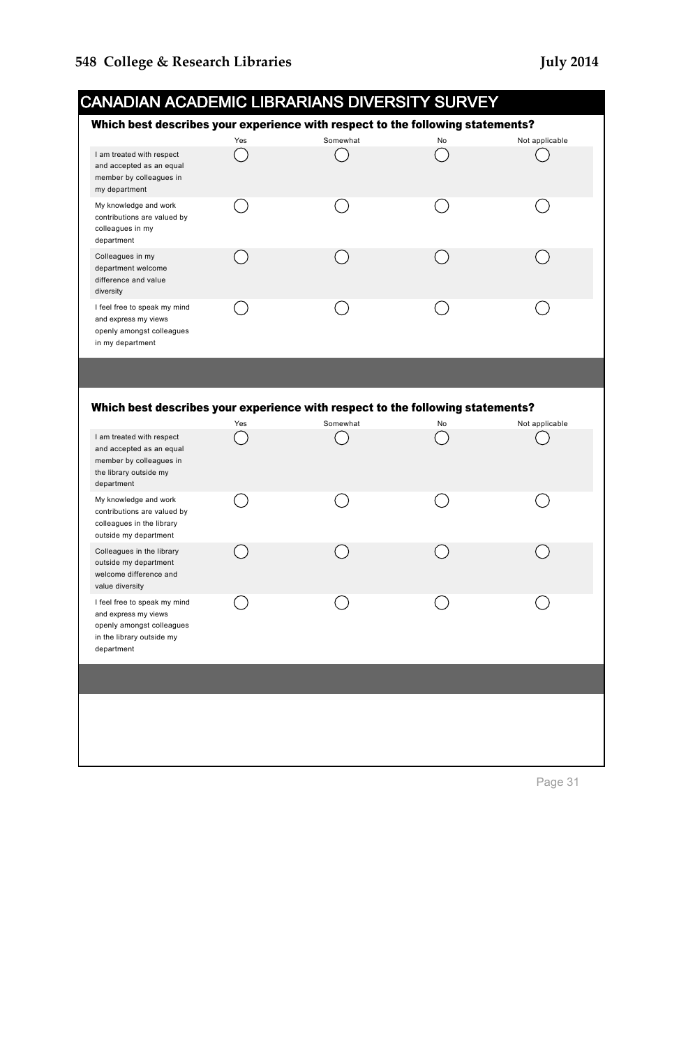## CANADIAN ACADEMIC LIBRARIANS DIVERSITY SURVEY

**Which best describes your experience with respect to the following statements?**

| | Yes | Somewhat | No | Not applicable |
|---|---|---|---|---|
| I am treated with respect and accepted as an equal member by colleagues in my department | ◯ | ◯ | ◯ | ◯ |
| My knowledge and work contributions are valued by colleagues in my department | ◯ | ◯ | ◯ | ◯ |
| Colleagues in my department welcome difference and value diversity | ◯ | ◯ | ◯ | ◯ |
| I feel free to speak my mind and express my views openly amongst colleagues in my department | ◯ | ◯ | ◯ | ◯ |

**Which best describes your experience with respect to the following statements?**

| | Yes | Somewhat | No | Not applicable |
|---|---|---|---|---|
| I am treated with respect and accepted as an equal member by colleagues in the library outside my department | ◯ | ◯ | ◯ | ◯ |
| My knowledge and work contributions are valued by colleagues in the library outside my department | ◯ | ◯ | ◯ | ◯ |
| Colleagues in the library outside my department welcome difference and value diversity | ◯ | ◯ | ◯ | ◯ |
| I feel free to speak my mind and express my views openly amongst colleagues in the library outside my department | ◯ | ◯ | ◯ | ◯ |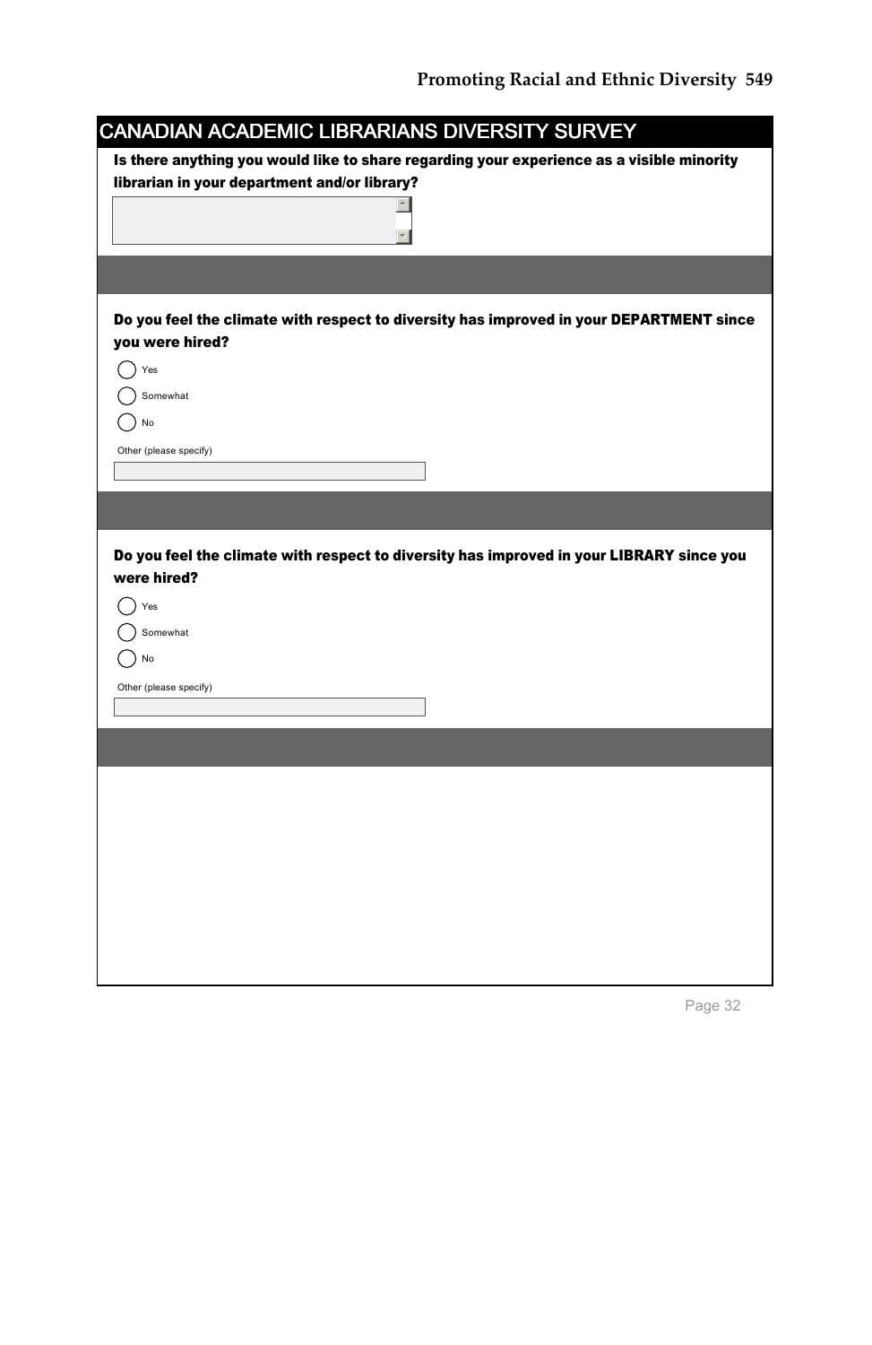## CANADIAN ACADEMIC LIBRARIANS DIVERSITY SURVEY

**Is there anything you would like to share regarding your experience as a visible minority librarian in your department and/or library?**

**Do you feel the climate with respect to diversity has improved in your DEPARTMENT since you were hired?**

- Yes
- Somewhat
- No

Other (please specify)

**Do you feel the climate with respect to diversity has improved in your LIBRARY since you were hired?**

- Yes
- Somewhat
- No

Other (please specify)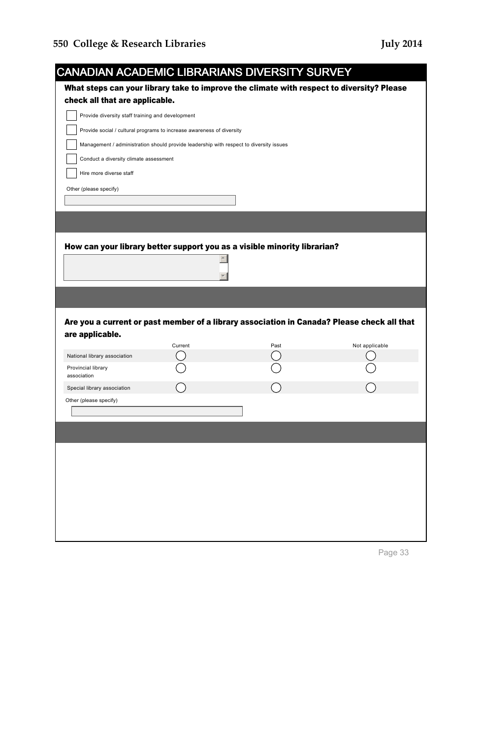## CANADIAN ACADEMIC LIBRARIANS DIVERSITY SURVEY

**What steps can your library take to improve the climate with respect to diversity? Please check all that are applicable.**

- [ ] Provide diversity staff training and development
- [ ] Provide social / cultural programs to increase awareness of diversity
- [ ] Management / administration should provide leadership with respect to diversity issues
- [ ] Conduct a diversity climate assessment
- [ ] Hire more diverse staff

Other (please specify)

**How can your library better support you as a visible minority librarian?**

**Are you a current or past member of a library association in Canada? Please check all that are applicable.**

| | Current | Past | Not applicable |
|---|---|---|---|
| National library association | ◯ | ◯ | ◯ |
| Provincial library association | ◯ | ◯ | ◯ |
| Special library association | ◯ | ◯ | ◯ |

Other (please specify)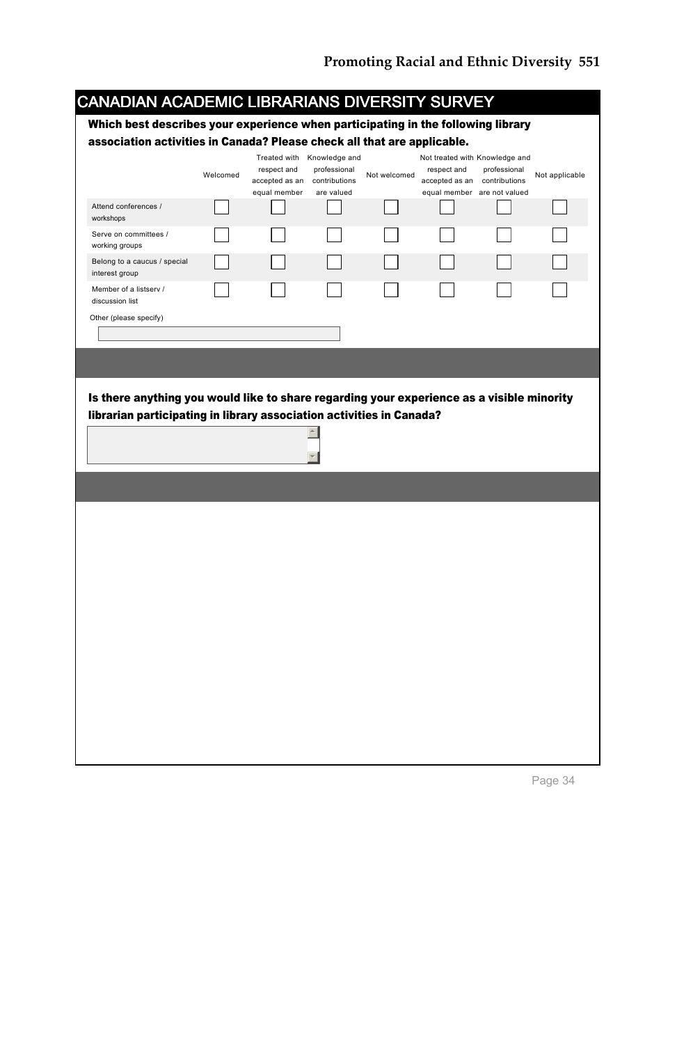## CANADIAN ACADEMIC LIBRARIANS DIVERSITY SURVEY

**Which best describes your experience when participating in the following library association activities in Canada? Please check all that are applicable.**

| | Welcomed | Treated with respect and accepted as an equal member | Knowledge and professional contributions are valued | Not welcomed | Not treated with respect and accepted as an equal member | Knowledge and professional contributions are not valued | Not applicable |
|---|---|---|---|---|---|---|---|
| Attend conferences / workshops | ☐ | ☐ | ☐ | ☐ | ☐ | ☐ | ☐ |
| Serve on committees / working groups | ☐ | ☐ | ☐ | ☐ | ☐ | ☐ | ☐ |
| Belong to a caucus / special interest group | ☐ | ☐ | ☐ | ☐ | ☐ | ☐ | ☐ |
| Member of a listserv / discussion list | ☐ | ☐ | ☐ | ☐ | ☐ | ☐ | ☐ |

Other (please specify)

**Is there anything you would like to share regarding your experience as a visible minority librarian participating in library association activities in Canada?**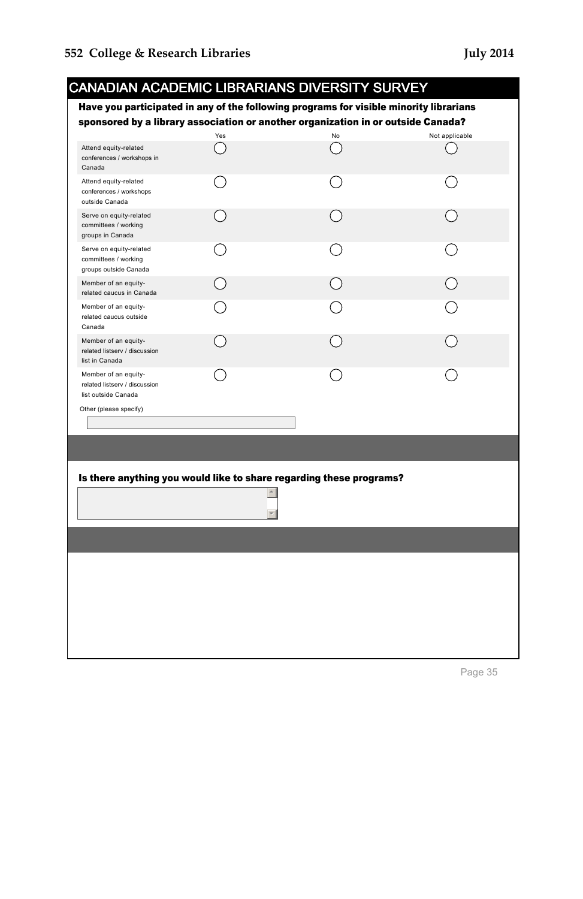## CANADIAN ACADEMIC LIBRARIANS DIVERSITY SURVEY

**Have you participated in any of the following programs for visible minority librarians sponsored by a library association or another organization in or outside Canada?**

| | Yes | No | Not applicable |
|---|---|---|---|
| Attend equity-related conferences / workshops in Canada | ◯ | ◯ | ◯ |
| Attend equity-related conferences / workshops outside Canada | ◯ | ◯ | ◯ |
| Serve on equity-related committees / working groups in Canada | ◯ | ◯ | ◯ |
| Serve on equity-related committees / working groups outside Canada | ◯ | ◯ | ◯ |
| Member of an equity-related caucus in Canada | ◯ | ◯ | ◯ |
| Member of an equity-related caucus outside Canada | ◯ | ◯ | ◯ |
| Member of an equity-related listserv / discussion list in Canada | ◯ | ◯ | ◯ |
| Member of an equity-related listserv / discussion list outside Canada | ◯ | ◯ | ◯ |

Other (please specify)

**Is there anything you would like to share regarding these programs?**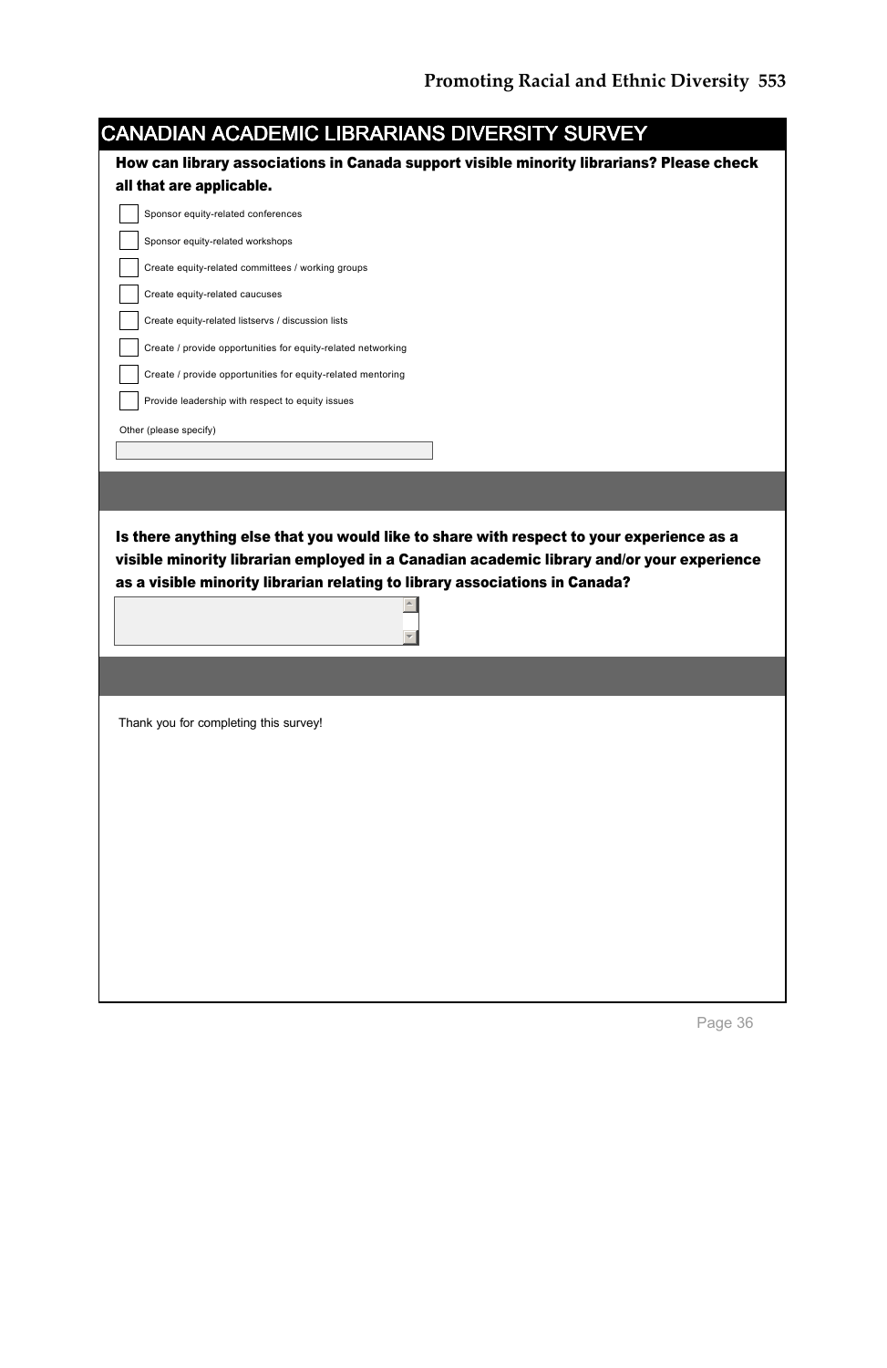# CANADIAN ACADEMIC LIBRARIANS DIVERSITY SURVEY

**How can library associations in Canada support visible minority librarians? Please check all that are applicable.**

- [ ] Sponsor equity-related conferences
- [ ] Sponsor equity-related workshops
- [ ] Create equity-related committees / working groups
- [ ] Create equity-related caucuses
- [ ] Create equity-related listservs / discussion lists
- [ ] Create / provide opportunities for equity-related networking
- [ ] Create / provide opportunities for equity-related mentoring
- [ ] Provide leadership with respect to equity issues

Other (please specify)

**Is there anything else that you would like to share with respect to your experience as a visible minority librarian employed in a Canadian academic library and/or your experience as a visible minority librarian relating to library associations in Canada?**

Thank you for completing this survey!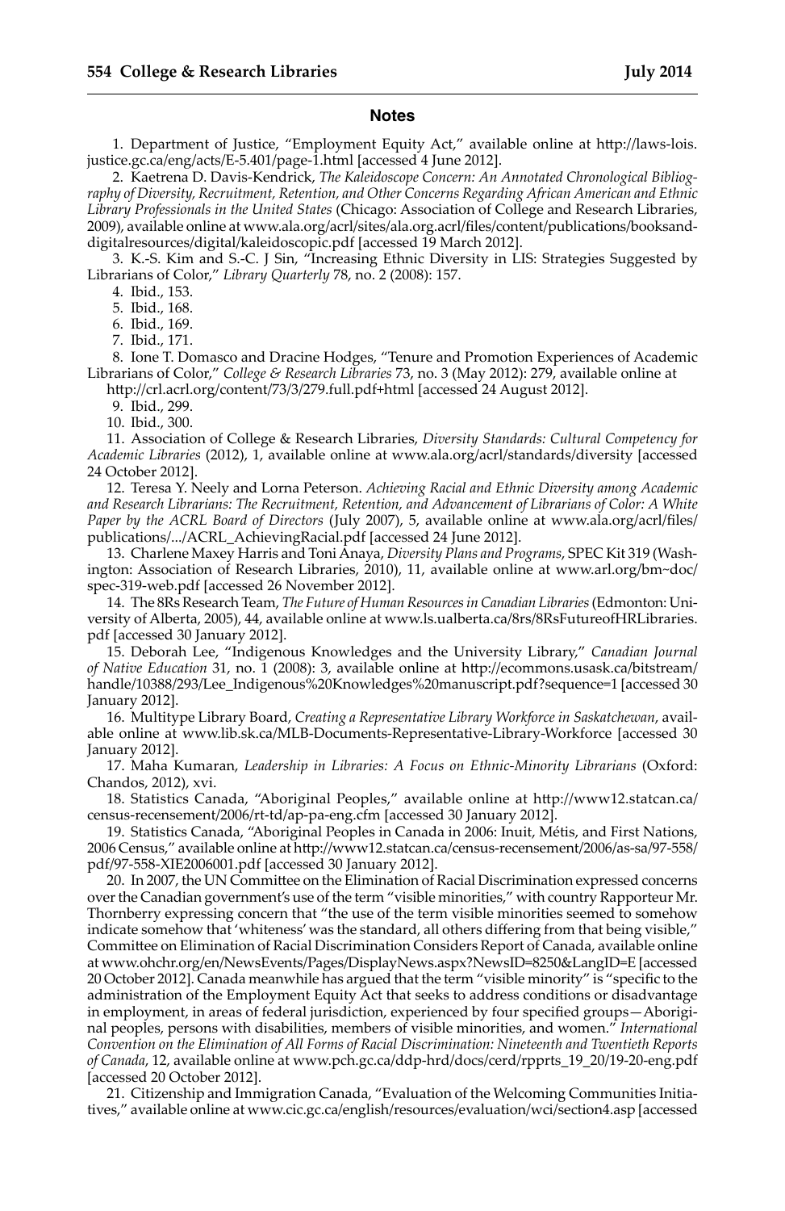## Notes

1. Department of Justice, "Employment Equity Act," available online at http://laws-lois.justice.gc.ca/eng/acts/E-5.401/page-1.html [accessed 4 June 2012].

2. Kaetrena D. Davis-Kendrick, *The Kaleidoscope Concern: An Annotated Chronological Bibliography of Diversity, Recruitment, Retention, and Other Concerns Regarding African American and Ethnic Library Professionals in the United States* (Chicago: Association of College and Research Libraries, 2009), available online at www.ala.org/acrl/sites/ala.org.acrl/files/content/publications/booksanddigitalresources/digital/kaleidoscopic.pdf [accessed 19 March 2012].

3. K.-S. Kim and S.-C. J Sin, "Increasing Ethnic Diversity in LIS: Strategies Suggested by Librarians of Color," *Library Quarterly* 78, no. 2 (2008): 157.

4. Ibid., 153.

5. Ibid., 168.

6. Ibid., 169.

7. Ibid., 171.

8. Ione T. Domasco and Dracine Hodges, "Tenure and Promotion Experiences of Academic Librarians of Color," *College & Research Libraries* 73, no. 3 (May 2012): 279, available online at http://crl.acrl.org/content/73/3/279.full.pdf+html [accessed 24 August 2012].

9. Ibid., 299.

10. Ibid., 300.

11. Association of College & Research Libraries, *Diversity Standards: Cultural Competency for Academic Libraries* (2012), 1, available online at www.ala.org/acrl/standards/diversity [accessed 24 October 2012].

12. Teresa Y. Neely and Lorna Peterson. *Achieving Racial and Ethnic Diversity among Academic and Research Librarians: The Recruitment, Retention, and Advancement of Librarians of Color: A White Paper by the ACRL Board of Directors* (July 2007), 5, available online at www.ala.org/acrl/files/publications/.../ACRL_AchievingRacial.pdf [accessed 24 June 2012].

13. Charlene Maxey Harris and Toni Anaya, *Diversity Plans and Programs*, SPEC Kit 319 (Washington: Association of Research Libraries, 2010), 11, available online at www.arl.org/bm~doc/spec-319-web.pdf [accessed 26 November 2012].

14. The 8Rs Research Team, *The Future of Human Resources in Canadian Libraries* (Edmonton: University of Alberta, 2005), 44, available online at www.ls.ualberta.ca/8rs/8RsFutureofHRLibraries.pdf [accessed 30 January 2012].

15. Deborah Lee, "Indigenous Knowledges and the University Library," *Canadian Journal of Native Education* 31, no. 1 (2008): 3, available online at http://ecommons.usask.ca/bitstream/handle/10388/293/Lee_Indigenous%20Knowledges%20manuscript.pdf?sequence=1 [accessed 30 January 2012].

16. Multitype Library Board, *Creating a Representative Library Workforce in Saskatchewan*, available online at www.lib.sk.ca/MLB-Documents-Representative-Library-Workforce [accessed 30 January 2012].

17. Maha Kumaran, *Leadership in Libraries: A Focus on Ethnic-Minority Librarians* (Oxford: Chandos, 2012), xvi.

18. Statistics Canada, "Aboriginal Peoples," available online at http://www12.statcan.ca/census-recensement/2006/rt-td/ap-pa-eng.cfm [accessed 30 January 2012].

19. Statistics Canada, "Aboriginal Peoples in Canada in 2006: Inuit, Métis, and First Nations, 2006 Census," available online at http://www12.statcan.ca/census-recensement/2006/as-sa/97-558/pdf/97-558-XIE2006001.pdf [accessed 30 January 2012].

20. In 2007, the UN Committee on the Elimination of Racial Discrimination expressed concerns over the Canadian government's use of the term "visible minorities," with country Rapporteur Mr. Thornberry expressing concern that "the use of the term visible minorities seemed to somehow indicate somehow that 'whiteness' was the standard, all others differing from that being visible," Committee on Elimination of Racial Discrimination Considers Report of Canada, available online at www.ohchr.org/en/NewsEvents/Pages/DisplayNews.aspx?NewsID=8250&LangID=E [accessed 20 October 2012]. Canada meanwhile has argued that the term "visible minority" is "specific to the administration of the Employment Equity Act that seeks to address conditions or disadvantage in employment, in areas of federal jurisdiction, experienced by four specified groups—Aboriginal peoples, persons with disabilities, members of visible minorities, and women." *International Convention on the Elimination of All Forms of Racial Discrimination: Nineteenth and Twentieth Reports of Canada*, 12, available online at www.pch.gc.ca/ddp-hrd/docs/cerd/rpprts_19_20/19-20-eng.pdf [accessed 20 October 2012].

21. Citizenship and Immigration Canada, "Evaluation of the Welcoming Communities Initiatives," available online at www.cic.gc.ca/english/resources/evaluation/wci/section4.asp [accessed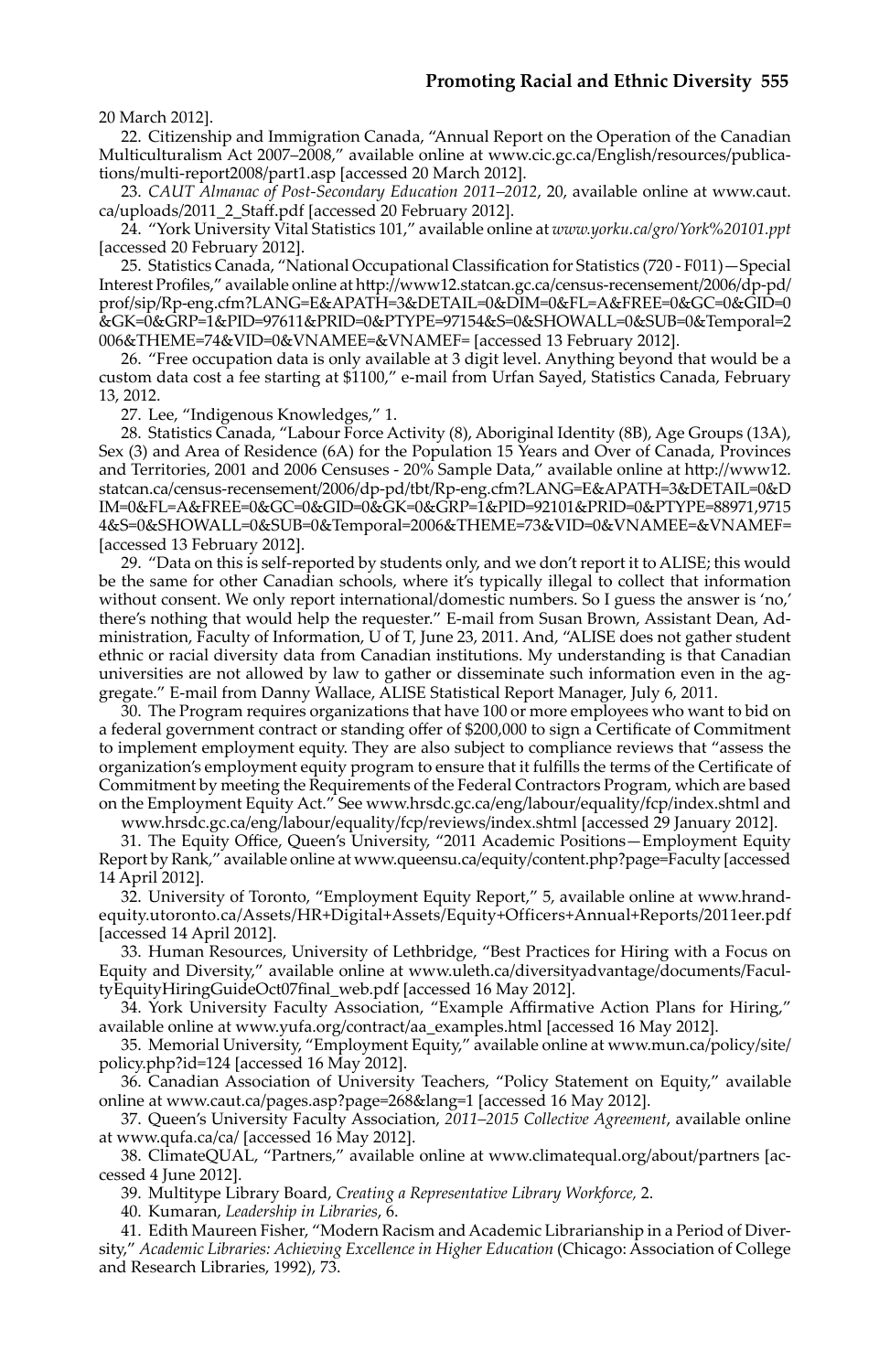20 March 2012].

22. Citizenship and Immigration Canada, "Annual Report on the Operation of the Canadian Multiculturalism Act 2007–2008," available online at www.cic.gc.ca/English/resources/publications/multi-report2008/part1.asp [accessed 20 March 2012].

23. *CAUT Almanac of Post-Secondary Education 2011–2012*, 20, available online at www.caut.ca/uploads/2011_2_Staff.pdf [accessed 20 February 2012].

24. "York University Vital Statistics 101," available online at *www.yorku.ca/gro/York%20101.ppt* [accessed 20 February 2012].

25. Statistics Canada, "National Occupational Classification for Statistics (720 - F011)—Special Interest Profiles," available online at http://www12.statcan.gc.ca/census-recensement/2006/dp-pd/prof/sip/Rp-eng.cfm?LANG=E&APATH=3&DETAIL=0&DIM=0&FL=A&FREE=0&GC=0&GID=0&GK=0&GRP=1&PID=97611&PRID=0&PTYPE=97154&S=0&SHOWALL=0&SUB=0&Temporal=2006&THEME=74&VID=0&VNAMEE=&VNAMEF= [accessed 13 February 2012].

26. "Free occupation data is only available at 3 digit level. Anything beyond that would be a custom data cost a fee starting at $1100," e-mail from Urfan Sayed, Statistics Canada, February 13, 2012.

27. Lee, "Indigenous Knowledges," 1.

28. Statistics Canada, "Labour Force Activity (8), Aboriginal Identity (8B), Age Groups (13A), Sex (3) and Area of Residence (6A) for the Population 15 Years and Over of Canada, Provinces and Territories, 2001 and 2006 Censuses - 20% Sample Data," available online at http://www12.statcan.ca/census-recensement/2006/dp-pd/tbt/Rp-eng.cfm?LANG=E&APATH=3&DETAIL=0&DIM=0&FL=A&FREE=0&GC=0&GID=0&GK=0&GRP=1&PID=92101&PRID=0&PTYPE=88971,97154&S=0&SHOWALL=0&SUB=0&Temporal=2006&THEME=73&VID=0&VNAMEE=&VNAMEF= [accessed 13 February 2012].

29. "Data on this is self-reported by students only, and we don't report it to ALISE; this would be the same for other Canadian schools, where it's typically illegal to collect that information without consent. We only report international/domestic numbers. So I guess the answer is 'no,' there's nothing that would help the requester." E-mail from Susan Brown, Assistant Dean, Administration, Faculty of Information, U of T, June 23, 2011. And, "ALISE does not gather student ethnic or racial diversity data from Canadian institutions. My understanding is that Canadian universities are not allowed by law to gather or disseminate such information even in the aggregate." E-mail from Danny Wallace, ALISE Statistical Report Manager, July 6, 2011.

30. The Program requires organizations that have 100 or more employees who want to bid on a federal government contract or standing offer of $200,000 to sign a Certificate of Commitment to implement employment equity. They are also subject to compliance reviews that "assess the organization's employment equity program to ensure that it fulfills the terms of the Certificate of Commitment by meeting the Requirements of the Federal Contractors Program, which are based on the Employment Equity Act." See www.hrsdc.gc.ca/eng/labour/equality/fcp/index.shtml and www.hrsdc.gc.ca/eng/labour/equality/fcp/reviews/index.shtml [accessed 29 January 2012].

31. The Equity Office, Queen's University, "2011 Academic Positions—Employment Equity Report by Rank," available online at www.queensu.ca/equity/content.php?page=Faculty [accessed 14 April 2012].

32. University of Toronto, "Employment Equity Report," 5, available online at www.hrandequity.utoronto.ca/Assets/HR+Digital+Assets/Equity+Officers+Annual+Reports/2011eer.pdf [accessed 14 April 2012].

33. Human Resources, University of Lethbridge, "Best Practices for Hiring with a Focus on Equity and Diversity," available online at www.uleth.ca/diversityadvantage/documents/FacultyEquityHiringGuideOct07final_web.pdf [accessed 16 May 2012].

34. York University Faculty Association, "Example Affirmative Action Plans for Hiring," available online at www.yufa.org/contract/aa_examples.html [accessed 16 May 2012].

35. Memorial University, "Employment Equity," available online at www.mun.ca/policy/site/policy.php?id=124 [accessed 16 May 2012].

36. Canadian Association of University Teachers, "Policy Statement on Equity," available online at www.caut.ca/pages.asp?page=268&lang=1 [accessed 16 May 2012].

37. Queen's University Faculty Association, *2011–2015 Collective Agreement*, available online at www.qufa.ca/ca/ [accessed 16 May 2012].

38. ClimateQUAL, "Partners," available online at www.climatequal.org/about/partners [accessed 4 June 2012].

39. Multitype Library Board, *Creating a Representative Library Workforce,* 2.

40. Kumaran, *Leadership in Libraries*, 6.

41. Edith Maureen Fisher, "Modern Racism and Academic Librarianship in a Period of Diversity," *Academic Libraries: Achieving Excellence in Higher Education* (Chicago: Association of College and Research Libraries, 1992), 73.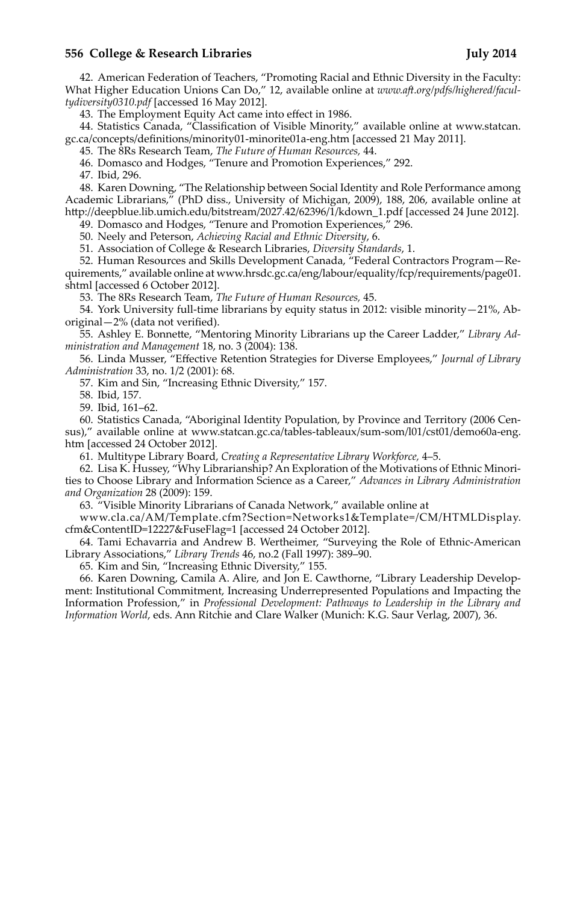42. American Federation of Teachers, "Promoting Racial and Ethnic Diversity in the Faculty: What Higher Education Unions Can Do," 12, available online at *www.aft.org/pdfs/highered/facultydiversity0310.pdf* [accessed 16 May 2012].

43. The Employment Equity Act came into effect in 1986.

44. Statistics Canada, "Classification of Visible Minority," available online at www.statcan.gc.ca/concepts/definitions/minority01-minorite01a-eng.htm [accessed 21 May 2011].

45. The 8Rs Research Team, *The Future of Human Resources,* 44.

46. Domasco and Hodges, "Tenure and Promotion Experiences," 292.

47. Ibid, 296.

48. Karen Downing, "The Relationship between Social Identity and Role Performance among Academic Librarians," (PhD diss., University of Michigan, 2009), 188, 206, available online at http://deepblue.lib.umich.edu/bitstream/2027.42/62396/1/kdown_1.pdf [accessed 24 June 2012].

49. Domasco and Hodges, "Tenure and Promotion Experiences," 296.

50. Neely and Peterson, *Achieving Racial and Ethnic Diversity*, 6.

51. Association of College & Research Libraries, *Diversity Standards*, 1.

52. Human Resources and Skills Development Canada, "Federal Contractors Program—Requirements," available online at www.hrsdc.gc.ca/eng/labour/equality/fcp/requirements/page01.shtml [accessed 6 October 2012].

53. The 8Rs Research Team, *The Future of Human Resources,* 45.

54. York University full-time librarians by equity status in 2012: visible minority—21%, Aboriginal—2% (data not verified).

55. Ashley E. Bonnette, "Mentoring Minority Librarians up the Career Ladder," *Library Administration and Management* 18, no. 3 (2004): 138.

56. Linda Musser, "Effective Retention Strategies for Diverse Employees," *Journal of Library Administration* 33, no. 1/2 (2001): 68.

57. Kim and Sin, "Increasing Ethnic Diversity," 157.

58. Ibid, 157.

59. Ibid, 161–62.

60. Statistics Canada, "Aboriginal Identity Population, by Province and Territory (2006 Census)," available online at www.statcan.gc.ca/tables-tableaux/sum-som/l01/cst01/demo60a-eng.htm [accessed 24 October 2012].

61. Multitype Library Board, *Creating a Representative Library Workforce,* 4–5.

62. Lisa K. Hussey, "Why Librarianship? An Exploration of the Motivations of Ethnic Minorities to Choose Library and Information Science as a Career," *Advances in Library Administration and Organization* 28 (2009): 159.

63. "Visible Minority Librarians of Canada Network," available online at www.cla.ca/AM/Template.cfm?Section=Networks1&Template=/CM/HTMLDisplay.cfm&ContentID=12227&FuseFlag=1 [accessed 24 October 2012].

64. Tami Echavarria and Andrew B. Wertheimer, "Surveying the Role of Ethnic-American Library Associations," *Library Trends* 46, no.2 (Fall 1997): 389–90.

65. Kim and Sin, "Increasing Ethnic Diversity," 155.

66. Karen Downing, Camila A. Alire, and Jon E. Cawthorne, "Library Leadership Development: Institutional Commitment, Increasing Underrepresented Populations and Impacting the Information Profession," in *Professional Development: Pathways to Leadership in the Library and Information World*, eds. Ann Ritchie and Clare Walker (Munich: K.G. Saur Verlag, 2007), 36.